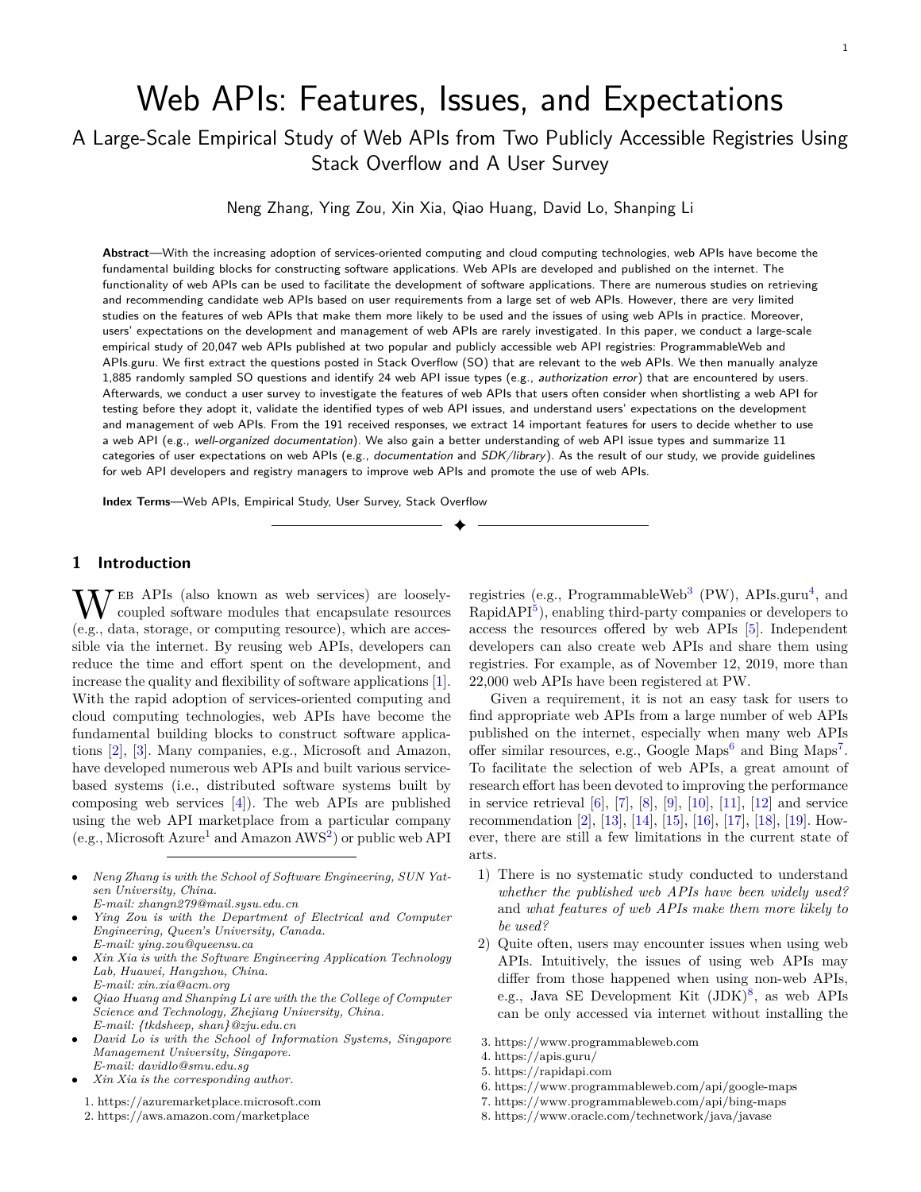# Web APIs: Features, Issues, and Expectations

## A Large-Scale Empirical Study of Web APIs from Two Publicly Accessible Registries Using Stack Overflow and A User Survey

Neng Zhang, Ying Zou, Xin Xia, Qiao Huang, David Lo, Shanping Li

**Abstract**—With the increasing adoption of services-oriented computing and cloud computing technologies, web APIs have become the fundamental building blocks for constructing software applications. Web APIs are developed and published on the internet. The functionality of web APIs can be used to facilitate the development of software applications. There are numerous studies on retrieving and recommending candidate web APIs based on user requirements from a large set of web APIs. However, there are very limited studies on the features of web APIs that make them more likely to be used and the issues of using web APIs in practice. Moreover, users' expectations on the development and management of web APIs are rarely investigated. In this paper, we conduct a large-scale empirical study of 20,047 web APIs published at two popular and publicly accessible web API registries: ProgrammableWeb and APIs.guru. We first extract the questions posted in Stack Overflow (SO) that are relevant to the web APIs. We then manually analyze 1,885 randomly sampled SO questions and identify 24 web API issue types (e.g., *authorization error*) that are encountered by users. Afterwards, we conduct a user survey to investigate the features of web APIs that users often consider when shortlisting a web API for testing before they adopt it, validate the identified types of web API issues, and understand users' expectations on the development and management of web APIs. From the 191 received responses, we extract 14 important features for users to decide whether to use a web API (e.g., *well-organized documentation*). We also gain a better understanding of web API issue types and summarize 11 categories of user expectations on web APIs (e.g., *documentation* and *SDK/library*). As the result of our study, we provide guidelines for web API developers and registry managers to improve web APIs and promote the use of web APIs.

**Index Terms**—Web APIs, Empirical Study, User Survey, Stack Overflow

## 1 Introduction

Web APIs (also known as web services) are loosely-coupled software modules that encapsulate resources (e.g., data, storage, or computing resource), which are accessible via the internet. By reusing web APIs, developers can reduce the time and effort spent on the development, and increase the quality and flexibility of software applications [1]. With the rapid adoption of services-oriented computing and cloud computing technologies, web APIs have become the fundamental building blocks to construct software applications [2], [3]. Many companies, e.g., Microsoft and Amazon, have developed numerous web APIs and built various service-based systems (i.e., distributed software systems built by composing web services [4]). The web APIs are published using the web API marketplace from a particular company (e.g., Microsoft Azure[1] and Amazon AWS[2]) or public web API registries (e.g., ProgrammableWeb[3] (PW), APIs.guru[4], and RapidAPI[5]), enabling third-party companies or developers to access the resources offered by web APIs [5]. Independent developers can also create web APIs and share them using registries. For example, as of November 12, 2019, more than 22,000 web APIs have been registered at PW.

Given a requirement, it is not an easy task for users to find appropriate web APIs from a large number of web APIs published on the internet, especially when many web APIs offer similar resources, e.g., Google Maps[6] and Bing Maps[7]. To facilitate the selection of web APIs, a great amount of research effort has been devoted to improving the performance in service retrieval [6], [7], [8], [9], [10], [11], [12] and service recommendation [2], [13], [14], [15], [16], [17], [18], [19]. However, there are still a few limitations in the current state of arts.

1) There is no systematic study conducted to understand *whether the published web APIs have been widely used?* and *what features of web APIs make them more likely to be used?*
2) Quite often, users may encounter issues when using web APIs. Intuitively, the issues of using web APIs may differ from those happened when using non-web APIs, e.g., Java SE Development Kit (JDK)[8], as web APIs can be only accessed via internet without installing the

- *Neng Zhang is with the School of Software Engineering, SUN Yat-sen University, China. E-mail: zhangn279@mail.sysu.edu.cn*
- *Ying Zou is with the Department of Electrical and Computer Engineering, Queen's University, Canada. E-mail: ying.zou@queensu.ca*
- *Xin Xia is with the Software Engineering Application Technology Lab, Huawei, Hangzhou, China. E-mail: xin.xia@acm.org*
- *Qiao Huang and Shanping Li are with the the College of Computer Science and Technology, Zhejiang University, China. E-mail: {tkdsheep, shan}@zju.edu.cn*
- *David Lo is with the School of Information Systems, Singapore Management University, Singapore. E-mail: davidlo@smu.edu.sg*
- *Xin Xia is the corresponding author.*

1. https://azuremarketplace.microsoft.com
2. https://aws.amazon.com/marketplace
3. https://www.programmableweb.com
4. https://apis.guru/
5. https://rapidapi.com
6. https://www.programmableweb.com/api/google-maps
7. https://www.programmableweb.com/api/bing-maps
8. https://www.oracle.com/technetwork/java/javase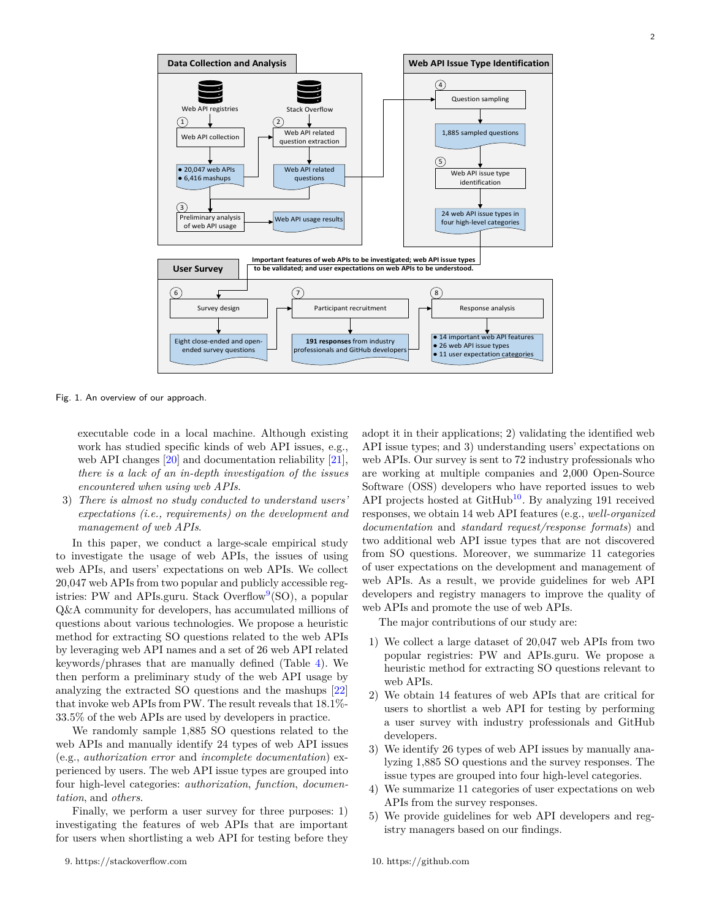Fig. 1. An overview of our approach.

executable code in a local machine. Although existing work has studied specific kinds of web API issues, e.g., web API changes [20] and documentation reliability [21], *there is a lack of an in-depth investigation of the issues encountered when using web APIs*.

3) *There is almost no study conducted to understand users' expectations (i.e., requirements) on the development and management of web APIs*.

In this paper, we conduct a large-scale empirical study to investigate the usage of web APIs, the issues of using web APIs, and users' expectations on web APIs. We collect 20,047 web APIs from two popular and publicly accessible registries: PW and APIs.guru. Stack Overflow[9](SO), a popular Q&A community for developers, has accumulated millions of questions about various technologies. We propose a heuristic method for extracting SO questions related to the web APIs by leveraging web API names and a set of 26 web API related keywords/phrases that are manually defined (Table 4). We then perform a preliminary study of the web API usage by analyzing the extracted SO questions and the mashups [22] that invoke web APIs from PW. The result reveals that 18.1%-33.5% of the web APIs are used by developers in practice.

We randomly sample 1,885 SO questions related to the web APIs and manually identify 24 types of web API issues (e.g., *authorization error* and *incomplete documentation*) experienced by users. The web API issue types are grouped into four high-level categories: *authorization*, *function*, *documentation*, and *others*.

Finally, we perform a user survey for three purposes: 1) investigating the features of web APIs that are important for users when shortlisting a web API for testing before they adopt it in their applications; 2) validating the identified web API issue types; and 3) understanding users' expectations on web APIs. Our survey is sent to 72 industry professionals who are working at multiple companies and 2,000 Open-Source Software (OSS) developers who have reported issues to web API projects hosted at GitHub[10]. By analyzing 191 received responses, we obtain 14 web API features (e.g., *well-organized documentation* and *standard request/response formats*) and two additional web API issue types that are not discovered from SO questions. Moreover, we summarize 11 categories of user expectations on the development and management of web APIs. As a result, we provide guidelines for web API developers and registry managers to improve the quality of web APIs and promote the use of web APIs.

The major contributions of our study are:

1) We collect a large dataset of 20,047 web APIs from two popular registries: PW and APIs.guru. We propose a heuristic method for extracting SO questions relevant to web APIs.
2) We obtain 14 features of web APIs that are critical for users to shortlist a web API for testing by performing a user survey with industry professionals and GitHub developers.
3) We identify 26 types of web API issues by manually analyzing 1,885 SO questions and the survey responses. The issue types are grouped into four high-level categories.
4) We summarize 11 categories of user expectations on web APIs from the survey responses.
5) We provide guidelines for web API developers and registry managers based on our findings.

9. https://stackoverflow.com

10. https://github.com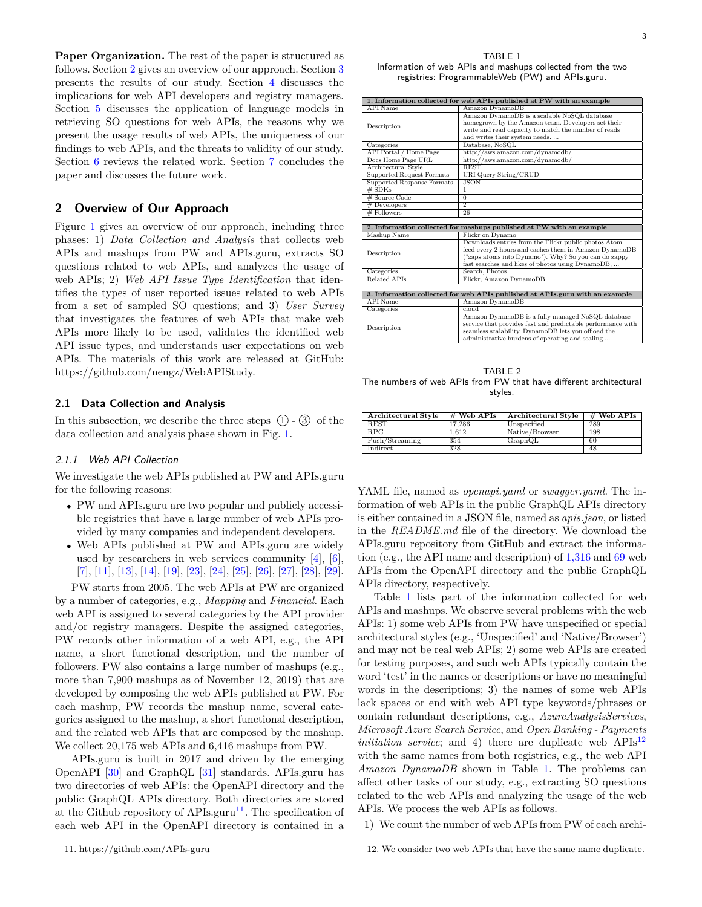**Paper Organization.** The rest of the paper is structured as follows. Section 2 gives an overview of our approach. Section 3 presents the results of our study. Section 4 discusses the implications for web API developers and registry managers. Section 5 discusses the application of language models in retrieving SO questions for web APIs, the reasons why we present the usage results of web APIs, the uniqueness of our findings to web APIs, and the threats to validity of our study. Section 6 reviews the related work. Section 7 concludes the paper and discusses the future work.

## 2 Overview of Our Approach

Figure 1 gives an overview of our approach, including three phases: 1) *Data Collection and Analysis* that collects web APIs and mashups from PW and APIs.guru, extracts SO questions related to web APIs, and analyzes the usage of web APIs; 2) *Web API Issue Type Identification* that identifies the types of user reported issues related to web APIs from a set of sampled SO questions; and 3) *User Survey* that investigates the features of web APIs that make web APIs more likely to be used, validates the identified web API issue types, and understands user expectations on web APIs. The materials of this work are released at GitHub: https://github.com/nengz/WebAPIStudy.

### 2.1 Data Collection and Analysis

In this subsection, we describe the three steps ① - ③ of the data collection and analysis phase shown in Fig. 1.

#### 2.1.1 Web API Collection

We investigate the web APIs published at PW and APIs.guru for the following reasons:

- PW and APIs.guru are two popular and publicly accessible registries that have a large number of web APIs provided by many companies and independent developers.
- Web APIs published at PW and APIs.guru are widely used by researchers in web services community [4], [6], [7], [11], [13], [14], [19], [23], [24], [25], [26], [27], [28], [29].

PW starts from 2005. The web APIs at PW are organized by a number of categories, e.g., *Mapping* and *Financial*. Each web API is assigned to several categories by the API provider and/or registry managers. Despite the assigned categories, PW records other information of a web API, e.g., the API name, a short functional description, and the number of followers. PW also contains a large number of mashups (e.g., more than 7,900 mashups as of November 12, 2019) that are developed by composing the web APIs published at PW. For each mashup, PW records the mashup name, several categories assigned to the mashup, a short functional description, and the related web APIs that are composed by the mashup. We collect 20,175 web APIs and 6,416 mashups from PW.

APIs.guru is built in 2017 and driven by the emerging OpenAPI [30] and GraphQL [31] standards. APIs.guru has two directories of web APIs: the OpenAPI directory and the public GraphQL APIs directory. Both directories are stored at the Github repository of APIs.guru[11]. The specification of each web API in the OpenAPI directory is contained in a YAML file, named as *openapi.yaml* or *swagger.yaml*. The information of web APIs in the public GraphQL APIs directory is either contained in a JSON file, named as *apis.json*, or listed in the *README.md* file of the directory. We download the APIs.guru repository from GitHub and extract the information (e.g., the API name and description) of 1,316 and 69 web APIs from the OpenAPI directory and the public GraphQL APIs directory, respectively.

TABLE 1
Information of web APIs and mashups collected from the two registries: ProgrammableWeb (PW) and APIs.guru.

| **1. Information collected for web APIs published at PW with an example** | |
|---|---|
| API Name | Amazon DynamoDB |
| Description | Amazon DynamoDB is a scalable NoSQL database homegrown by the Amazon team. Developers set their write and read capacity to match the number of reads and writes their system needs. ... |
| Categories | Database, NoSQL |
| API Portal / Home Page | http://aws.amazon.com/dynamodb/ |
| Docs Home Page URL | http://aws.amazon.com/dynamodb/ |
| Architectural Style | REST |
| Supported Request Formats | URI Query String/CRUD |
| Supported Response Formats | JSON |
| # SDKs | 1 |
| # Source Code | 0 |
| # Developers | 2 |
| # Followers | 26 |
| **2. Information collected for mashups published at PW with an example** | |
| Mashup Name | Flickr on Dynamo |
| Description | Downloads entries from the Flickr public photos Atom feed every 2 hours and caches them in Amazon DynamoDB ("zaps atoms into Dynamo"). Why? So you can do zappy fast searches and likes of photos using DynamoDB, ... |
| Categories | Search, Photos |
| Related APIs | Flickr, Amazon DynamoDB |
| **3. Information collected for web APIs published at APIs.guru with an example** | |
| API Name | Amazon DynamoDB |
| Categories | cloud |
| Description | Amazon DynamoDB is a fully managed NoSQL database service that provides fast and predictable performance with seamless scalability. DynamoDB lets you offload the administrative burdens of operating and scaling ... |

TABLE 2
The numbers of web APIs from PW that have different architectural styles.

| Architectural Style | # Web APIs | Architectural Style | # Web APIs |
|---|---|---|---|
| REST | 17,286 | Unspecified | 289 |
| RPC | 1,612 | Native/Browser | 198 |
| Push/Streaming | 354 | GraphQL | 60 |
| Indirect | 328 | | 48 |

Table 1 lists part of the information collected for web APIs and mashups. We observe several problems with the web APIs: 1) some web APIs from PW have unspecified or special architectural styles (e.g., 'Unspecified' and 'Native/Browser') and may not be real web APIs; 2) some web APIs are created for testing purposes, and such web APIs typically contain the word 'test' in the names or descriptions or have no meaningful words in the descriptions; 3) the names of some web APIs lack spaces or end with web API type keywords/phrases or contain redundant descriptions, e.g., *AzureAnalysisServices*, *Microsoft Azure Search Service*, and *Open Banking - Payments initiation service*; and 4) there are duplicate web APIs[12] with the same names from both registries, e.g., the web API *Amazon DynamoDB* shown in Table 1. The problems can affect other tasks of our study, e.g., extracting SO questions related to the web APIs and analyzing the usage of the web APIs. We process the web APIs as follows.

1) We count the number of web APIs from PW of each archi-

11. https://github.com/APIs-guru

12. We consider two web APIs that have the same name duplicate.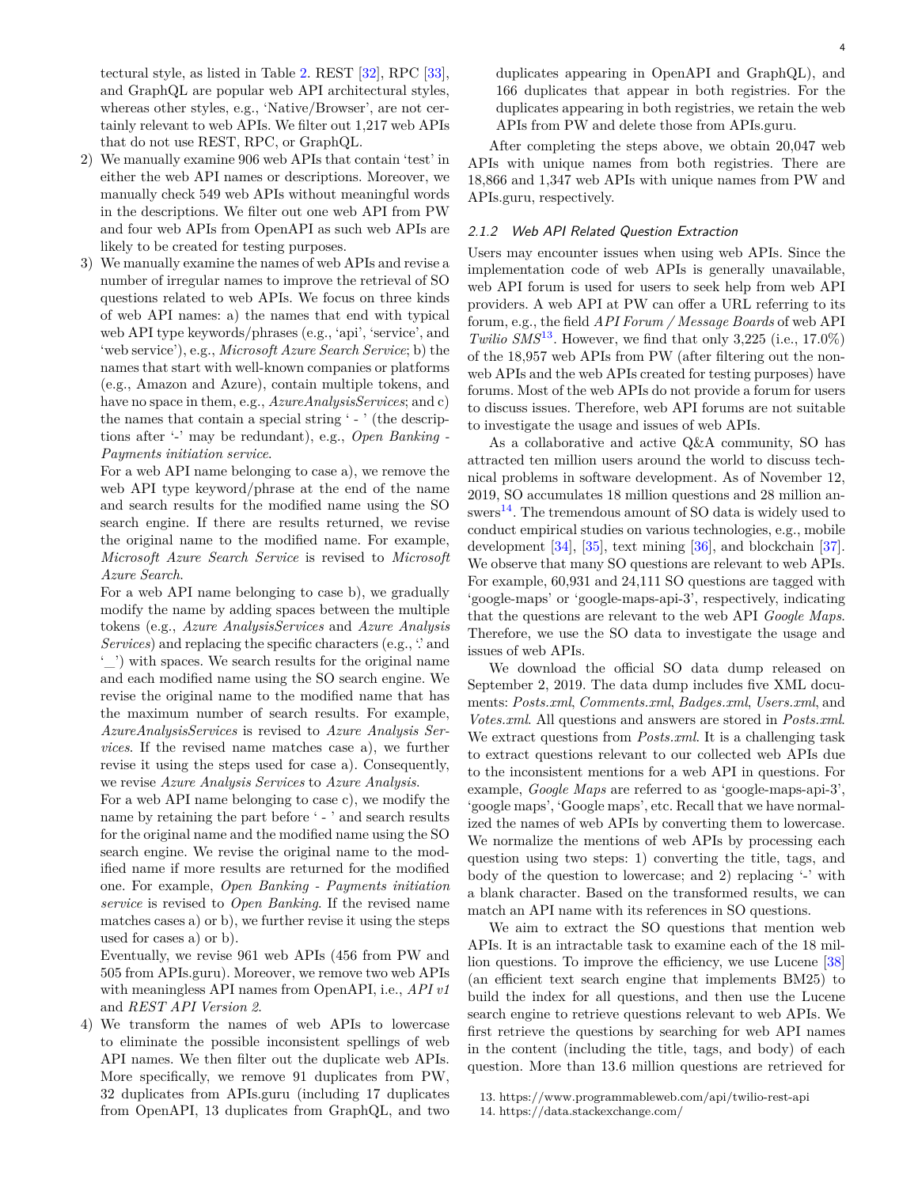tectural style, as listed in Table 2. REST [32], RPC [33], and GraphQL are popular web API architectural styles, whereas other styles, e.g., 'Native/Browser', are not certainly relevant to web APIs. We filter out 1,217 web APIs that do not use REST, RPC, or GraphQL.

2) We manually examine 906 web APIs that contain 'test' in either the web API names or descriptions. Moreover, we manually check 549 web APIs without meaningful words in the descriptions. We filter out one web API from PW and four web APIs from OpenAPI as such web APIs are likely to be created for testing purposes.

3) We manually examine the names of web APIs and revise a number of irregular names to improve the retrieval of SO questions related to web APIs. We focus on three kinds of web API names: a) the names that end with typical web API type keywords/phrases (e.g., 'api', 'service', and 'web service'), e.g., *Microsoft Azure Search Service*; b) the names that start with well-known companies or platforms (e.g., Amazon and Azure), contain multiple tokens, and have no space in them, e.g., *AzureAnalysisServices*; and c) the names that contain a special string ' - ' (the descriptions after '-' may be redundant), e.g., *Open Banking - Payments initiation service*.

   For a web API name belonging to case a), we remove the web API type keyword/phrase at the end of the name and search results for the modified name using the SO search engine. If there are results returned, we revise the original name to the modified name. For example, *Microsoft Azure Search Service* is revised to *Microsoft Azure Search*.

   For a web API name belonging to case b), we gradually modify the name by adding spaces between the multiple tokens (e.g., *Azure AnalysisServices* and *Azure Analysis Services*) and replacing the specific characters (e.g., '.' and '_') with spaces. We search results for the original name and each modified name using the SO search engine. We revise the original name to the modified name that has the maximum number of search results. For example, *AzureAnalysisServices* is revised to *Azure Analysis Services*. If the revised name matches case a), we further revise it using the steps used for case a). Consequently, we revise *Azure Analysis Services* to *Azure Analysis*.

   For a web API name belonging to case c), we modify the name by retaining the part before ' - ' and search results for the original name and the modified name using the SO search engine. We revise the original name to the modified name if more results are returned for the modified one. For example, *Open Banking - Payments initiation service* is revised to *Open Banking*. If the revised name matches cases a) or b), we further revise it using the steps used for cases a) or b).

   Eventually, we revise 961 web APIs (456 from PW and 505 from APIs.guru). Moreover, we remove two web APIs with meaningless API names from OpenAPI, i.e., *API v1* and *REST API Version 2*.

4) We transform the names of web APIs to lowercase to eliminate the possible inconsistent spellings of web API names. We then filter out the duplicate web APIs. More specifically, we remove 91 duplicates from PW, 32 duplicates from APIs.guru (including 17 duplicates from OpenAPI, 13 duplicates from GraphQL, and two duplicates appearing in OpenAPI and GraphQL), and 166 duplicates that appear in both registries. For the duplicates appearing in both registries, we retain the web APIs from PW and delete those from APIs.guru.

After completing the steps above, we obtain 20,047 web APIs with unique names from both registries. There are 18,866 and 1,347 web APIs with unique names from PW and APIs.guru, respectively.

### 2.1.2 Web API Related Question Extraction

Users may encounter issues when using web APIs. Since the implementation code of web APIs is generally unavailable, web API forum is used for users to seek help from web API providers. A web API at PW can offer a URL referring to its forum, e.g., the field *API Forum / Message Boards* of web API *Twilio SMS*[13]. However, we find that only 3,225 (i.e., 17.0%) of the 18,957 web APIs from PW (after filtering out the non-web APIs and the web APIs created for testing purposes) have forums. Most of the web APIs do not provide a forum for users to discuss issues. Therefore, web API forums are not suitable to investigate the usage and issues of web APIs.

As a collaborative and active Q&A community, SO has attracted ten million users around the world to discuss technical problems in software development. As of November 12, 2019, SO accumulates 18 million questions and 28 million answers[14]. The tremendous amount of SO data is widely used to conduct empirical studies on various technologies, e.g., mobile development [34], [35], text mining [36], and blockchain [37]. We observe that many SO questions are relevant to web APIs. For example, 60,931 and 24,111 SO questions are tagged with 'google-maps' or 'google-maps-api-3', respectively, indicating that the questions are relevant to the web API *Google Maps*. Therefore, we use the SO data to investigate the usage and issues of web APIs.

We download the official SO data dump released on September 2, 2019. The data dump includes five XML documents: *Posts.xml*, *Comments.xml*, *Badges.xml*, *Users.xml*, and *Votes.xml*. All questions and answers are stored in *Posts.xml*. We extract questions from *Posts.xml*. It is a challenging task to extract questions relevant to our collected web APIs due to the inconsistent mentions for a web API in questions. For example, *Google Maps* are referred to as 'google-maps-api-3', 'google maps', 'Google maps', etc. Recall that we have normalized the names of web APIs by converting them to lowercase. We normalize the mentions of web APIs by processing each question using two steps: 1) converting the title, tags, and body of the question to lowercase; and 2) replacing '-' with a blank character. Based on the transformed results, we can match an API name with its references in SO questions.

We aim to extract the SO questions that mention web APIs. It is an intractable task to examine each of the 18 million questions. To improve the efficiency, we use Lucene [38] (an efficient text search engine that implements BM25) to build the index for all questions, and then use the Lucene search engine to retrieve questions relevant to web APIs. We first retrieve the questions by searching for web API names in the content (including the title, tags, and body) of each question. More than 13.6 million questions are retrieved for

13. https://www.programmableweb.com/api/twilio-rest-api
14. https://data.stackexchange.com/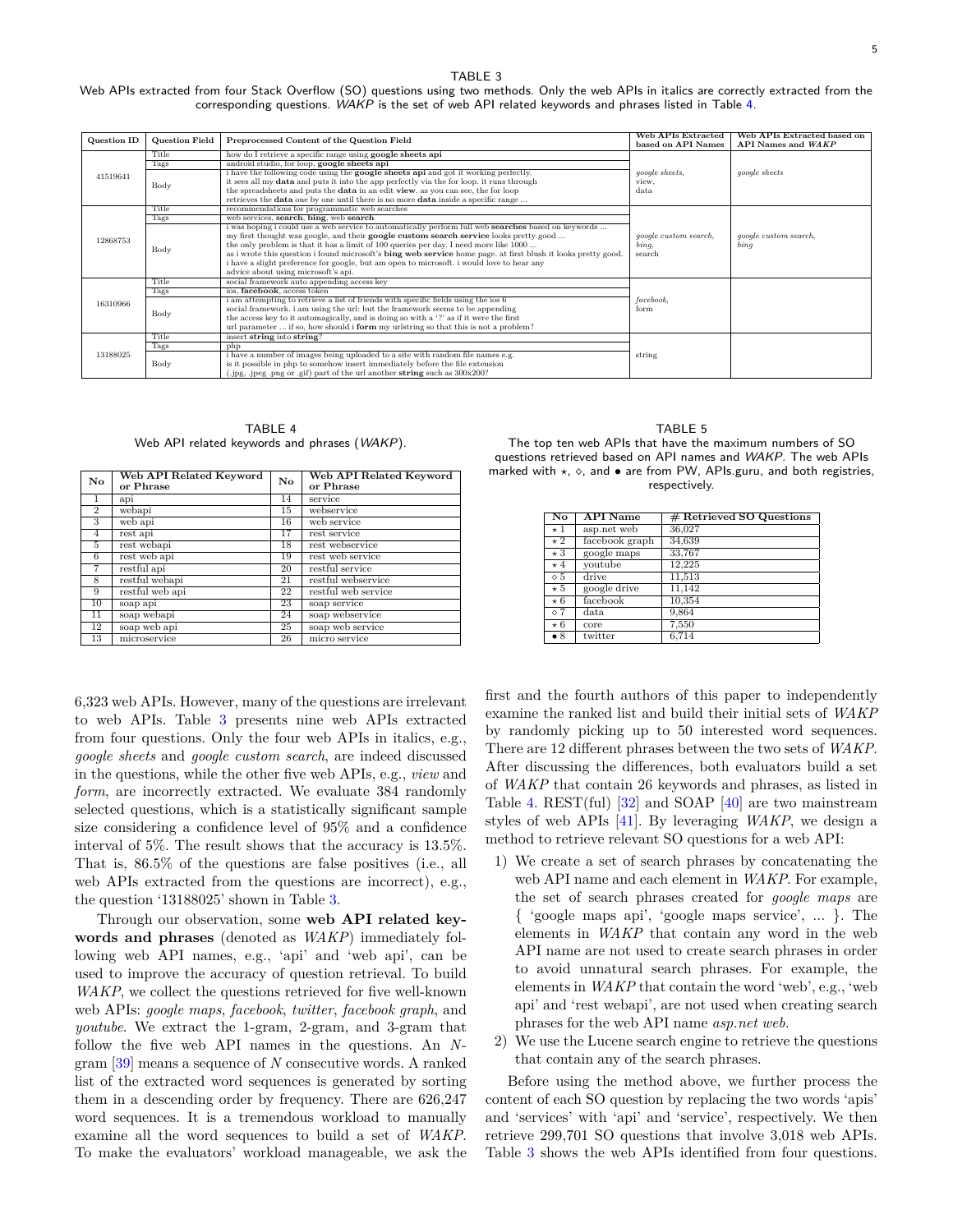TABLE 3
Web APIs extracted from four Stack Overflow (SO) questions using two methods. Only the web APIs in italics are correctly extracted from the corresponding questions. *WAKP* is the set of web API related keywords and phrases listed in Table 4.

| Question ID | Question Field | Preprocessed Content of the Question Field | Web APIs Extracted based on API Names | Web APIs Extracted based on API Names and *WAKP* |
|---|---|---|---|---|
| 41519641 | Title | how do I retrieve a specific range using **google sheets api** | *google sheets*, view, data | *google sheets* |
| | Tags | android studio, for loop, **google sheets api** | | |
| | Body | i have the following code using the **google sheets api** and got it working perfectly. it sees all my **data** and puts it into the app perfectly via the for loop. it runs through the spreadsheets and puts the **data** in an edit **view**. as you can see, the for loop retrieves the **data** one by one until there is no more **data** inside a specific range ... | | |
| 12868753 | Title | recommendations for programmatic web searches | *google custom search*, *bing*, search | *google custom search*, *bing* |
| | Tags | web services, **search**, **bing**, web **search** | | |
| | Body | i was hoping i could use a web service to automatically perform full web **searches** based on keywords ... my first thought was google, and their **google custom search service** looks pretty good ... the only problem is that it has a limit of 100 queries per day. I need more like 1000 ... as i wrote this question i found microsoft's **bing web service** home page. at first blush it looks pretty good. i have a slight preference for google, but am open to microsoft. i would love to hear any advice about using microsoft's api. | | |
| 16310966 | Title | social framework auto appending access key | *facebook*, form | |
| | Tags | ios, **facebook**, access token | | |
| | Body | i am attempting to retrieve a list of friends with specific fields using the ios 6 social framework. i am using the url: but the framework seems to be appending the access key to it automagically, and is doing so with a '?' as if it were the first url parameter ... if so, how should i **form** my urlstring so that this is not a problem? | | |
| 13188025 | Title | insert **string** into **string**? | string | |
| | Tags | php | | |
| | Body | i have a number of images being uploaded to a site with random file names e.g. is it possible in php to somehow insert immediately before the file extension (.jpg, .jpeg .png or .gif) part of the url another **string** such as 300x200? | | |

TABLE 4
Web API related keywords and phrases (*WAKP*).

| No | Web API Related Keyword or Phrase | No | Web API Related Keyword or Phrase |
|---|---|---|---|
| 1 | api | 14 | service |
| 2 | webapi | 15 | webservice |
| 3 | web api | 16 | web service |
| 4 | rest api | 17 | rest service |
| 5 | rest webapi | 18 | rest webservice |
| 6 | rest web api | 19 | rest web service |
| 7 | restful api | 20 | restful service |
| 8 | restful webapi | 21 | restful webservice |
| 9 | restful web api | 22 | restful web service |
| 10 | soap api | 23 | soap service |
| 11 | soap webapi | 24 | soap webservice |
| 12 | soap web api | 25 | soap web service |
| 13 | microservice | 26 | micro service |

TABLE 5
The top ten web APIs that have the maximum numbers of SO questions retrieved based on API names and *WAKP*. The web APIs marked with ⋆, ⋄, and • are from PW, APIs.guru, and both registries, respectively.

| No | API Name | # Retrieved SO Questions |
|---|---|---|
| ⋆ 1 | asp.net web | 36,027 |
| ⋆ 2 | facebook graph | 34,639 |
| ⋆ 3 | google maps | 33,767 |
| ⋆ 4 | youtube | 12,225 |
| ⋄ 5 | drive | 11,513 |
| ⋆ 5 | google drive | 11,142 |
| ⋆ 6 | facebook | 10,354 |
| ⋄ 7 | data | 9,864 |
| ⋆ 6 | core | 7,550 |
| • 8 | twitter | 6,714 |

6,323 web APIs. However, many of the questions are irrelevant to web APIs. Table 3 presents nine web APIs extracted from four questions. Only the four web APIs in italics, e.g., *google sheets* and *google custom search*, are indeed discussed in the questions, while the other five web APIs, e.g., *view* and *form*, are incorrectly extracted. We evaluate 384 randomly selected questions, which is a statistically significant sample size considering a confidence level of 95% and a confidence interval of 5%. The result shows that the accuracy is 13.5%. That is, 86.5% of the questions are false positives (i.e., all web APIs extracted from the questions are incorrect), e.g., the question '13188025' shown in Table 3.

Through our observation, some **web API related keywords and phrases** (denoted as *WAKP*) immediately following web API names, e.g., 'api' and 'web api', can be used to improve the accuracy of question retrieval. To build *WAKP*, we collect the questions retrieved for five well-known web APIs: *google maps*, *facebook*, *twitter*, *facebook graph*, and *youtube*. We extract the 1-gram, 2-gram, and 3-gram that follow the five web API names in the questions. An *N*-gram [39] means a sequence of *N* consecutive words. A ranked list of the extracted word sequences is generated by sorting them in a descending order by frequency. There are 626,247 word sequences. It is a tremendous workload to manually examine all the word sequences to build a set of *WAKP*. To make the evaluators' workload manageable, we ask the first and the fourth authors of this paper to independently examine the ranked list and build their initial sets of *WAKP* by randomly picking up to 50 interested word sequences. There are 12 different phrases between the two sets of *WAKP*. After discussing the differences, both evaluators build a set of *WAKP* that contain 26 keywords and phrases, as listed in Table 4. REST(ful) [32] and SOAP [40] are two mainstream styles of web APIs [41]. By leveraging *WAKP*, we design a method to retrieve relevant SO questions for a web API:

1) We create a set of search phrases by concatenating the web API name and each element in *WAKP*. For example, the set of search phrases created for *google maps* are { 'google maps api', 'google maps service', ... }. The elements in *WAKP* that contain any word in the web API name are not used to create search phrases in order to avoid unnatural search phrases. For example, the elements in *WAKP* that contain the word 'web', e.g., 'web api' and 'rest webapi', are not used when creating search phrases for the web API name *asp.net web*.
2) We use the Lucene search engine to retrieve the questions that contain any of the search phrases.

Before using the method above, we further process the content of each SO question by replacing the two words 'apis' and 'services' with 'api' and 'service', respectively. We then retrieve 299,701 SO questions that involve 3,018 web APIs. Table 3 shows the web APIs identified from four questions.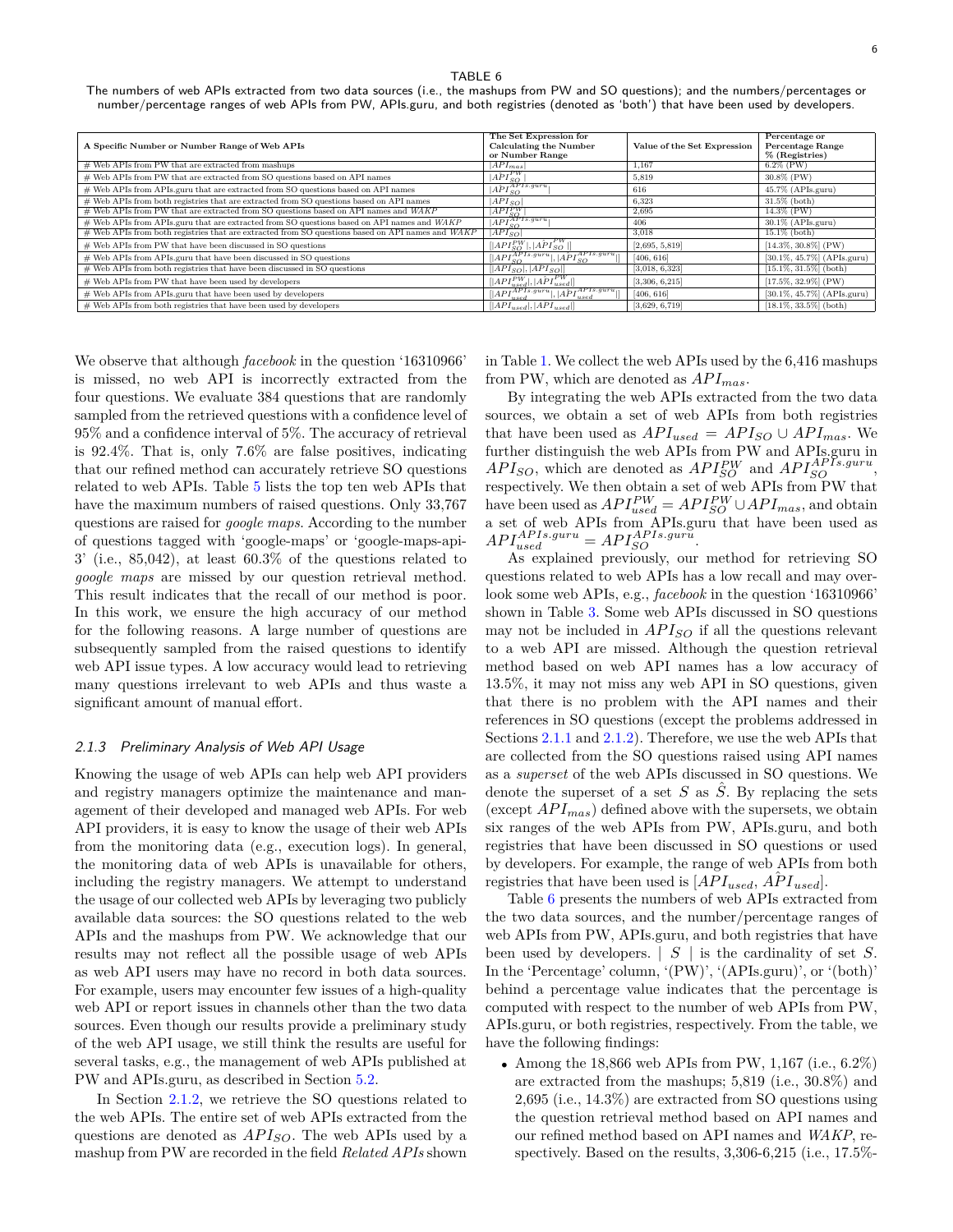TABLE 6

The numbers of web APIs extracted from two data sources (i.e., the mashups from PW and SO questions); and the numbers/percentages or number/percentage ranges of web APIs from PW, APIs.guru, and both registries (denoted as 'both') that have been used by developers.

| A Specific Number or Number Range of Web APIs | The Set Expression for Calculating the Number or Number Range | Value of the Set Expression | Percentage or Percentage Range % (Registries) |
|---|---|---|---|
| # Web APIs from PW that are extracted from mashups | $\|API_{mas}\|$ | 1,167 | 6.2% (PW) |
| # Web APIs from PW that are extracted from SO questions based on API names | $\|\hat{API}_{SO}^{PW}\|$ | 5,819 | 30.8% (PW) |
| # Web APIs from APIs.guru that are extracted from SO questions based on API names | $\|\hat{API}_{SO}^{APIs.guru}\|$ | 616 | 45.7% (APIs.guru) |
| # Web APIs from both registries that are extracted from SO questions based on API names | $\|\hat{API}_{SO}\|$ | 6,323 | 31.5% (both) |
| # Web APIs from PW that are extracted from SO questions based on API names and *WAKP* | $\|API_{SO}^{PW}\|$ | 2,695 | 14.3% (PW) |
| # Web APIs from APIs.guru that are extracted from SO questions based on API names and *WAKP* | $\|API_{SO}^{APIs.guru}\|$ | 406 | 30.1% (APIs.guru) |
| # Web APIs from both registries that are extracted from SO questions based on API names and *WAKP* | $\|API_{SO}\|$ | 3,018 | 15.1% (both) |
| # Web APIs from PW that have been discussed in SO questions | $[\|API_{SO}^{PW}\|, \|\hat{API}_{SO}^{PW}\|]$ | [2,695, 5,819] | [14.3%, 30.8%] (PW) |
| # Web APIs from APIs.guru that have been discussed in SO questions | $[\|API_{SO}^{APIs.guru}\|, \|\hat{API}_{SO}^{APIs.guru}\|]$ | [406, 616] | [30.1%, 45.7%] (APIs.guru) |
| # Web APIs from both registries that have been discussed in SO questions | $[\|API_{SO}\|, \|\hat{API}_{SO}\|]$ | [3,018, 6,323] | [15.1%, 31.5%] (both) |
| # Web APIs from PW that have been used by developers | $[\|API_{used}^{PW}\|, \|\hat{API}_{used}^{PW}\|]$ | [3,306, 6,215] | [17.5%, 32.9%] (PW) |
| # Web APIs from APIs.guru that have been used by developers | $[\|API_{used}^{APIs.guru}\|, \|\hat{API}_{used}^{APIs.guru}\|]$ | [406, 616] | [30.1%, 45.7%] (APIs.guru) |
| # Web APIs from both registries that have been used by developers | $[\|API_{used}\|, \|\hat{API}_{used}\|]$ | [3,629, 6,719] | [18.1%, 33.5%] (both) |

We observe that although *facebook* in the question '16310966' is missed, no web API is incorrectly extracted from the four questions. We evaluate 384 questions that are randomly sampled from the retrieved questions with a confidence level of 95% and a confidence interval of 5%. The accuracy of retrieval is 92.4%. That is, only 7.6% are false positives, indicating that our refined method can accurately retrieve SO questions related to web APIs. Table 5 lists the top ten web APIs that have the maximum numbers of raised questions. Only 33,767 questions are raised for *google maps*. According to the number of questions tagged with 'google-maps' or 'google-maps-api-3' (i.e., 85,042), at least 60.3% of the questions related to *google maps* are missed by our question retrieval method. This result indicates that the recall of our method is poor. In this work, we ensure the high accuracy of our method for the following reasons. A large number of questions are subsequently sampled from the raised questions to identify web API issue types. A low accuracy would lead to retrieving many questions irrelevant to web APIs and thus waste a significant amount of manual effort.

### 2.1.3 Preliminary Analysis of Web API Usage

Knowing the usage of web APIs can help web API providers and registry managers optimize the maintenance and management of their developed and managed web APIs. For web API providers, it is easy to know the usage of their web APIs from the monitoring data (e.g., execution logs). In general, the monitoring data of web APIs is unavailable for others, including the registry managers. We attempt to understand the usage of our collected web APIs by leveraging two publicly available data sources: the SO questions related to the web APIs and the mashups from PW. We acknowledge that our results may not reflect all the possible usage of web APIs as web API users may have no record in both data sources. For example, users may encounter few issues of a high-quality web API or report issues in channels other than the two data sources. Even though our results provide a preliminary study of the web API usage, we still think the results are useful for several tasks, e.g., the management of web APIs published at PW and APIs.guru, as described in Section 5.2.

In Section 2.1.2, we retrieve the SO questions related to the web APIs. The entire set of web APIs extracted from the questions are denoted as $API_{SO}$. The web APIs used by a mashup from PW are recorded in the field *Related APIs* shown in Table 1. We collect the web APIs used by the 6,416 mashups from PW, which are denoted as $API_{mas}$.

By integrating the web APIs extracted from the two data sources, we obtain a set of web APIs from both registries that have been used as $API_{used} = API_{SO} \cup API_{mas}$. We further distinguish the web APIs from PW and APIs.guru in $API_{SO}$, which are denoted as $API_{SO}^{PW}$ and $API_{SO}^{APIs.guru}$, respectively. We then obtain a set of web APIs from PW that have been used as $API_{used}^{PW} = API_{SO}^{PW} \cup API_{mas}$, and obtain a set of web APIs from APIs.guru that have been used as $API_{used}^{APIs.guru} = API_{SO}^{APIs.guru}$.

As explained previously, our method for retrieving SO questions related to web APIs has a low recall and may overlook some web APIs, e.g., *facebook* in the question '16310966' shown in Table 3. Some web APIs discussed in SO questions may not be included in $API_{SO}$ if all the questions relevant to a web API are missed. Although the question retrieval method based on web API names has a low accuracy of 13.5%, it may not miss any web API in SO questions, given that there is no problem with the API names and their references in SO questions (except the problems addressed in Sections 2.1.1 and 2.1.2). Therefore, we use the web APIs that are collected from the SO questions raised using API names as a *superset* of the web APIs discussed in SO questions. We denote the superset of a set $S$ as $\hat{S}$. By replacing the sets (except $API_{mas}$) defined above with the supersets, we obtain six ranges of the web APIs from PW, APIs.guru, and both registries that have been discussed in SO questions or used by developers. For example, the range of web APIs from both registries that have been used is $[API_{used}, \hat{API}_{used}]$.

Table 6 presents the numbers of web APIs extracted from the two data sources, and the number/percentage ranges of web APIs from PW, APIs.guru, and both registries that have been used by developers. $\mid S \mid$ is the cardinality of set $S$. In the 'Percentage' column, '(PW)', '(APIs.guru)', or '(both)' behind a percentage value indicates that the percentage is computed with respect to the number of web APIs from PW, APIs.guru, or both registries, respectively. From the table, we have the following findings:

- Among the 18,866 web APIs from PW, 1,167 (i.e., 6.2%) are extracted from the mashups; 5,819 (i.e., 30.8%) and 2,695 (i.e., 14.3%) are extracted from SO questions using the question retrieval method based on API names and our refined method based on API names and *WAKP*, respectively. Based on the results, 3,306-6,215 (i.e., 17.5%-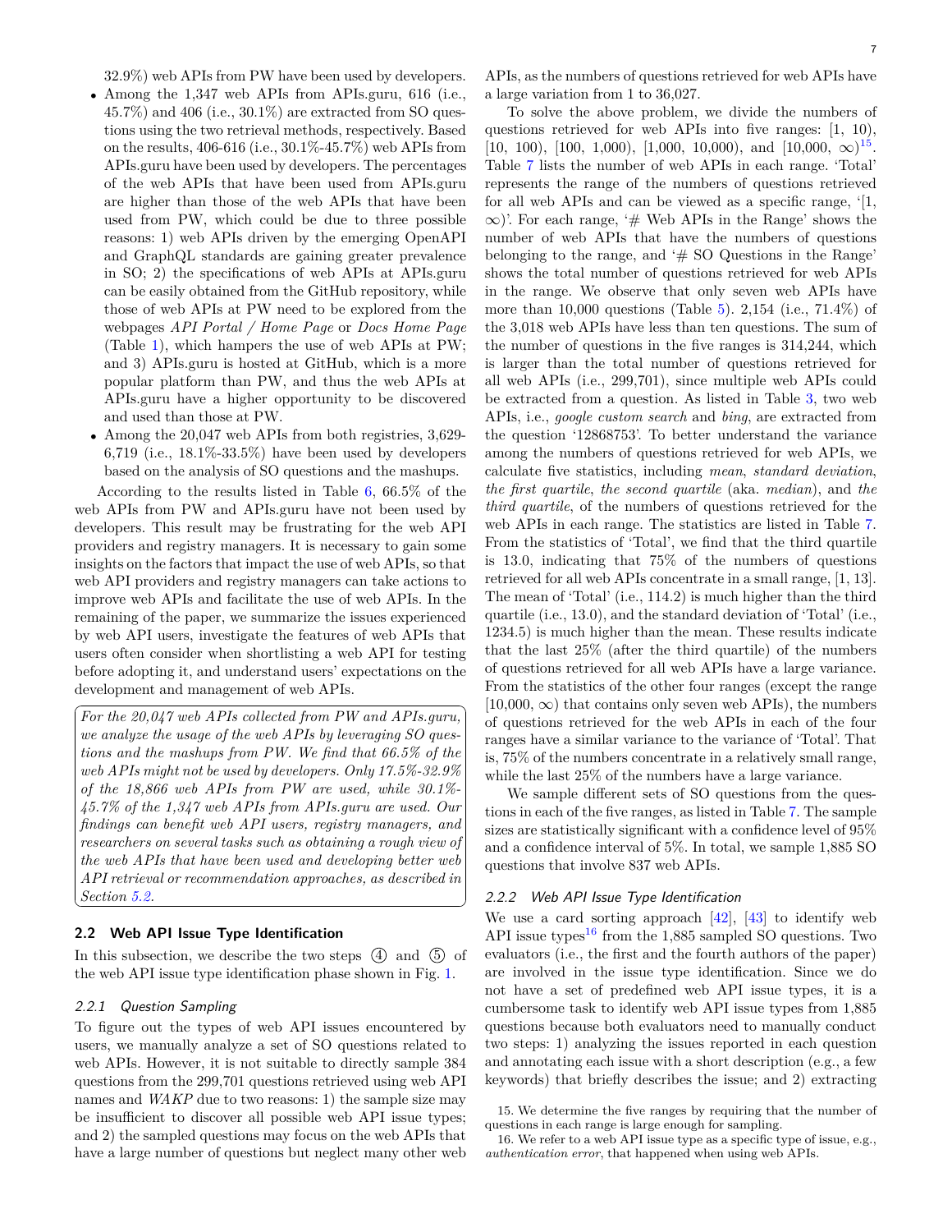32.9%) web APIs from PW have been used by developers.

- Among the 1,347 web APIs from APIs.guru, 616 (i.e., 45.7%) and 406 (i.e., 30.1%) are extracted from SO questions using the two retrieval methods, respectively. Based on the results, 406-616 (i.e., 30.1%-45.7%) web APIs from APIs.guru have been used by developers. The percentages of the web APIs that have been used from APIs.guru are higher than those of the web APIs that have been used from PW, which could be due to three possible reasons: 1) web APIs driven by the emerging OpenAPI and GraphQL standards are gaining greater prevalence in SO; 2) the specifications of web APIs at APIs.guru can be easily obtained from the GitHub repository, while those of web APIs at PW need to be explored from the webpages *API Portal / Home Page* or *Docs Home Page* (Table 1), which hampers the use of web APIs at PW; and 3) APIs.guru is hosted at GitHub, which is a more popular platform than PW, and thus the web APIs at APIs.guru have a higher opportunity to be discovered and used than those at PW.
- Among the 20,047 web APIs from both registries, 3,629-6,719 (i.e., 18.1%-33.5%) have been used by developers based on the analysis of SO questions and the mashups.

According to the results listed in Table 6, 66.5% of the web APIs from PW and APIs.guru have not been used by developers. This result may be frustrating for the web API providers and registry managers. It is necessary to gain some insights on the factors that impact the use of web APIs, so that web API providers and registry managers can take actions to improve web APIs and facilitate the use of web APIs. In the remaining of the paper, we summarize the issues experienced by web API users, investigate the features of web APIs that users often consider when shortlisting a web API for testing before adopting it, and understand users' expectations on the development and management of web APIs.

> *For the 20,047 web APIs collected from PW and APIs.guru, we analyze the usage of the web APIs by leveraging SO questions and the mashups from PW. We find that 66.5% of the web APIs might not be used by developers. Only 17.5%-32.9% of the 18,866 web APIs from PW are used, while 30.1%-45.7% of the 1,347 web APIs from APIs.guru are used. Our findings can benefit web API users, registry managers, and researchers on several tasks such as obtaining a rough view of the web APIs that have been used and developing better web API retrieval or recommendation approaches, as described in Section 5.2.*

## 2.2 Web API Issue Type Identification

In this subsection, we describe the two steps ④ and ⑤ of the web API issue type identification phase shown in Fig. 1.

### 2.2.1 Question Sampling

To figure out the types of web API issues encountered by users, we manually analyze a set of SO questions related to web APIs. However, it is not suitable to directly sample 384 questions from the 299,701 questions retrieved using web API names and *WAKP* due to two reasons: 1) the sample size may be insufficient to discover all possible web API issue types; and 2) the sampled questions may focus on the web APIs that have a large number of questions but neglect many other web APIs, as the numbers of questions retrieved for web APIs have a large variation from 1 to 36,027.

To solve the above problem, we divide the numbers of questions retrieved for web APIs into five ranges: [1, 10), [10, 100), [100, 1,000), [1,000, 10,000), and [10,000, $\infty$)[15]. Table 7 lists the number of web APIs in each range. 'Total' represents the range of the numbers of questions retrieved for all web APIs and can be viewed as a specific range, '[1, $\infty$)'. For each range, '# Web APIs in the Range' shows the number of web APIs that have the numbers of questions belonging to the range, and '# SO Questions in the Range' shows the total number of questions retrieved for web APIs in the range. We observe that only seven web APIs have more than 10,000 questions (Table 5). 2,154 (i.e., 71.4%) of the 3,018 web APIs have less than ten questions. The sum of the number of questions in the five ranges is 314,244, which is larger than the total number of questions retrieved for all web APIs (i.e., 299,701), since multiple web APIs could be extracted from a question. As listed in Table 3, two web APIs, i.e., *google custom search* and *bing*, are extracted from the question '12868753'. To better understand the variance among the numbers of questions retrieved for web APIs, we calculate five statistics, including *mean*, *standard deviation*, *the first quartile*, *the second quartile* (aka. *median*), and *the third quartile*, of the numbers of questions retrieved for the web APIs in each range. The statistics are listed in Table 7. From the statistics of 'Total', we find that the third quartile is 13.0, indicating that 75% of the numbers of questions retrieved for all web APIs concentrate in a small range, [1, 13]. The mean of 'Total' (i.e., 114.2) is much higher than the third quartile (i.e., 13.0), and the standard deviation of 'Total' (i.e., 1234.5) is much higher than the mean. These results indicate that the last 25% (after the third quartile) of the numbers of questions retrieved for all web APIs have a large variance. From the statistics of the other four ranges (except the range [10,000, $\infty$) that contains only seven web APIs), the numbers of questions retrieved for the web APIs in each of the four ranges have a similar variance to the variance of 'Total'. That is, 75% of the numbers concentrate in a relatively small range, while the last 25% of the numbers have a large variance.

We sample different sets of SO questions from the questions in each of the five ranges, as listed in Table 7. The sample sizes are statistically significant with a confidence level of 95% and a confidence interval of 5%. In total, we sample 1,885 SO questions that involve 837 web APIs.

### 2.2.2 Web API Issue Type Identification

We use a card sorting approach [42], [43] to identify web API issue types[16] from the 1,885 sampled SO questions. Two evaluators (i.e., the first and the fourth authors of the paper) are involved in the issue type identification. Since we do not have a set of predefined web API issue types, it is a cumbersome task to identify web API issue types from 1,885 questions because both evaluators need to manually conduct two steps: 1) analyzing the issues reported in each question and annotating each issue with a short description (e.g., a few keywords) that briefly describes the issue; and 2) extracting

15. We determine the five ranges by requiring that the number of questions in each range is large enough for sampling.

16. We refer to a web API issue type as a specific type of issue, e.g., *authentication error*, that happened when using web APIs.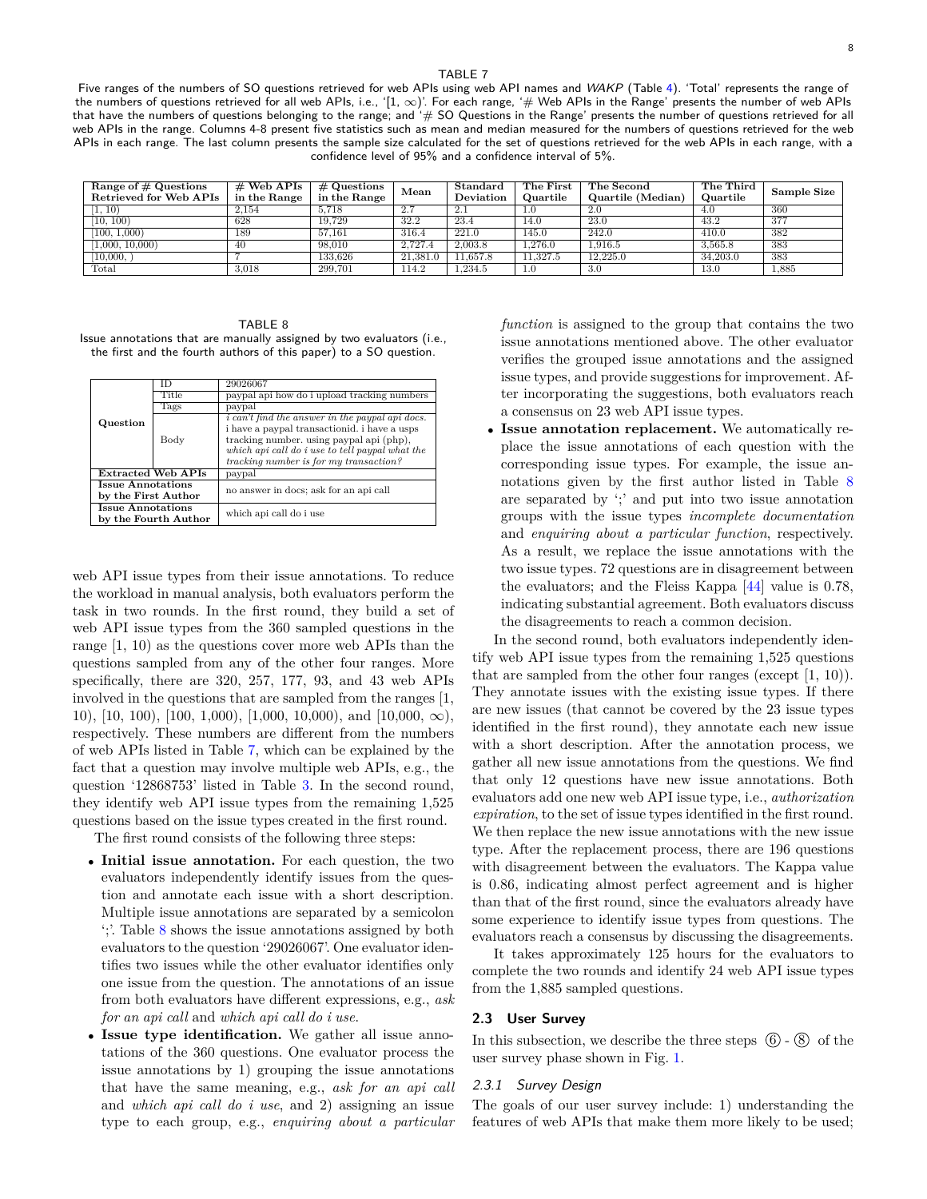TABLE 7

Five ranges of the numbers of SO questions retrieved for web APIs using web API names and *WAKP* (Table 4). 'Total' represents the range of the numbers of questions retrieved for all web APIs, i.e., '[1, ∞)'. For each range, '# Web APIs in the Range' presents the number of web APIs that have the numbers of questions belonging to the range; and '# SO Questions in the Range' presents the number of questions retrieved for all web APIs in the range. Columns 4-8 present five statistics such as mean and median measured for the numbers of questions retrieved for the web APIs in each range. The last column presents the sample size calculated for the set of questions retrieved for the web APIs in each range, with a confidence level of 95% and a confidence interval of 5%.

| Range of # Questions Retrieved for Web APIs | # Web APIs in the Range | # Questions in the Range | Mean | Standard Deviation | The First Quartile | The Second Quartile (Median) | The Third Quartile | Sample Size |
|---|---|---|---|---|---|---|---|---|
| [1, 10) | 2,154 | 5,718 | 2.7 | 2.1 | 1.0 | 2.0 | 4.0 | 360 |
| [10, 100) | 628 | 19,729 | 32.2 | 23.4 | 14.0 | 23.0 | 43.2 | 377 |
| [100, 1,000) | 189 | 57,161 | 316.4 | 221.0 | 145.0 | 242.0 | 410.0 | 382 |
| [1,000, 10,000) | 40 | 98,010 | 2,727.4 | 2,003.8 | 1,276.0 | 1,916.5 | 3,565.8 | 383 |
| [10,000, ) | 7 | 133,626 | 21,381.0 | 11,657.8 | 11,327.5 | 12,225.0 | 34,203.0 | 383 |
| Total | 3,018 | 299,701 | 114.2 | 1,234.5 | 1.0 | 3.0 | 13.0 | 1,885 |

TABLE 8

Issue annotations that are manually assigned by two evaluators (i.e., the first and the fourth authors of this paper) to a SO question.

| | | |
|---|---|---|
| **Question** | ID | 29026067 |
| | Title | paypal api how do i upload tracking numbers |
| | Tags | paypal |
| | Body | *i can't find the answer in the paypal api docs.* i have a paypal transactionid. i have a usps tracking number. using paypal api (php), *which api call do i use to tell paypal what the tracking number is for my transaction?* |
| **Extracted Web APIs** | | paypal |
| **Issue Annotations by the First Author** | | no answer in docs; ask for an api call |
| **Issue Annotations by the Fourth Author** | | which api call do i use |

web API issue types from their issue annotations. To reduce the workload in manual analysis, both evaluators perform the task in two rounds. In the first round, they build a set of web API issue types from the 360 sampled questions in the range [1, 10) as the questions cover more web APIs than the questions sampled from any of the other four ranges. More specifically, there are 320, 257, 177, 93, and 43 web APIs involved in the questions that are sampled from the ranges [1, 10), [10, 100), [100, 1,000), [1,000, 10,000), and [10,000, ∞), respectively. These numbers are different from the numbers of web APIs listed in Table 7, which can be explained by the fact that a question may involve multiple web APIs, e.g., the question '12868753' listed in Table 3. In the second round, they identify web API issue types from the remaining 1,525 questions based on the issue types created in the first round.

The first round consists of the following three steps:

- **Initial issue annotation.** For each question, the two evaluators independently identify issues from the question and annotate each issue with a short description. Multiple issue annotations are separated by a semicolon ';'. Table 8 shows the issue annotations assigned by both evaluators to the question '29026067'. One evaluator identifies two issues while the other evaluator identifies only one issue from the question. The annotations of an issue from both evaluators have different expressions, e.g., *ask for an api call* and *which api call do i use*.
- **Issue type identification.** We gather all issue annotations of the 360 questions. One evaluator process the issue annotations by 1) grouping the issue annotations that have the same meaning, e.g., *ask for an api call* and *which api call do i use*, and 2) assigning an issue type to each group, e.g., *enquiring about a particular function* is assigned to the group that contains the two issue annotations mentioned above. The other evaluator verifies the grouped issue annotations and the assigned issue types, and provide suggestions for improvement. After incorporating the suggestions, both evaluators reach a consensus on 23 web API issue types.
- **Issue annotation replacement.** We automatically replace the issue annotations of each question with the corresponding issue types. For example, the issue annotations given by the first author listed in Table 8 are separated by ';' and put into two issue annotation groups with the issue types *incomplete documentation* and *enquiring about a particular function*, respectively. As a result, we replace the issue annotations with the two issue types. 72 questions are in disagreement between the evaluators; and the Fleiss Kappa [44] value is 0.78, indicating substantial agreement. Both evaluators discuss the disagreements to reach a common decision.

In the second round, both evaluators independently identify web API issue types from the remaining 1,525 questions that are sampled from the other four ranges (except [1, 10)). They annotate issues with the existing issue types. If there are new issues (that cannot be covered by the 23 issue types identified in the first round), they annotate each new issue with a short description. After the annotation process, we gather all new issue annotations from the questions. We find that only 12 questions have new issue annotations. Both evaluators add one new web API issue type, i.e., *authorization expiration*, to the set of issue types identified in the first round. We then replace the new issue annotations with the new issue type. After the replacement process, there are 196 questions with disagreement between the evaluators. The Kappa value is 0.86, indicating almost perfect agreement and is higher than that of the first round, since the evaluators already have some experience to identify issue types from questions. The evaluators reach a consensus by discussing the disagreements.

It takes approximately 125 hours for the evaluators to complete the two rounds and identify 24 web API issue types from the 1,885 sampled questions.

## 2.3 User Survey

In this subsection, we describe the three steps ⑥ - ⑧ of the user survey phase shown in Fig. 1.

### 2.3.1 Survey Design

The goals of our user survey include: 1) understanding the features of web APIs that make them more likely to be used;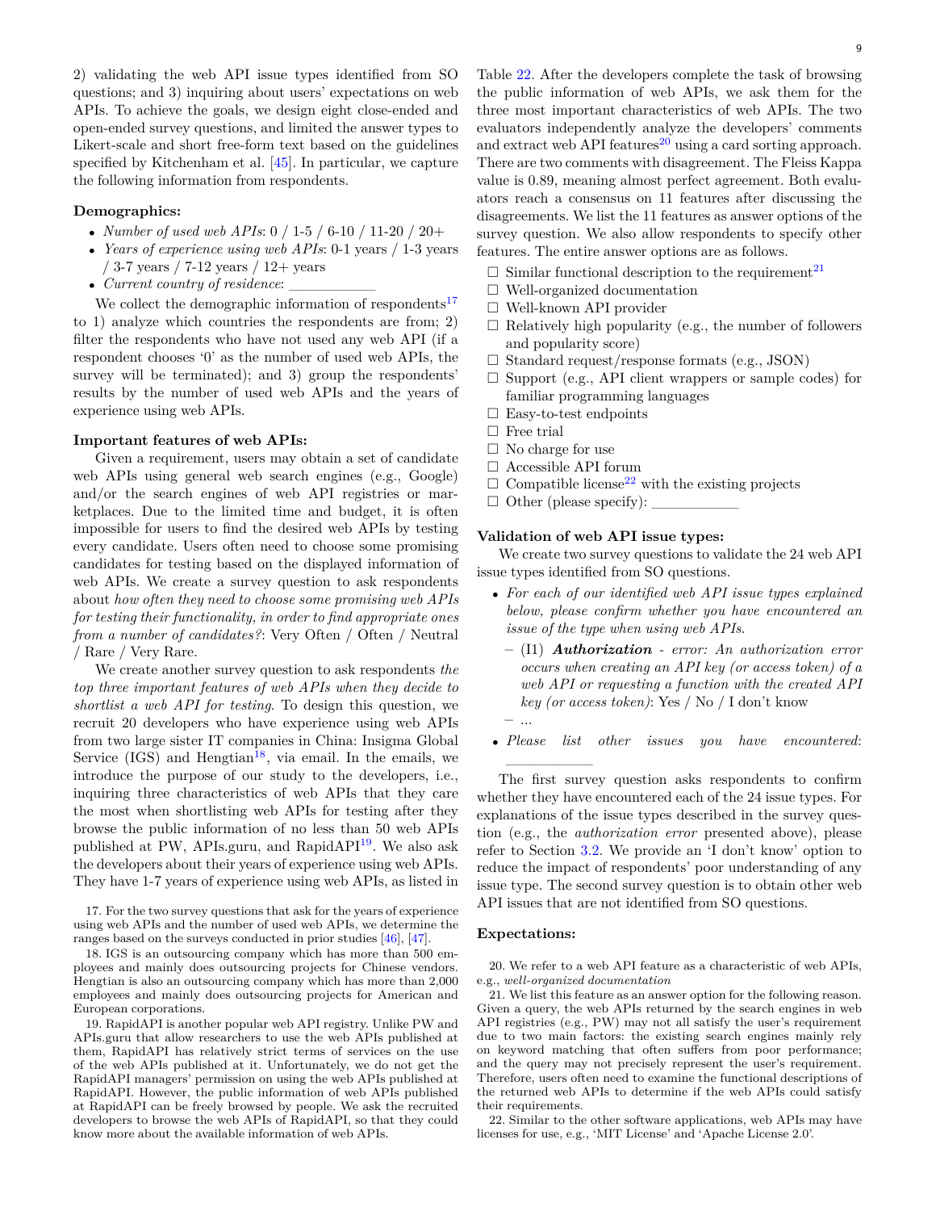2) validating the web API issue types identified from SO questions; and 3) inquiring about users' expectations on web APIs. To achieve the goals, we design eight close-ended and open-ended survey questions, and limited the answer types to Likert-scale and short free-form text based on the guidelines specified by Kitchenham et al. [45]. In particular, we capture the following information from respondents.

**Demographics:**

- *Number of used web APIs*: 0 / 1-5 / 6-10 / 11-20 / 20+
- *Years of experience using web APIs*: 0-1 years / 1-3 years / 3-7 years / 7-12 years / 12+ years
- *Current country of residence*: ___________

We collect the demographic information of respondents[17] to 1) analyze which countries the respondents are from; 2) filter the respondents who have not used any web API (if a respondent chooses '0' as the number of used web APIs, the survey will be terminated); and 3) group the respondents' results by the number of used web APIs and the years of experience using web APIs.

**Important features of web APIs:**

Given a requirement, users may obtain a set of candidate web APIs using general web search engines (e.g., Google) and/or the search engines of web API registries or marketplaces. Due to the limited time and budget, it is often impossible for users to find the desired web APIs by testing every candidate. Users often need to choose some promising candidates for testing based on the displayed information of web APIs. We create a survey question to ask respondents about *how often they need to choose some promising web APIs for testing their functionality, in order to find appropriate ones from a number of candidates?*: Very Often / Often / Neutral / Rare / Very Rare.

We create another survey question to ask respondents *the top three important features of web APIs when they decide to shortlist a web API for testing*. To design this question, we recruit 20 developers who have experience using web APIs from two large sister IT companies in China: Insigma Global Service (IGS) and Hengtian[18], via email. In the emails, we introduce the purpose of our study to the developers, i.e., inquiring three characteristics of web APIs that they care the most when shortlisting web APIs for testing after they browse the public information of no less than 50 web APIs published at PW, APIs.guru, and RapidAPI[19]. We also ask the developers about their years of experience using web APIs. They have 1-7 years of experience using web APIs, as listed in Table 22. After the developers complete the task of browsing the public information of web APIs, we ask them for the three most important characteristics of web APIs. The two evaluators independently analyze the developers' comments and extract web API features[20] using a card sorting approach. There are two comments with disagreement. The Fleiss Kappa value is 0.89, meaning almost perfect agreement. Both evaluators reach a consensus on 11 features after discussing the disagreements. We list the 11 features as answer options of the survey question. We also allow respondents to specify other features. The entire answer options are as follows.

- ☐ Similar functional description to the requirement[21]
- ☐ Well-organized documentation
- ☐ Well-known API provider
- ☐ Relatively high popularity (e.g., the number of followers and popularity score)
- ☐ Standard request/response formats (e.g., JSON)
- ☐ Support (e.g., API client wrappers or sample codes) for familiar programming languages
- ☐ Easy-to-test endpoints
- ☐ Free trial
- ☐ No charge for use
- ☐ Accessible API forum
- ☐ Compatible license[22] with the existing projects
- ☐ Other (please specify): ___________

**Validation of web API issue types:**

We create two survey questions to validate the 24 web API issue types identified from SO questions.

- *For each of our identified web API issue types explained below, please confirm whether you have encountered an issue of the type when using web APIs.*
  - (I1) ***Authorization*** *- error: An authorization error occurs when creating an API key (or access token) of a web API or requesting a function with the created API key (or access token)*: Yes / No / I don't know
  - ...
- *Please list other issues you have encountered*: ___________

The first survey question asks respondents to confirm whether they have encountered each of the 24 issue types. For explanations of the issue types described in the survey question (e.g., the *authorization error* presented above), please refer to Section 3.2. We provide an 'I don't know' option to reduce the impact of respondents' poor understanding of any issue type. The second survey question is to obtain other web API issues that are not identified from SO questions.

**Expectations:**

17. For the two survey questions that ask for the years of experience using web APIs and the number of used web APIs, we determine the ranges based on the surveys conducted in prior studies [46], [47].

18. IGS is an outsourcing company which has more than 500 employees and mainly does outsourcing projects for Chinese vendors. Hengtian is also an outsourcing company which has more than 2,000 employees and mainly does outsourcing projects for American and European corporations.

19. RapidAPI is another popular web API registry. Unlike PW and APIs.guru that allow researchers to use the web APIs published at them, RapidAPI has relatively strict terms of services on the use of the web APIs published at it. Unfortunately, we do not get the RapidAPI managers' permission on using the web APIs published at RapidAPI. However, the public information of web APIs published at RapidAPI can be freely browsed by people. We ask the recruited developers to browse the web APIs of RapidAPI, so that they could know more about the available information of web APIs.

20. We refer to a web API feature as a characteristic of web APIs, e.g., *well-organized documentation*

21. We list this feature as an answer option for the following reason. Given a query, the web APIs returned by the search engines in web API registries (e.g., PW) may not all satisfy the user's requirement due to two main factors: the existing search engines mainly rely on keyword matching that often suffers from poor performance; and the query may not precisely represent the user's requirement. Therefore, users often need to examine the functional descriptions of the returned web APIs to determine if the web APIs could satisfy their requirements.

22. Similar to the other software applications, web APIs may have licenses for use, e.g., 'MIT License' and 'Apache License 2.0'.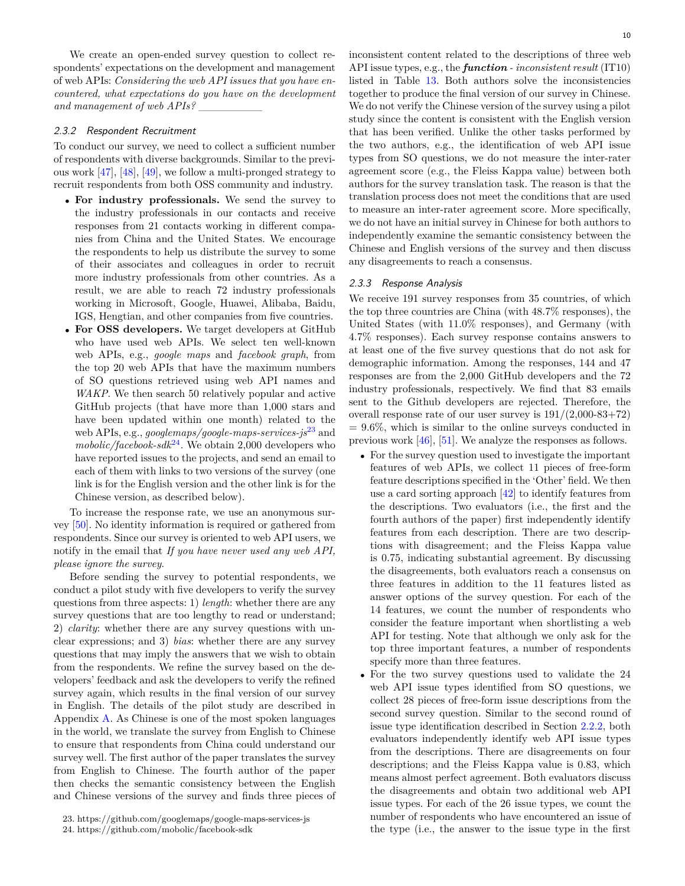We create an open-ended survey question to collect respondents' expectations on the development and management of web APIs: *Considering the web API issues that you have encountered, what expectations do you have on the development and management of web APIs?* ____________

### 2.3.2 Respondent Recruitment

To conduct our survey, we need to collect a sufficient number of respondents with diverse backgrounds. Similar to the previous work [47], [48], [49], we follow a multi-pronged strategy to recruit respondents from both OSS community and industry.

- **For industry professionals.** We send the survey to the industry professionals in our contacts and receive responses from 21 contacts working in different companies from China and the United States. We encourage the respondents to help us distribute the survey to some of their associates and colleagues in order to recruit more industry professionals from other countries. As a result, we are able to reach 72 industry professionals working in Microsoft, Google, Huawei, Alibaba, Baidu, IGS, Hengtian, and other companies from five countries.
- **For OSS developers.** We target developers at GitHub who have used web APIs. We select ten well-known web APIs, e.g., *google maps* and *facebook graph*, from the top 20 web APIs that have the maximum numbers of SO questions retrieved using web API names and *WAKP*. We then search 50 relatively popular and active GitHub projects (that have more than 1,000 stars and have been updated within one month) related to the web APIs, e.g., *googlemaps/google-maps-services-js*[23] and *mobolic/facebook-sdk*[24]. We obtain 2,000 developers who have reported issues to the projects, and send an email to each of them with links to two versions of the survey (one link is for the English version and the other link is for the Chinese version, as described below).

To increase the response rate, we use an anonymous survey [50]. No identity information is required or gathered from respondents. Since our survey is oriented to web API users, we notify in the email that *If you have never used any web API, please ignore the survey.*

Before sending the survey to potential respondents, we conduct a pilot study with five developers to verify the survey questions from three aspects: 1) *length*: whether there are any survey questions that are too lengthy to read or understand; 2) *clarity*: whether there are any survey questions with unclear expressions; and 3) *bias*: whether there are any survey questions that may imply the answers that we wish to obtain from the respondents. We refine the survey based on the developers' feedback and ask the developers to verify the refined survey again, which results in the final version of our survey in English. The details of the pilot study are described in Appendix A. As Chinese is one of the most spoken languages in the world, we translate the survey from English to Chinese to ensure that respondents from China could understand our survey well. The first author of the paper translates the survey from English to Chinese. The fourth author of the paper then checks the semantic consistency between the English and Chinese versions of the survey and finds three pieces of inconsistent content related to the descriptions of three web API issue types, e.g., the ***function** - inconsistent result* (IT10) listed in Table 13. Both authors solve the inconsistencies together to produce the final version of our survey in Chinese. We do not verify the Chinese version of the survey using a pilot study since the content is consistent with the English version that has been verified. Unlike the other tasks performed by the two authors, e.g., the identification of web API issue types from SO questions, we do not measure the inter-rater agreement score (e.g., the Fleiss Kappa value) between both authors for the survey translation task. The reason is that the translation process does not meet the conditions that are used to measure an inter-rater agreement score. More specifically, we do not have an initial survey in Chinese for both authors to independently examine the semantic consistency between the Chinese and English versions of the survey and then discuss any disagreements to reach a consensus.

### 2.3.3 Response Analysis

We receive 191 survey responses from 35 countries, of which the top three countries are China (with 48.7% responses), the United States (with 11.0% responses), and Germany (with 4.7% responses). Each survey response contains answers to at least one of the five survey questions that do not ask for demographic information. Among the responses, 144 and 47 responses are from the 2,000 GitHub developers and the 72 industry professionals, respectively. We find that 83 emails sent to the Github developers are rejected. Therefore, the overall response rate of our user survey is 191/(2,000-83+72) = 9.6%, which is similar to the online surveys conducted in previous work [46], [51]. We analyze the responses as follows.

- For the survey question used to investigate the important features of web APIs, we collect 11 pieces of free-form feature descriptions specified in the 'Other' field. We then use a card sorting approach [42] to identify features from the descriptions. Two evaluators (i.e., the first and the fourth authors of the paper) first independently identify features from each description. There are two descriptions with disagreement; and the Fleiss Kappa value is 0.75, indicating substantial agreement. By discussing the disagreements, both evaluators reach a consensus on three features in addition to the 11 features listed as answer options of the survey question. For each of the 14 features, we count the number of respondents who consider the feature important when shortlisting a web API for testing. Note that although we only ask for the top three important features, a number of respondents specify more than three features.
- For the two survey questions used to validate the 24 web API issue types identified from SO questions, we collect 28 pieces of free-form issue descriptions from the second survey question. Similar to the second round of issue type identification described in Section 2.2.2, both evaluators independently identify web API issue types from the descriptions. There are disagreements on four descriptions; and the Fleiss Kappa value is 0.83, which means almost perfect agreement. Both evaluators discuss the disagreements and obtain two additional web API issue types. For each of the 26 issue types, we count the number of respondents who have encountered an issue of the type (i.e., the answer to the issue type in the first

23. https://github.com/googlemaps/google-maps-services-js
24. https://github.com/mobolic/facebook-sdk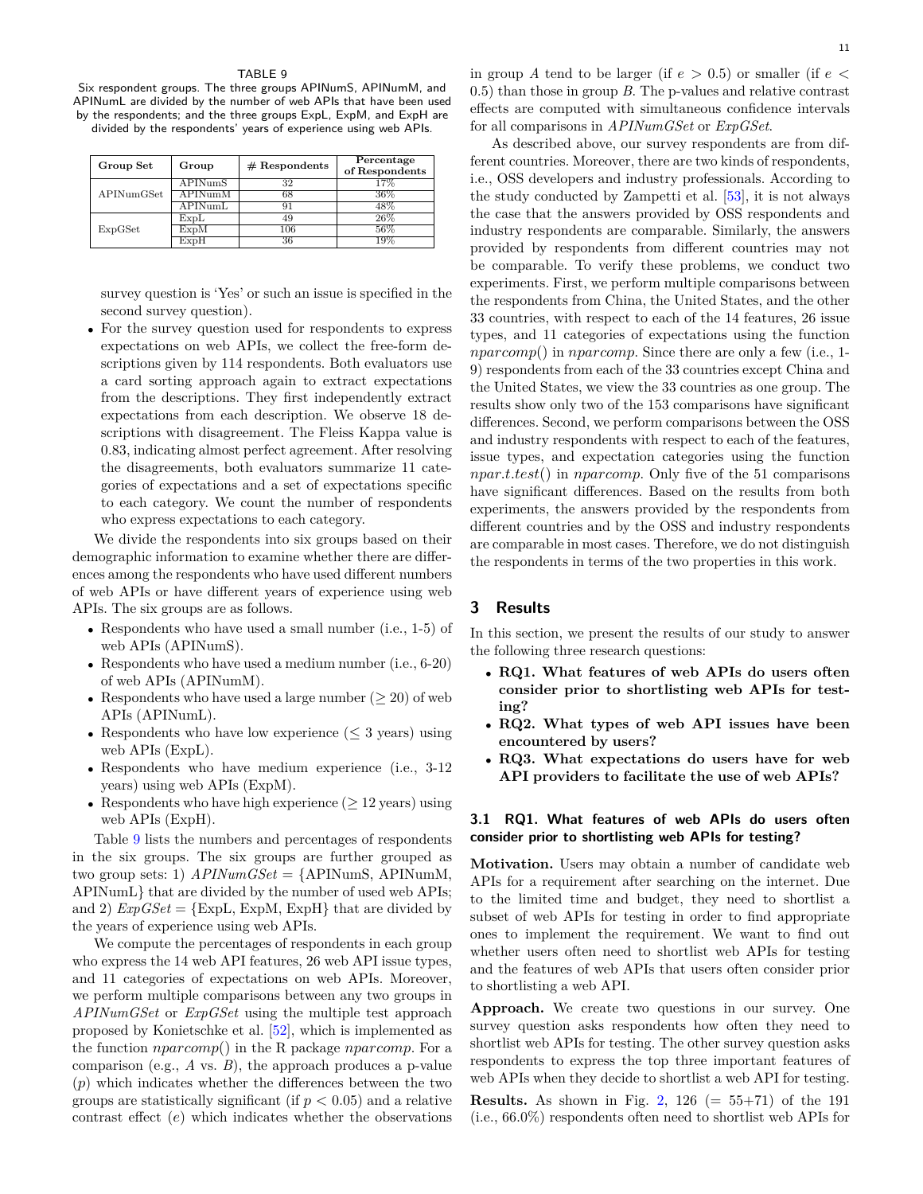TABLE 9

Six respondent groups. The three groups APINumS, APINumM, and APINumL are divided by the number of web APIs that have been used by the respondents; and the three groups ExpL, ExpM, and ExpH are divided by the respondents' years of experience using web APIs.

| Group Set | Group | # Respondents | Percentage of Respondents |
|---|---|---|---|
| APINumGSet | APINumS | 32 | 17% |
| | APINumM | 68 | 36% |
| | APINumL | 91 | 48% |
| ExpGSet | ExpL | 49 | 26% |
| | ExpM | 106 | 56% |
| | ExpH | 36 | 19% |

survey question is 'Yes' or such an issue is specified in the second survey question).

- For the survey question used for respondents to express expectations on web APIs, we collect the free-form descriptions given by 114 respondents. Both evaluators use a card sorting approach again to extract expectations from the descriptions. They first independently extract expectations from each description. We observe 18 descriptions with disagreement. The Fleiss Kappa value is 0.83, indicating almost perfect agreement. After resolving the disagreements, both evaluators summarize 11 categories of expectations and a set of expectations specific to each category. We count the number of respondents who express expectations to each category.

We divide the respondents into six groups based on their demographic information to examine whether there are differences among the respondents who have used different numbers of web APIs or have different years of experience using web APIs. The six groups are as follows.

- Respondents who have used a small number (i.e., 1-5) of web APIs (APINumS).
- Respondents who have used a medium number (i.e., 6-20) of web APIs (APINumM).
- Respondents who have used a large number ($\geq 20$) of web APIs (APINumL).
- Respondents who have low experience ($\leq 3$ years) using web APIs (ExpL).
- Respondents who have medium experience (i.e., 3-12 years) using web APIs (ExpM).
- Respondents who have high experience ($\geq 12$ years) using web APIs (ExpH).

Table 9 lists the numbers and percentages of respondents in the six groups. The six groups are further grouped as two group sets: 1) *APINumGSet* = {APINumS, APINumM, APINumL} that are divided by the number of used web APIs; and 2) *ExpGSet* = {ExpL, ExpM, ExpH} that are divided by the years of experience using web APIs.

We compute the percentages of respondents in each group who express the 14 web API features, 26 web API issue types, and 11 categories of expectations on web APIs. Moreover, we perform multiple comparisons between any two groups in *APINumGSet* or *ExpGSet* using the multiple test approach proposed by Konietschke et al. [52], which is implemented as the function *nparcomp*() in the R package *nparcomp*. For a comparison (e.g., $A$ vs. $B$), the approach produces a p-value ($p$) which indicates whether the differences between the two groups are statistically significant (if $p < 0.05$) and a relative contrast effect ($e$) which indicates whether the observations in group $A$ tend to be larger (if $e > 0.5$) or smaller (if $e < 0.5$) than those in group $B$. The p-values and relative contrast effects are computed with simultaneous confidence intervals for all comparisons in *APINumGSet* or *ExpGSet*.

As described above, our survey respondents are from different countries. Moreover, there are two kinds of respondents, i.e., OSS developers and industry professionals. According to the study conducted by Zampetti et al. [53], it is not always the case that the answers provided by OSS respondents and industry respondents are comparable. Similarly, the answers provided by respondents from different countries may not be comparable. To verify these problems, we conduct two experiments. First, we perform multiple comparisons between the respondents from China, the United States, and the other 33 countries, with respect to each of the 14 features, 26 issue types, and 11 categories of expectations using the function *nparcomp*() in *nparcomp*. Since there are only a few (i.e., 1-9) respondents from each of the 33 countries except China and the United States, we view the 33 countries as one group. The results show only two of the 153 comparisons have significant differences. Second, we perform comparisons between the OSS and industry respondents with respect to each of the features, issue types, and expectation categories using the function *npar.t.test*() in *nparcomp*. Only five of the 51 comparisons have significant differences. Based on the results from both experiments, the answers provided by the respondents from different countries and by the OSS and industry respondents are comparable in most cases. Therefore, we do not distinguish the respondents in terms of the two properties in this work.

## 3 Results

In this section, we present the results of our study to answer the following three research questions:

- **RQ1. What features of web APIs do users often consider prior to shortlisting web APIs for testing?**
- **RQ2. What types of web API issues have been encountered by users?**
- **RQ3. What expectations do users have for web API providers to facilitate the use of web APIs?**

### 3.1 RQ1. What features of web APIs do users often consider prior to shortlisting web APIs for testing?

**Motivation.** Users may obtain a number of candidate web APIs for a requirement after searching on the internet. Due to the limited time and budget, they need to shortlist a subset of web APIs for testing in order to find appropriate ones to implement the requirement. We want to find out whether users often need to shortlist web APIs for testing and the features of web APIs that users often consider prior to shortlisting a web API.

**Approach.** We create two questions in our survey. One survey question asks respondents how often they need to shortlist web APIs for testing. The other survey question asks respondents to express the top three important features of web APIs when they decide to shortlist a web API for testing.

**Results.** As shown in Fig. 2, 126 (= 55+71) of the 191 (i.e., 66.0%) respondents often need to shortlist web APIs for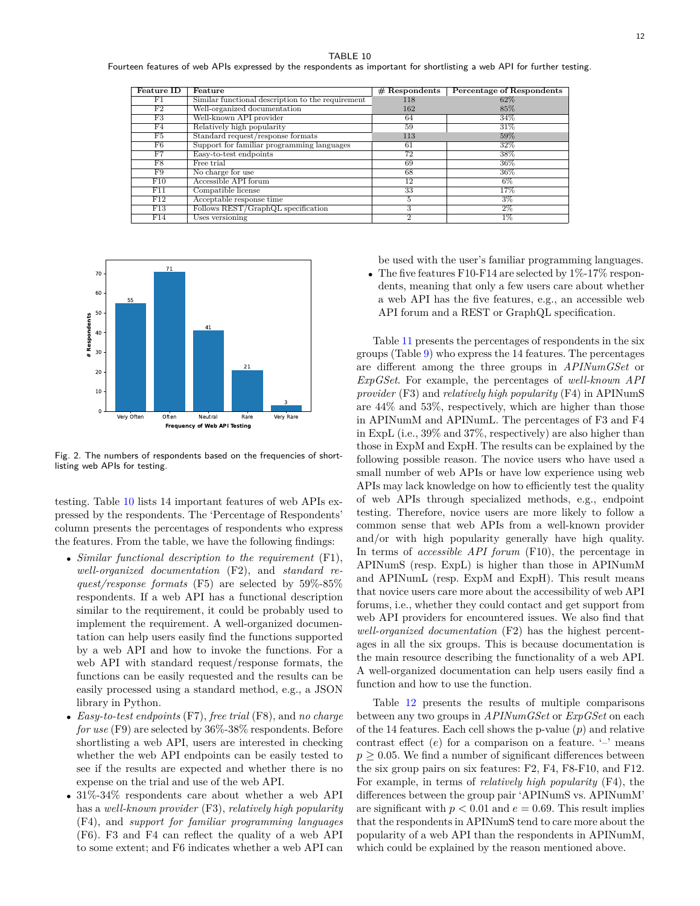TABLE 10
Fourteen features of web APIs expressed by the respondents as important for shortlisting a web API for further testing.

| Feature ID | Feature | # Respondents | Percentage of Respondents |
|---|---|---|---|
| F1 | Similar functional description to the requirement | 118 | 62% |
| F2 | Well-organized documentation | 162 | 85% |
| F3 | Well-known API provider | 64 | 34% |
| F4 | Relatively high popularity | 59 | 31% |
| F5 | Standard request/response formats | 113 | 59% |
| F6 | Support for familiar programming languages | 61 | 32% |
| F7 | Easy-to-test endpoints | 72 | 38% |
| F8 | Free trial | 69 | 36% |
| F9 | No charge for use | 68 | 36% |
| F10 | Accessible API forum | 12 | 6% |
| F11 | Compatible license | 33 | 17% |
| F12 | Acceptable response time | 5 | 3% |
| F13 | Follows REST/GraphQL specification | 3 | 2% |
| F14 | Uses versioning | 2 | 1% |

Fig. 2. The numbers of respondents based on the frequencies of shortlisting web APIs for testing.

testing. Table 10 lists 14 important features of web APIs expressed by the respondents. The 'Percentage of Respondents' column presents the percentages of respondents who express the features. From the table, we have the following findings:

- *Similar functional description to the requirement* (F1), *well-organized documentation* (F2), and *standard request/response formats* (F5) are selected by 59%-85% respondents. If a web API has a functional description similar to the requirement, it could be probably used to implement the requirement. A well-organized documentation can help users easily find the functions supported by a web API and how to invoke the functions. For a web API with standard request/response formats, the functions can be easily requested and the results can be easily processed using a standard method, e.g., a JSON library in Python.
- *Easy-to-test endpoints* (F7), *free trial* (F8), and *no charge for use* (F9) are selected by 36%-38% respondents. Before shortlisting a web API, users are interested in checking whether the web API endpoints can be easily tested to see if the results are expected and whether there is no expense on the trial and use of the web API.
- 31%-34% respondents care about whether a web API has a *well-known provider* (F3), *relatively high popularity* (F4), and *support for familiar programming languages* (F6). F3 and F4 can reflect the quality of a web API to some extent; and F6 indicates whether a web API can be used with the user's familiar programming languages.
- The five features F10-F14 are selected by 1%-17% respondents, meaning that only a few users care about whether a web API has the five features, e.g., an accessible web API forum and a REST or GraphQL specification.

Table 11 presents the percentages of respondents in the six groups (Table 9) who express the 14 features. The percentages are different among the three groups in *APINumGSet* or *ExpGSet*. For example, the percentages of *well-known API provider* (F3) and *relatively high popularity* (F4) in APINumS are 44% and 53%, respectively, which are higher than those in APINumM and APINumL. The percentages of F3 and F4 in ExpL (i.e., 39% and 37%, respectively) are also higher than those in ExpM and ExpH. The results can be explained by the following possible reason. The novice users who have used a small number of web APIs or have low experience using web APIs may lack knowledge on how to efficiently test the quality of web APIs through specialized methods, e.g., endpoint testing. Therefore, novice users are more likely to follow a common sense that web APIs from a well-known provider and/or with high popularity generally have high quality. In terms of *accessible API forum* (F10), the percentage in APINumS (resp. ExpL) is higher than those in APINumM and APINumL (resp. ExpM and ExpH). This result means that novice users care more about the accessibility of web API forums, i.e., whether they could contact and get support from web API providers for encountered issues. We also find that *well-organized documentation* (F2) has the highest percentages in all the six groups. This is because documentation is the main resource describing the functionality of a web API. A well-organized documentation can help users easily find a function and how to use the function.

Table 12 presents the results of multiple comparisons between any two groups in *APINumGSet* or *ExpGSet* on each of the 14 features. Each cell shows the p-value ($p$) and relative contrast effect ($e$) for a comparison on a feature. '–' means $p \geq 0.05$. We find a number of significant differences between the six group pairs on six features: F2, F4, F8-F10, and F12. For example, in terms of *relatively high popularity* (F4), the differences between the group pair 'APINumS vs. APINumM' are significant with $p < 0.01$ and $e = 0.69$. This result implies that the respondents in APINumS tend to care more about the popularity of a web API than the respondents in APINumM, which could be explained by the reason mentioned above.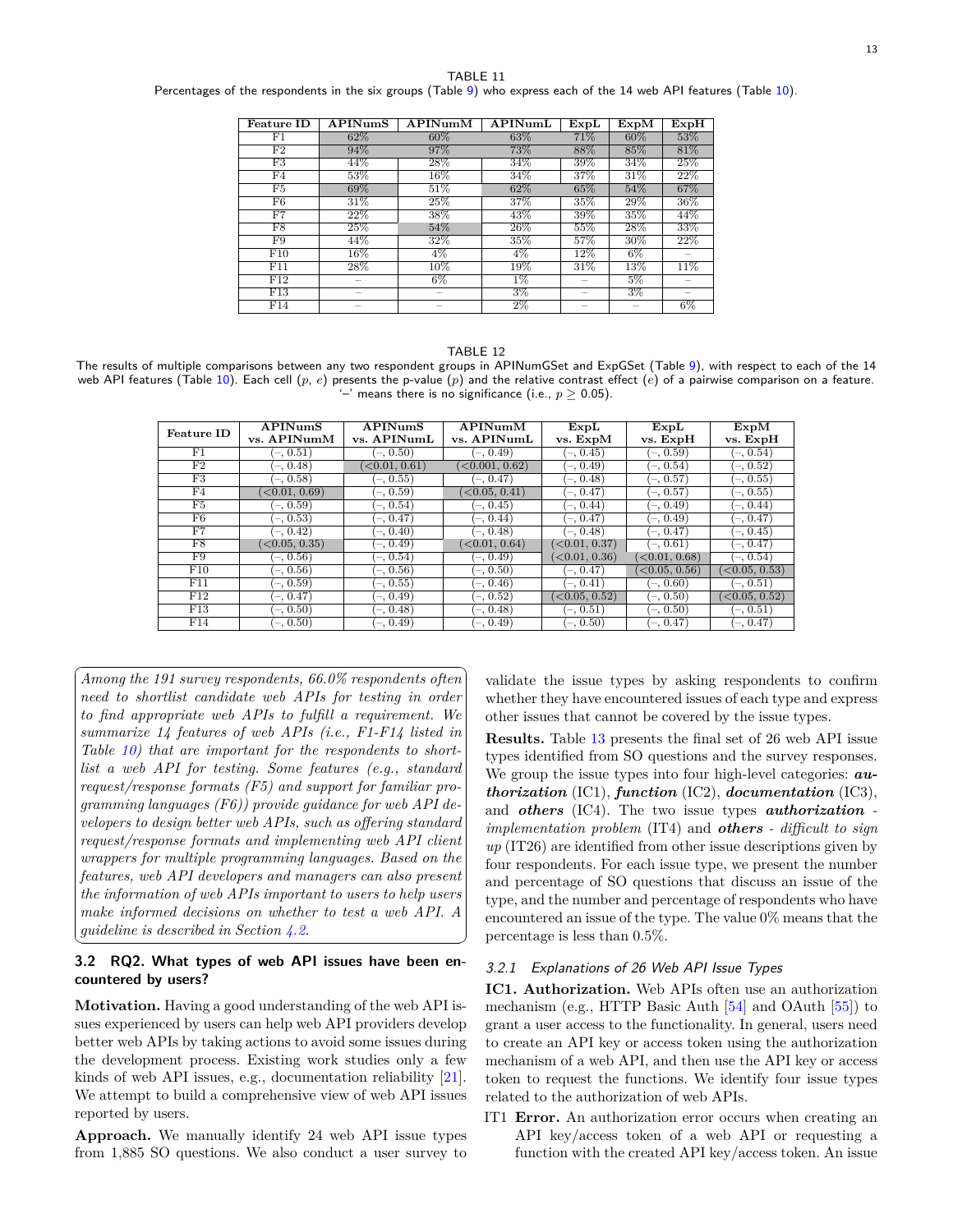TABLE 11
Percentages of the respondents in the six groups (Table 9) who express each of the 14 web API features (Table 10).

| Feature ID | APINumS | APINumM | APINumL | ExpL | ExpM | ExpH |
|---|---|---|---|---|---|---|
| F1 | 62% | 60% | 63% | 71% | 60% | 53% |
| F2 | 94% | 97% | 73% | 88% | 85% | 81% |
| F3 | 44% | 28% | 34% | 39% | 34% | 25% |
| F4 | 53% | 16% | 34% | 37% | 31% | 22% |
| F5 | 69% | 51% | 62% | 65% | 54% | 67% |
| F6 | 31% | 25% | 37% | 35% | 29% | 36% |
| F7 | 22% | 38% | 43% | 39% | 35% | 44% |
| F8 | 25% | 54% | 26% | 55% | 28% | 33% |
| F9 | 44% | 32% | 35% | 57% | 30% | 22% |
| F10 | 16% | 4% | 4% | 12% | 6% | – |
| F11 | 28% | 10% | 19% | 31% | 13% | 11% |
| F12 | – | 6% | 1% | – | 5% | – |
| F13 | – | – | 3% | – | 3% | – |
| F14 | – | – | 2% | – | – | 6% |

TABLE 12
The results of multiple comparisons between any two respondent groups in APINumGSet and ExpGSet (Table 9), with respect to each of the 14 web API features (Table 10). Each cell ($p$, $e$) presents the p-value ($p$) and the relative contrast effect ($e$) of a pairwise comparison on a feature. '–' means there is no significance (i.e., $p \geq 0.05$).

| Feature ID | APINumS vs. APINumM | APINumS vs. APINumL | APINumM vs. APINumL | ExpL vs. ExpM | ExpL vs. ExpH | ExpM vs. ExpH |
|---|---|---|---|---|---|---|
| F1 | (–, 0.51) | (–, 0.50) | (–, 0.49) | (–, 0.45) | (–, 0.59) | (–, 0.54) |
| F2 | (–, 0.48) | (<0.01, 0.61) | (<0.001, 0.62) | (–, 0.49) | (–, 0.54) | (–, 0.52) |
| F3 | (–, 0.58) | (–, 0.55) | (–, 0.47) | (–, 0.48) | (–, 0.57) | (–, 0.55) |
| F4 | (<0.01, 0.69) | (–, 0.59) | (<0.05, 0.41) | (–, 0.47) | (–, 0.57) | (–, 0.55) |
| F5 | (–, 0.59) | (–, 0.54) | (–, 0.45) | (–, 0.44) | (–, 0.49) | (–, 0.44) |
| F6 | (–, 0.53) | (–, 0.47) | (–, 0.44) | (–, 0.47) | (–, 0.49) | (–, 0.47) |
| F7 | (–, 0.42) | (–, 0.40) | (–, 0.48) | (–, 0.48) | (–, 0.47) | (–, 0.45) |
| F8 | (<0.05, 0.35) | (–, 0.49) | (<0.01, 0.64) | (<0.01, 0.37) | (–, 0.61) | (–, 0.47) |
| F9 | (–, 0.56) | (–, 0.54) | (–, 0.49) | (<0.01, 0.36) | (<0.01, 0.68) | (–, 0.54) |
| F10 | (–, 0.56) | (–, 0.56) | (–, 0.50) | (–, 0.47) | (<0.05, 0.56) | (<0.05, 0.53) |
| F11 | (–, 0.59) | (–, 0.55) | (–, 0.46) | (–, 0.41) | (–, 0.60) | (–, 0.51) |
| F12 | (–, 0.47) | (–, 0.49) | (–, 0.52) | (<0.05, 0.52) | (–, 0.50) | (<0.05, 0.52) |
| F13 | (–, 0.50) | (–, 0.48) | (–, 0.48) | (–, 0.51) | (–, 0.50) | (–, 0.51) |
| F14 | (–, 0.50) | (–, 0.49) | (–, 0.49) | (–, 0.50) | (–, 0.47) | (–, 0.47) |

> *Among the 191 survey respondents, 66.0% respondents often need to shortlist candidate web APIs for testing in order to find appropriate web APIs to fulfill a requirement. We summarize 14 features of web APIs (i.e., F1-F14 listed in Table 10) that are important for the respondents to shortlist a web API for testing. Some features (e.g., standard request/response formats (F5) and support for familiar programming languages (F6)) provide guidance for web API developers to design better web APIs, such as offering standard request/response formats and implementing web API client wrappers for multiple programming languages. Based on the features, web API developers and managers can also present the information of web APIs important to users to help users make informed decisions on whether to test a web API. A guideline is described in Section 4.2.*

### 3.2 RQ2. What types of web API issues have been encountered by users?

**Motivation.** Having a good understanding of the web API issues experienced by users can help web API providers develop better web APIs by taking actions to avoid some issues during the development process. Existing work studies only a few kinds of web API issues, e.g., documentation reliability [21]. We attempt to build a comprehensive view of web API issues reported by users.

**Approach.** We manually identify 24 web API issue types from 1,885 SO questions. We also conduct a user survey to validate the issue types by asking respondents to confirm whether they have encountered issues of each type and express other issues that cannot be covered by the issue types.

**Results.** Table 13 presents the final set of 26 web API issue types identified from SO questions and the survey responses. We group the issue types into four high-level categories: ***authorization*** (IC1), ***function*** (IC2), ***documentation*** (IC3), and ***others*** (IC4). The two issue types ***authorization*** *- implementation problem* (IT4) and ***others*** *- difficult to sign up* (IT26) are identified from other issue descriptions given by four respondents. For each issue type, we present the number and percentage of SO questions that discuss an issue of the type, and the number and percentage of respondents who have encountered an issue of the type. The value 0% means that the percentage is less than 0.5%.

#### 3.2.1 Explanations of 26 Web API Issue Types

**IC1. Authorization.** Web APIs often use an authorization mechanism (e.g., HTTP Basic Auth [54] and OAuth [55]) to grant a user access to the functionality. In general, users need to create an API key or access token using the authorization mechanism of a web API, and then use the API key or access token to request the functions. We identify four issue types related to the authorization of web APIs.

IT1 **Error.** An authorization error occurs when creating an API key/access token of a web API or requesting a function with the created API key/access token. An issue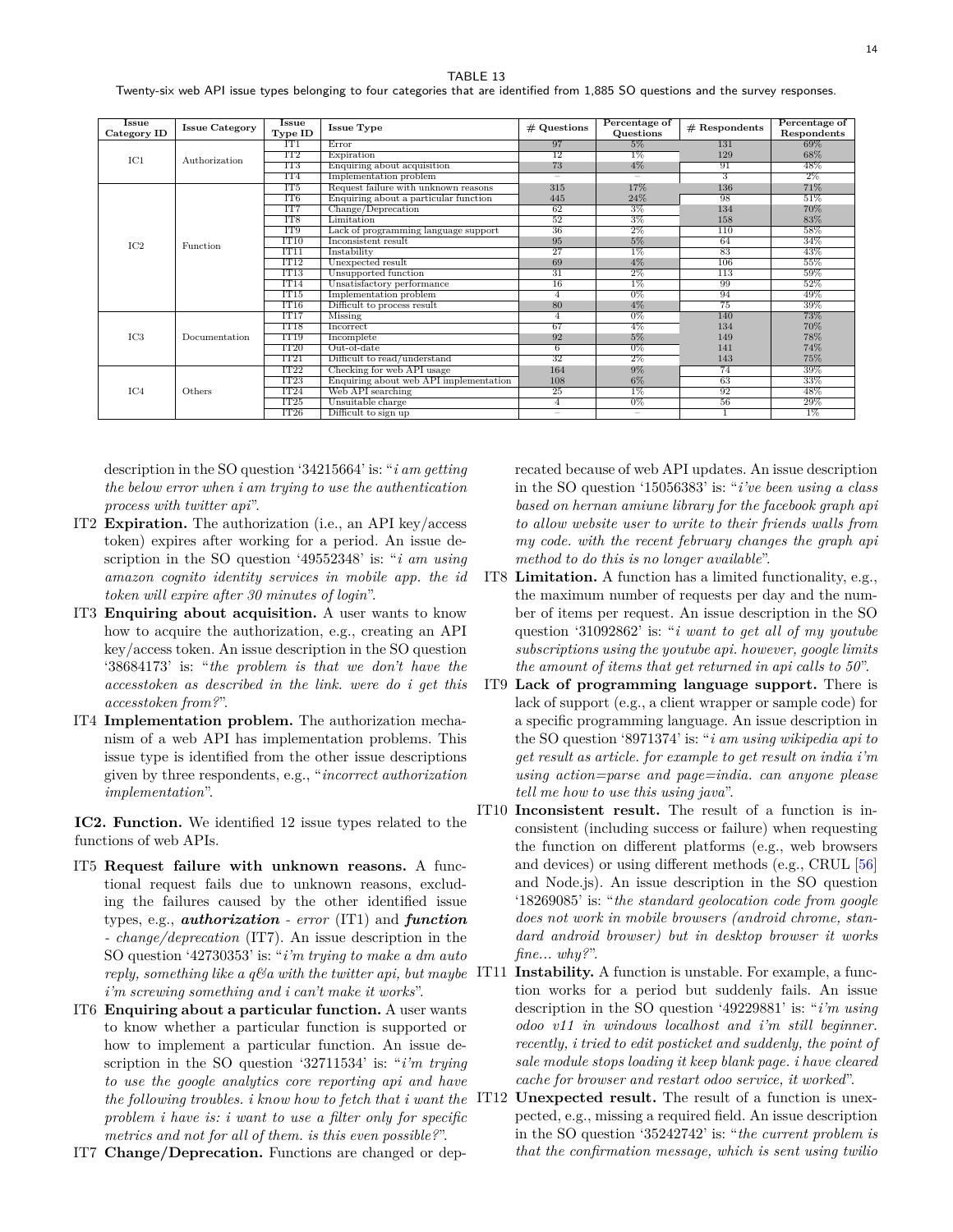TABLE 13

Twenty-six web API issue types belonging to four categories that are identified from 1,885 SO questions and the survey responses.

| Issue Category ID | Issue Category | Issue Type ID | Issue Type | # Questions | Percentage of Questions | # Respondents | Percentage of Respondents |
|---|---|---|---|---|---|---|---|
| IC1 | Authorization | IT1 | Error | 97 | 5% | 131 | 69% |
| | | IT2 | Expiration | 12 | 1% | 129 | 68% |
| | | IT3 | Enquiring about acquisition | 73 | 4% | 91 | 48% |
| | | IT4 | Implementation problem | – | – | 3 | 2% |
| IC2 | Function | IT5 | Request failure with unknown reasons | 315 | 17% | 136 | 71% |
| | | IT6 | Enquiring about a particular function | 445 | 24% | 98 | 51% |
| | | IT7 | Change/Deprecation | 62 | 3% | 134 | 70% |
| | | IT8 | Limitation | 52 | 3% | 158 | 83% |
| | | IT9 | Lack of programming language support | 36 | 2% | 110 | 58% |
| | | IT10 | Inconsistent result | 95 | 5% | 64 | 34% |
| | | IT11 | Instability | 27 | 1% | 83 | 43% |
| | | IT12 | Unexpected result | 69 | 4% | 106 | 55% |
| | | IT13 | Unsupported function | 31 | 2% | 113 | 59% |
| | | IT14 | Unsatisfactory performance | 16 | 1% | 99 | 52% |
| | | IT15 | Implementation problem | 4 | 0% | 94 | 49% |
| | | IT16 | Difficult to process result | 80 | 4% | 75 | 39% |
| IC3 | Documentation | IT17 | Missing | 4 | 0% | 140 | 73% |
| | | IT18 | Incorrect | 67 | 4% | 134 | 70% |
| | | IT19 | Incomplete | 92 | 5% | 149 | 78% |
| | | IT20 | Out-of-date | 6 | 0% | 141 | 74% |
| | | IT21 | Difficult to read/understand | 32 | 2% | 143 | 75% |
| IC4 | Others | IT22 | Checking for web API usage | 164 | 9% | 74 | 39% |
| | | IT23 | Enquiring about web API implementation | 108 | 6% | 63 | 33% |
| | | IT24 | Web API searching | 25 | 1% | 92 | 48% |
| | | IT25 | Unsuitable charge | 4 | 0% | 56 | 29% |
| | | IT26 | Difficult to sign up | – | – | 1 | 1% |

description in the SO question '34215664' is: "*i am getting the below error when i am trying to use the authentication process with twitter api*".

- IT2 **Expiration.** The authorization (i.e., an API key/access token) expires after working for a period. An issue description in the SO question '49552348' is: "*i am using amazon cognito identity services in mobile app. the id token will expire after 30 minutes of login*".
- IT3 **Enquiring about acquisition.** A user wants to know how to acquire the authorization, e.g., creating an API key/access token. An issue description in the SO question '38684173' is: "*the problem is that we don't have the accesstoken as described in the link. were do i get this accesstoken from?*".
- IT4 **Implementation problem.** The authorization mechanism of a web API has implementation problems. This issue type is identified from the other issue descriptions given by three respondents, e.g., "*incorrect authorization implementation*".

**IC2. Function.** We identified 12 issue types related to the functions of web APIs.

- IT5 **Request failure with unknown reasons.** A functional request fails due to unknown reasons, excluding the failures caused by the other identified issue types, e.g., ***authorization*** *- error* (IT1) and ***function*** *- change/deprecation* (IT7). An issue description in the SO question '42730353' is: "*i'm trying to make a dm auto reply, something like a q&a with the twitter api, but maybe i'm screwing something and i can't make it works*".
- IT6 **Enquiring about a particular function.** A user wants to know whether a particular function is supported or how to implement a particular function. An issue description in the SO question '32711534' is: "*i'm trying to use the google analytics core reporting api and have the following troubles. i know how to fetch that i want the problem i have is: i want to use a filter only for specific metrics and not for all of them. is this even possible?*".
- IT7 **Change/Deprecation.** Functions are changed or deprecated because of web API updates. An issue description in the SO question '15056383' is: "*i've been using a class based on hernan amiune library for the facebook graph api to allow website user to write to their friends walls from my code. with the recent february changes the graph api method to do this is no longer available*".
- IT8 **Limitation.** A function has a limited functionality, e.g., the maximum number of requests per day and the number of items per request. An issue description in the SO question '31092862' is: "*i want to get all of my youtube subscriptions using the youtube api. however, google limits the amount of items that get returned in api calls to 50*".
- IT9 **Lack of programming language support.** There is lack of support (e.g., a client wrapper or sample code) for a specific programming language. An issue description in the SO question '8971374' is: "*i am using wikipedia api to get result as article. for example to get result on india i'm using action=parse and page=india. can anyone please tell me how to use this using java*".
- IT10 **Inconsistent result.** The result of a function is inconsistent (including success or failure) when requesting the function on different platforms (e.g., web browsers and devices) or using different methods (e.g., CRUL [56] and Node.js). An issue description in the SO question '18269085' is: "*the standard geolocation code from google does not work in mobile browsers (android chrome, standard android browser) but in desktop browser it works fine... why?*".
- IT11 **Instability.** A function is unstable. For example, a function works for a period but suddenly fails. An issue description in the SO question '49229881' is: "*i'm using odoo v11 in windows localhost and i'm still beginner. recently, i tried to edit posticket and suddenly, the point of sale module stops loading it keep blank page. i have cleared cache for browser and restart odoo service, it worked*".
- IT12 **Unexpected result.** The result of a function is unexpected, e.g., missing a required field. An issue description in the SO question '35242742' is: "*the current problem is that the confirmation message, which is sent using twilio*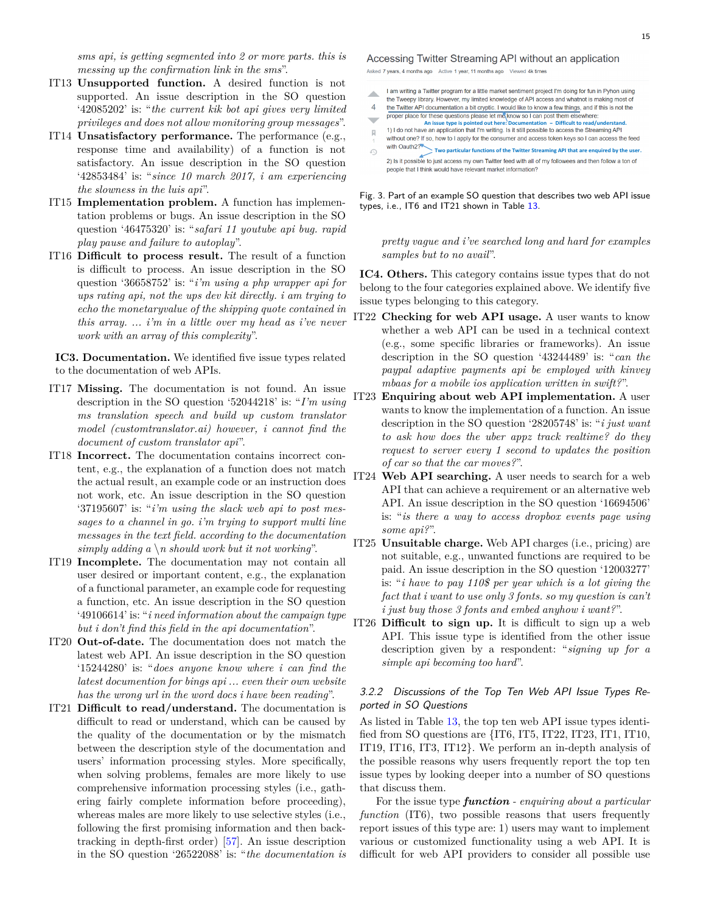*sms api, is getting segmented into 2 or more parts. this is messing up the confirmation link in the sms*".

- IT13 **Unsupported function.** A desired function is not supported. An issue description in the SO question '42085202' is: "*the current kik bot api gives very limited privileges and does not allow monitoring group messages*".
- IT14 **Unsatisfactory performance.** The performance (e.g., response time and availability) of a function is not satisfactory. An issue description in the SO question '42853484' is: "*since 10 march 2017, i am experiencing the slowness in the luis api*".
- IT15 **Implementation problem.** A function has implementation problems or bugs. An issue description in the SO question '46475320' is: "*safari 11 youtube api bug. rapid play pause and failure to autoplay*".
- IT16 **Difficult to process result.** The result of a function is difficult to process. An issue description in the SO question '36658752' is: "*i'm using a php wrapper api for ups rating api, not the ups dev kit directly. i am trying to echo the monetaryvalue of the shipping quote contained in this array. ... i'm in a little over my head as i've never work with an array of this complexity*".

**IC3. Documentation.** We identified five issue types related to the documentation of web APIs.

- IT17 **Missing.** The documentation is not found. An issue description in the SO question '52044218' is: "*I'm using ms translation speech and build up custom translator model (customtranslator.ai) however, i cannot find the document of custom translator api*".
- IT18 **Incorrect.** The documentation contains incorrect content, e.g., the explanation of a function does not match the actual result, an example code or an instruction does not work, etc. An issue description in the SO question '37195607' is: "*i'm using the slack web api to post messages to a channel in go. i'm trying to support multi line messages in the text field. according to the documentation simply adding a \n should work but it not working*".
- IT19 **Incomplete.** The documentation may not contain all user desired or important content, e.g., the explanation of a functional parameter, an example code for requesting a function, etc. An issue description in the SO question '49106614' is: "*i need information about the campaign type but i don't find this field in the api documentation*".
- IT20 **Out-of-date.** The documentation does not match the latest web API. An issue description in the SO question '15244280' is: "*does anyone know where i can find the latest documention for bings api ... even their own website has the wrong url in the word docs i have been reading*".
- IT21 **Difficult to read/understand.** The documentation is difficult to read or understand, which can be caused by the quality of the documentation or by the mismatch between the description style of the documentation and users' information processing styles. More specifically, when solving problems, females are more likely to use comprehensive information processing styles (i.e., gathering fairly complete information before proceeding), whereas males are more likely to use selective styles (i.e., following the first promising information and then backtracking in depth-first order) [57]. An issue description in the SO question '26522088' is: "*the documentation is pretty vague and i've searched long and hard for examples samples but to no avail*".

Fig. 3. Part of an example SO question that describes two web API issue types, i.e., IT6 and IT21 shown in Table 13.

**IC4. Others.** This category contains issue types that do not belong to the four categories explained above. We identify five issue types belonging to this category.

- IT22 **Checking for web API usage.** A user wants to know whether a web API can be used in a technical context (e.g., some specific libraries or frameworks). An issue description in the SO question '43244489' is: "*can the paypal adaptive payments api be employed with kinvey mbaas for a mobile ios application written in swift?*".
- IT23 **Enquiring about web API implementation.** A user wants to know the implementation of a function. An issue description in the SO question '28205748' is: "*i just want to ask how does the uber appz track realtime? do they request to server every 1 second to updates the position of car so that the car moves?*".
- IT24 **Web API searching.** A user needs to search for a web API that can achieve a requirement or an alternative web API. An issue description in the SO question '16694506' is: "*is there a way to access dropbox events page using some api?*".
- IT25 **Unsuitable charge.** Web API charges (i.e., pricing) are not suitable, e.g., unwanted functions are required to be paid. An issue description in the SO question '12003277' is: "*i have to pay 110$ per year which is a lot giving the fact that i want to use only 3 fonts. so my question is can't i just buy those 3 fonts and embed anyhow i want?*".
- IT26 **Difficult to sign up.** It is difficult to sign up a web API. This issue type is identified from the other issue description given by a respondent: "*signing up for a simple api becoming too hard*".

### 3.2.2 Discussions of the Top Ten Web API Issue Types Reported in SO Questions

As listed in Table 13, the top ten web API issue types identified from SO questions are {IT6, IT5, IT22, IT23, IT1, IT10, IT19, IT16, IT3, IT12}. We perform an in-depth analysis of the possible reasons why users frequently report the top ten issue types by looking deeper into a number of SO questions that discuss them.

For the issue type ***function*** *- enquiring about a particular function* (IT6), two possible reasons that users frequently report issues of this type are: 1) users may want to implement various or customized functionality using a web API. It is difficult for web API providers to consider all possible use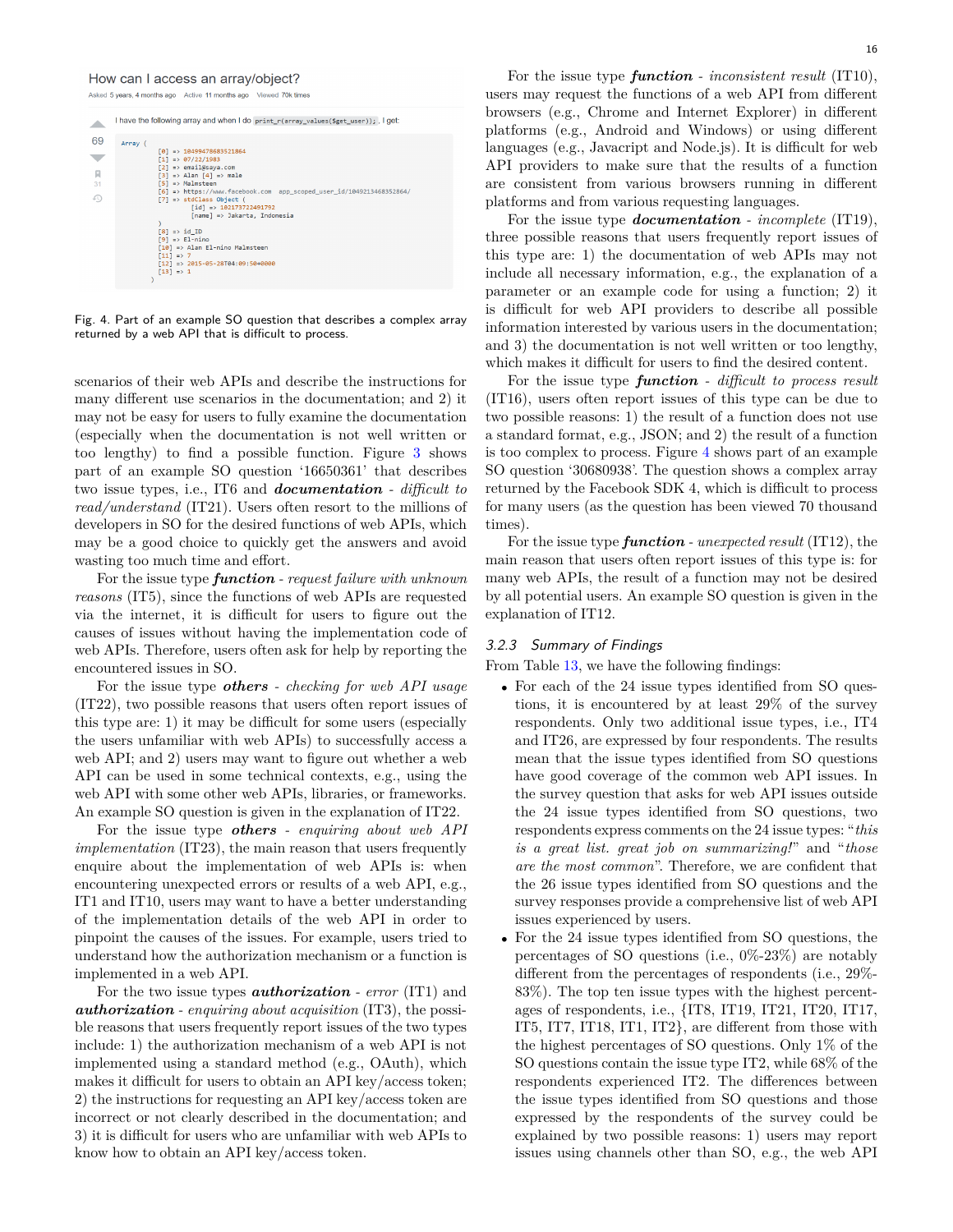Fig. 4. Part of an example SO question that describes a complex array returned by a web API that is difficult to process.

scenarios of their web APIs and describe the instructions for many different use scenarios in the documentation; and 2) it may not be easy for users to fully examine the documentation (especially when the documentation is not well written or too lengthy) to find a possible function. Figure 3 shows part of an example SO question '16650361' that describes two issue types, i.e., IT6 and ***documentation*** - *difficult to read/understand* (IT21). Users often resort to the millions of developers in SO for the desired functions of web APIs, which may be a good choice to quickly get the answers and avoid wasting too much time and effort.

For the issue type ***function*** - *request failure with unknown reasons* (IT5), since the functions of web APIs are requested via the internet, it is difficult for users to figure out the causes of issues without having the implementation code of web APIs. Therefore, users often ask for help by reporting the encountered issues in SO.

For the issue type ***others*** - *checking for web API usage* (IT22), two possible reasons that users often report issues of this type are: 1) it may be difficult for some users (especially the users unfamiliar with web APIs) to successfully access a web API; and 2) users may want to figure out whether a web API can be used in some technical contexts, e.g., using the web API with some other web APIs, libraries, or frameworks. An example SO question is given in the explanation of IT22.

For the issue type ***others*** - *enquiring about web API implementation* (IT23), the main reason that users frequently enquire about the implementation of web APIs is: when encountering unexpected errors or results of a web API, e.g., IT1 and IT10, users may want to have a better understanding of the implementation details of the web API in order to pinpoint the causes of the issues. For example, users tried to understand how the authorization mechanism or a function is implemented in a web API.

For the two issue types ***authorization*** - *error* (IT1) and ***authorization*** - *enquiring about acquisition* (IT3), the possible reasons that users frequently report issues of the two types include: 1) the authorization mechanism of a web API is not implemented using a standard method (e.g., OAuth), which makes it difficult for users to obtain an API key/access token; 2) the instructions for requesting an API key/access token are incorrect or not clearly described in the documentation; and 3) it is difficult for users who are unfamiliar with web APIs to know how to obtain an API key/access token.

For the issue type ***function*** - *inconsistent result* (IT10), users may request the functions of a web API from different browsers (e.g., Chrome and Internet Explorer) in different platforms (e.g., Android and Windows) or using different languages (e.g., Javacript and Node.js). It is difficult for web API providers to make sure that the results of a function are consistent from various browsers running in different platforms and from various requesting languages.

For the issue type ***documentation*** - *incomplete* (IT19), three possible reasons that users frequently report issues of this type are: 1) the documentation of web APIs may not include all necessary information, e.g., the explanation of a parameter or an example code for using a function; 2) it is difficult for web API providers to describe all possible information interested by various users in the documentation; and 3) the documentation is not well written or too lengthy, which makes it difficult for users to find the desired content.

For the issue type ***function*** - *difficult to process result* (IT16), users often report issues of this type can be due to two possible reasons: 1) the result of a function does not use a standard format, e.g., JSON; and 2) the result of a function is too complex to process. Figure 4 shows part of an example SO question '30680938'. The question shows a complex array returned by the Facebook SDK 4, which is difficult to process for many users (as the question has been viewed 70 thousand times).

For the issue type ***function*** - *unexpected result* (IT12), the main reason that users often report issues of this type is: for many web APIs, the result of a function may not be desired by all potential users. An example SO question is given in the explanation of IT12.

### 3.2.3 Summary of Findings

From Table 13, we have the following findings:

- For each of the 24 issue types identified from SO questions, it is encountered by at least 29% of the survey respondents. Only two additional issue types, i.e., IT4 and IT26, are expressed by four respondents. The results mean that the issue types identified from SO questions have good coverage of the common web API issues. In the survey question that asks for web API issues outside the 24 issue types identified from SO questions, two respondents express comments on the 24 issue types: "*this is a great list. great job on summarizing!*" and "*those are the most common*". Therefore, we are confident that the 26 issue types identified from SO questions and the survey responses provide a comprehensive list of web API issues experienced by users.
- For the 24 issue types identified from SO questions, the percentages of SO questions (i.e., 0%-23%) are notably different from the percentages of respondents (i.e., 29%-83%). The top ten issue types with the highest percentages of respondents, i.e., {IT8, IT19, IT21, IT20, IT17, IT5, IT7, IT18, IT1, IT2}, are different from those with the highest percentages of SO questions. Only 1% of the SO questions contain the issue type IT2, while 68% of the respondents experienced IT2. The differences between the issue types identified from SO questions and those expressed by the respondents of the survey could be explained by two possible reasons: 1) users may report issues using channels other than SO, e.g., the web API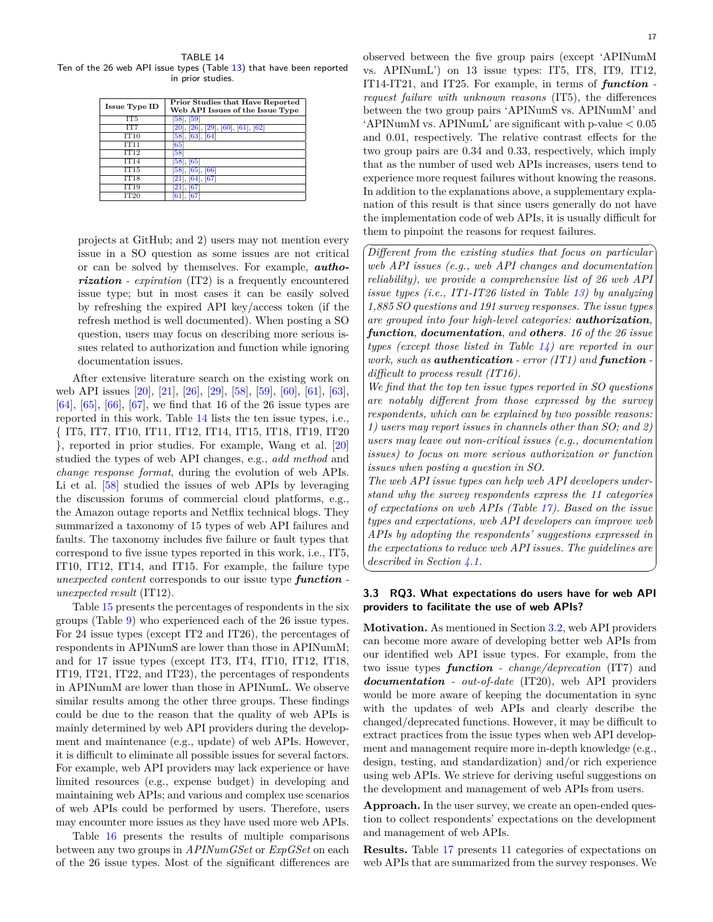TABLE 14
Ten of the 26 web API issue types (Table 13) that have been reported in prior studies.

| Issue Type ID | Prior Studies that Have Reported Web API Issues of the Issue Type |
|---|---|
| IT5 | [58], [59] |
| IT7 | [20], [26], [29], [60], [61], [62] |
| IT10 | [58], [63], [64] |
| IT11 | [65] |
| IT12 | [58] |
| IT14 | [58], [65] |
| IT15 | [58], [65], [66] |
| IT18 | [21], [64], [67] |
| IT19 | [21], [67] |
| IT20 | [61], [67] |

projects at GitHub; and 2) users may not mention every issue in a SO question as some issues are not critical or can be solved by themselves. For example, ***authorization*** - *expiration* (IT2) is a frequently encountered issue type; but in most cases it can be easily solved by refreshing the expired API key/access token (if the refresh method is well documented). When posting a SO question, users may focus on describing more serious issues related to authorization and function while ignoring documentation issues.

After extensive literature search on the existing work on web API issues [20], [21], [26], [29], [58], [59], [60], [61], [63], [64], [65], [66], [67], we find that 16 of the 26 issue types are reported in this work. Table 14 lists the ten issue types, i.e., { IT5, IT7, IT10, IT11, IT12, IT14, IT15, IT18, IT19, IT20 }, reported in prior studies. For example, Wang et al. [20] studied the types of web API changes, e.g., *add method* and *change response format*, during the evolution of web APIs. Li et al. [58] studied the issues of web APIs by leveraging the discussion forums of commercial cloud platforms, e.g., the Amazon outage reports and Netflix technical blogs. They summarized a taxonomy of 15 types of web API failures and faults. The taxonomy includes five failure or fault types that correspond to five issue types reported in this work, i.e., IT5, IT10, IT12, IT14, and IT15. For example, the failure type *unexpected content* corresponds to our issue type ***function*** - *unexpected result* (IT12).

Table 15 presents the percentages of respondents in the six groups (Table 9) who experienced each of the 26 issue types. For 24 issue types (except IT2 and IT26), the percentages of respondents in APINumS are lower than those in APINumM; and for 17 issue types (except IT3, IT4, IT10, IT12, IT18, IT19, IT21, IT22, and IT23), the percentages of respondents in APINumM are lower than those in APINumL. We observe similar results among the other three groups. These findings could be due to the reason that the quality of web APIs is mainly determined by web API providers during the development and maintenance (e.g., update) of web APIs. However, it is difficult to eliminate all possible issues for several factors. For example, web API providers may lack experience or have limited resources (e.g., expense budget) in developing and maintaining web APIs; and various and complex use scenarios of web APIs could be performed by users. Therefore, users may encounter more issues as they have used more web APIs.

Table 16 presents the results of multiple comparisons between any two groups in *APINumGSet* or *ExpGSet* on each of the 26 issue types. Most of the significant differences are observed between the five group pairs (except 'APINumM vs. APINumL') on 13 issue types: IT5, IT8, IT9, IT12, IT14-IT21, and IT25. For example, in terms of ***function*** - *request failure with unknown reasons* (IT5), the differences between the two group pairs 'APINumS vs. APINumM' and 'APINumM vs. APINumL' are significant with p-value $< 0.05$ and 0.01, respectively. The relative contrast effects for the two group pairs are 0.34 and 0.33, respectively, which imply that as the number of used web APIs increases, users tend to experience more request failures without knowing the reasons. In addition to the explanations above, a supplementary explanation of this result is that since users generally do not have the implementation code of web APIs, it is usually difficult for them to pinpoint the reasons for request failures.

> *Different from the existing studies that focus on particular web API issues (e.g., web API changes and documentation reliability), we provide a comprehensive list of 26 web API issue types (i.e., IT1-IT26 listed in Table 13) by analyzing 1,885 SO questions and 191 survey responses. The issue types are grouped into four high-level categories:* ***authorization****,* ***function****,* ***documentation****, and* ***others****. 16 of the 26 issue types (except those listed in Table 14) are reported in our work, such as* ***authentication*** *- error (IT1) and* ***function*** *- difficult to process result (IT16).*
>
> *We find that the top ten issue types reported in SO questions are notably different from those expressed by the survey respondents, which can be explained by two possible reasons: 1) users may report issues in channels other than SO; and 2) users may leave out non-critical issues (e.g., documentation issues) to focus on more serious authorization or function issues when posting a question in SO.*
>
> *The web API issue types can help web API developers understand why the survey respondents express the 11 categories of expectations on web APIs (Table 17). Based on the issue types and expectations, web API developers can improve web APIs by adopting the respondents' suggestions expressed in the expectations to reduce web API issues. The guidelines are described in Section 4.1.*

### 3.3 RQ3. What expectations do users have for web API providers to facilitate the use of web APIs?

**Motivation.** As mentioned in Section 3.2, web API providers can become more aware of developing better web APIs from our identified web API issue types. For example, from the two issue types ***function*** - *change/deprecation* (IT7) and ***documentation*** - *out-of-date* (IT20), web API providers would be more aware of keeping the documentation in sync with the updates of web APIs and clearly describe the changed/deprecated functions. However, it may be difficult to extract practices from the issue types when web API development and management require more in-depth knowledge (e.g., design, testing, and standardization) and/or rich experience using web APIs. We strieve for deriving useful suggestions on the development and management of web APIs from users.

**Approach.** In the user survey, we create an open-ended question to collect respondents' expectations on the development and management of web APIs.

**Results.** Table 17 presents 11 categories of expectations on web APIs that are summarized from the survey responses. We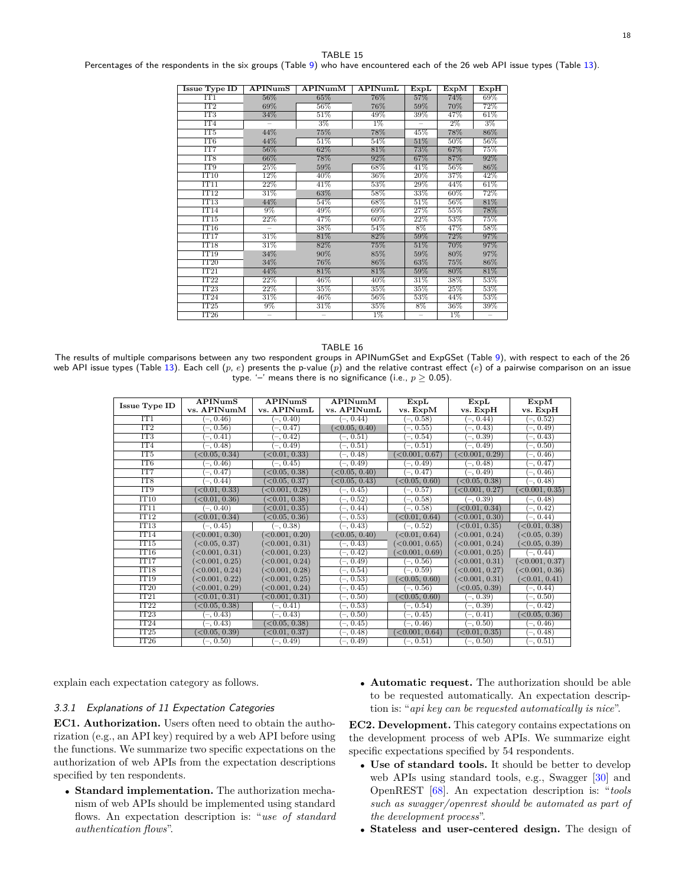TABLE 15

Percentages of the respondents in the six groups (Table 9) who have encountered each of the 26 web API issue types (Table 13).

| Issue Type ID | APINumS | APINumM | APINumL | ExpL | ExpM | ExpH |
|---|---|---|---|---|---|---|
| IT1 | 56% | 65% | 76% | 57% | 74% | 69% |
| IT2 | 69% | 56% | 76% | 59% | 70% | 72% |
| IT3 | 34% | 51% | 49% | 39% | 47% | 61% |
| IT4 | – | 3% | 1% | – | 2% | 3% |
| IT5 | 44% | 75% | 78% | 45% | 78% | 86% |
| IT6 | 44% | 51% | 54% | 51% | 50% | 56% |
| IT7 | 56% | 62% | 81% | 73% | 67% | 75% |
| IT8 | 66% | 78% | 92% | 67% | 87% | 92% |
| IT9 | 25% | 59% | 68% | 41% | 56% | 86% |
| IT10 | 12% | 40% | 36% | 20% | 37% | 42% |
| IT11 | 22% | 41% | 53% | 29% | 44% | 61% |
| IT12 | 31% | 63% | 58% | 33% | 60% | 72% |
| IT13 | 44% | 54% | 68% | 51% | 56% | 81% |
| IT14 | 9% | 49% | 69% | 27% | 55% | 78% |
| IT15 | 22% | 47% | 60% | 22% | 53% | 75% |
| IT16 | – | 38% | 54% | 8% | 47% | 58% |
| IT17 | 31% | 81% | 82% | 59% | 72% | 97% |
| IT18 | 31% | 82% | 75% | 51% | 70% | 97% |
| IT19 | 34% | 90% | 85% | 59% | 80% | 97% |
| IT20 | 34% | 76% | 86% | 63% | 75% | 86% |
| IT21 | 44% | 81% | 81% | 59% | 80% | 81% |
| IT22 | 22% | 46% | 40% | 31% | 38% | 53% |
| IT23 | 22% | 35% | 35% | 35% | 25% | 53% |
| IT24 | 31% | 46% | 56% | 53% | 44% | 53% |
| IT25 | 9% | 31% | 35% | 8% | 36% | 39% |
| IT26 | – | – | 1% | – | 1% | – |

TABLE 16

The results of multiple comparisons between any two respondent groups in APINumGSet and ExpGSet (Table 9), with respect to each of the 26 web API issue types (Table 13). Each cell ($p$, $e$) presents the p-value ($p$) and the relative contrast effect ($e$) of a pairwise comparison on an issue type. '–' means there is no significance (i.e., $p \geq 0.05$).

| Issue Type ID | APINumS vs. APINumM | APINumS vs. APINumL | APINumM vs. APINumL | ExpL vs. ExpM | ExpL vs. ExpH | ExpM vs. ExpH |
|---|---|---|---|---|---|---|
| IT1 | (–, 0.46) | (–, 0.40) | (–, 0.44) | (–, 0.58) | (–, 0.44) | (–, 0.52) |
| IT2 | (–, 0.56) | (–, 0.47) | (<0.05, 0.40) | (–, 0.55) | (–, 0.43) | (–, 0.49) |
| IT3 | (–, 0.41) | (–, 0.42) | (–, 0.51) | (–, 0.54) | (–, 0.39) | (–, 0.43) |
| IT4 | (–, 0.48) | (–, 0.49) | (–, 0.51) | (–, 0.51) | (–, 0.49) | (–, 0.50) |
| IT5 | (<0.05, 0.34) | (<0.01, 0.33) | (–, 0.48) | (<0.001, 0.67) | (<0.001, 0.29) | (–, 0.46) |
| IT6 | (–, 0.46) | (–, 0.45) | (–, 0.49) | (–, 0.49) | (–, 0.48) | (–, 0.47) |
| IT7 | (–, 0.47) | (<0.05, 0.38) | (<0.05, 0.40) | (–, 0.47) | (–, 0.49) | (–, 0.46) |
| IT8 | (–, 0.44) | (<0.05, 0.37) | (<0.05, 0.43) | (<0.05, 0.60) | (<0.05, 0.38) | (–, 0.48) |
| IT9 | (<0.01, 0.33) | (<0.001, 0.28) | (–, 0.45) | (–, 0.57) | (<0.001, 0.27) | (<0.001, 0.35) |
| IT10 | (<0.01, 0.36) | (<0.01, 0.38) | (–, 0.52) | (–, 0.58) | (–, 0.39) | (–, 0.48) |
| IT11 | (–, 0.40) | (<0.01, 0.35) | (–, 0.44) | (–, 0.58) | (<0.01, 0.34) | (–, 0.42) |
| IT12 | (<0.01, 0.34) | (<0.05, 0.36) | (–, 0.53) | (<0.01, 0.64) | (<0.001, 0.30) | (–, 0.44) |
| IT13 | (–, 0.45) | (–, 0.38) | (–, 0.43) | (–, 0.52) | (<0.01, 0.35) | (<0.01, 0.38) |
| IT14 | (<0.001, 0.30) | (<0.001, 0.20) | (<0.05, 0.40) | (<0.01, 0.64) | (<0.001, 0.24) | (<0.05, 0.39) |
| IT15 | (<0.05, 0.37) | (<0.001, 0.31) | (–, 0.43) | (<0.001, 0.65) | (<0.001, 0.24) | (<0.05, 0.39) |
| IT16 | (<0.001, 0.31) | (<0.001, 0.23) | (–, 0.42) | (<0.001, 0.69) | (<0.001, 0.25) | (–, 0.44) |
| IT17 | (<0.001, 0.25) | (<0.001, 0.24) | (–, 0.49) | (–, 0.56) | (<0.001, 0.31) | (<0.001, 0.37) |
| IT18 | (<0.001, 0.24) | (<0.001, 0.28) | (–, 0.54) | (–, 0.59) | (<0.001, 0.27) | (<0.001, 0.36) |
| IT19 | (<0.001, 0.22) | (<0.001, 0.25) | (–, 0.53) | (<0.05, 0.60) | (<0.001, 0.31) | (<0.01, 0.41) |
| IT20 | (<0.001, 0.29) | (<0.001, 0.24) | (–, 0.45) | (–, 0.56) | (<0.05, 0.39) | (–, 0.44) |
| IT21 | (<0.01, 0.31) | (<0.001, 0.31) | (–, 0.50) | (<0.05, 0.60) | (–, 0.39) | (–, 0.50) |
| IT22 | (<0.05, 0.38) | (–, 0.41) | (–, 0.53) | (–, 0.54) | (–, 0.39) | (–, 0.42) |
| IT23 | (–, 0.43) | (–, 0.43) | (–, 0.50) | (–, 0.45) | (–, 0.41) | (<0.05, 0.36) |
| IT24 | (–, 0.43) | (<0.05, 0.38) | (–, 0.45) | (–, 0.46) | (–, 0.50) | (–, 0.46) |
| IT25 | (<0.05, 0.39) | (<0.01, 0.37) | (–, 0.48) | (<0.001, 0.64) | (<0.01, 0.35) | (–, 0.48) |
| IT26 | (–, 0.50) | (–, 0.49) | (–, 0.49) | (–, 0.51) | (–, 0.50) | (–, 0.51) |

explain each expectation category as follows.

### 3.3.1 Explanations of 11 Expectation Categories

**EC1. Authorization.** Users often need to obtain the authorization (e.g., an API key) required by a web API before using the functions. We summarize two specific expectations on the authorization of web APIs from the expectation descriptions specified by ten respondents.

- **Standard implementation.** The authorization mechanism of web APIs should be implemented using standard flows. An expectation description is: "*use of standard authentication flows*".
- **Automatic request.** The authorization should be able to be requested automatically. An expectation description is: "*api key can be requested automatically is nice*".

**EC2. Development.** This category contains expectations on the development process of web APIs. We summarize eight specific expectations specified by 54 respondents.

- **Use of standard tools.** It should be better to develop web APIs using standard tools, e.g., Swagger [30] and OpenREST [68]. An expectation description is: "*tools such as swagger/openrest should be automated as part of the development process*".
- **Stateless and user-centered design.** The design of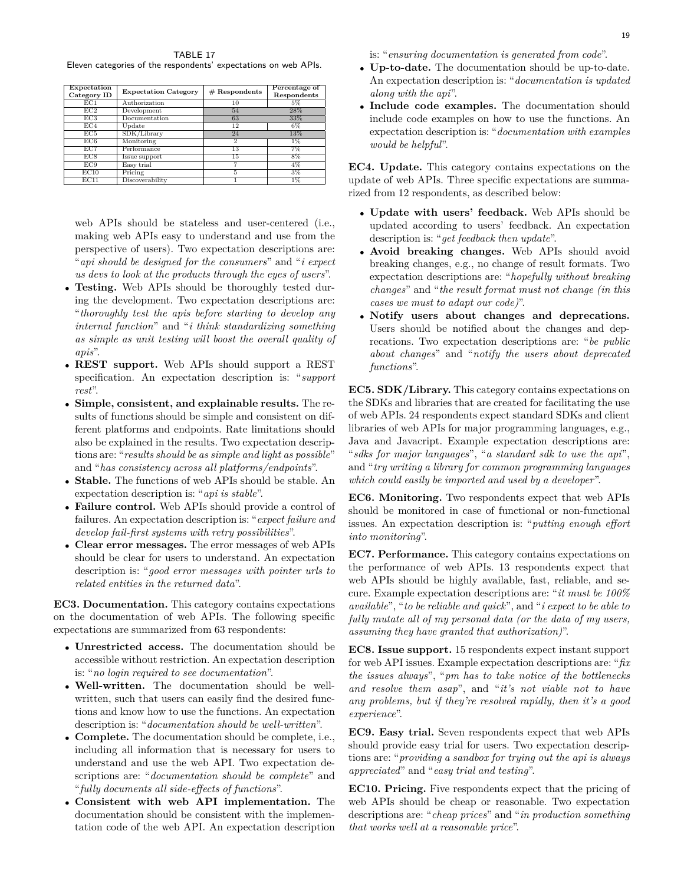TABLE 17
Eleven categories of the respondents' expectations on web APIs.

| Expectation Category ID | Expectation Category | # Respondents | Percentage of Respondents |
|---|---|---|---|
| EC1 | Authorization | 10 | 5% |
| EC2 | Development | 54 | 28% |
| EC3 | Documentation | 63 | 33% |
| EC4 | Update | 12 | 6% |
| EC5 | SDK/Library | 24 | 13% |
| EC6 | Monitoring | 2 | 1% |
| EC7 | Performance | 13 | 7% |
| EC8 | Issue support | 15 | 8% |
| EC9 | Easy trial | 7 | 4% |
| EC10 | Pricing | 5 | 3% |
| EC11 | Discoverability | 1 | 1% |

web APIs should be stateless and user-centered (i.e., making web APIs easy to understand and use from the perspective of users). Two expectation descriptions are: "*api should be designed for the consumers*" and "*i expect us devs to look at the products through the eyes of users*".

- **Testing.** Web APIs should be thoroughly tested during the development. Two expectation descriptions are: "*thoroughly test the apis before starting to develop any internal function*" and "*i think standardizing something as simple as unit testing will boost the overall quality of apis*".
- **REST support.** Web APIs should support a REST specification. An expectation description is: "*support rest*".
- **Simple, consistent, and explainable results.** The results of functions should be simple and consistent on different platforms and endpoints. Rate limitations should also be explained in the results. Two expectation descriptions are: "*results should be as simple and light as possible*" and "*has consistency across all platforms/endpoints*".
- **Stable.** The functions of web APIs should be stable. An expectation description is: "*api is stable*".
- **Failure control.** Web APIs should provide a control of failures. An expectation description is: "*expect failure and develop fail-first systems with retry possibilities*".
- **Clear error messages.** The error messages of web APIs should be clear for users to understand. An expectation description is: "*good error messages with pointer urls to related entities in the returned data*".

**EC3. Documentation.** This category contains expectations on the documentation of web APIs. The following specific expectations are summarized from 63 respondents:

- **Unrestricted access.** The documentation should be accessible without restriction. An expectation description is: "*no login required to see documentation*".
- **Well-written.** The documentation should be well-written, such that users can easily find the desired functions and know how to use the functions. An expectation description is: "*documentation should be well-written*".
- **Complete.** The documentation should be complete, i.e., including all information that is necessary for users to understand and use the web API. Two expectation descriptions are: "*documentation should be complete*" and "*fully documents all side-effects of functions*".
- **Consistent with web API implementation.** The documentation should be consistent with the implementation code of the web API. An expectation description is: "*ensuring documentation is generated from code*".
- **Up-to-date.** The documentation should be up-to-date. An expectation description is: "*documentation is updated along with the api*".
- **Include code examples.** The documentation should include code examples on how to use the functions. An expectation description is: "*documentation with examples would be helpful*".

**EC4. Update.** This category contains expectations on the update of web APIs. Three specific expectations are summarized from 12 respondents, as described below:

- **Update with users' feedback.** Web APIs should be updated according to users' feedback. An expectation description is: "*get feedback then update*".
- **Avoid breaking changes.** Web APIs should avoid breaking changes, e.g., no change of result formats. Two expectation descriptions are: "*hopefully without breaking changes*" and "*the result format must not change (in this cases we must to adapt our code)*".
- **Notify users about changes and deprecations.** Users should be notified about the changes and deprecations. Two expectation descriptions are: "*be public about changes*" and "*notify the users about deprecated functions*".

**EC5. SDK/Library.** This category contains expectations on the SDKs and libraries that are created for facilitating the use of web APIs. 24 respondents expect standard SDKs and client libraries of web APIs for major programming languages, e.g., Java and Javacript. Example expectation descriptions are: "*sdks for major languages*", "*a standard sdk to use the api*", and "*try writing a library for common programming languages which could easily be imported and used by a developer*".

**EC6. Monitoring.** Two respondents expect that web APIs should be monitored in case of functional or non-functional issues. An expectation description is: "*putting enough effort into monitoring*".

**EC7. Performance.** This category contains expectations on the performance of web APIs. 13 respondents expect that web APIs should be highly available, fast, reliable, and secure. Example expectation descriptions are: "*it must be 100% available*", "*to be reliable and quick*", and "*i expect to be able to fully mutate all of my personal data (or the data of my users, assuming they have granted that authorization)*".

**EC8. Issue support.** 15 respondents expect instant support for web API issues. Example expectation descriptions are: "*fix the issues always*", "*pm has to take notice of the bottlenecks and resolve them asap*", and "*it's not viable not to have any problems, but if they're resolved rapidly, then it's a good experience*".

**EC9. Easy trial.** Seven respondents expect that web APIs should provide easy trial for users. Two expectation descriptions are: "*providing a sandbox for trying out the api is always appreciated*" and "*easy trial and testing*".

**EC10. Pricing.** Five respondents expect that the pricing of web APIs should be cheap or reasonable. Two expectation descriptions are: "*cheap prices*" and "*in production something that works well at a reasonable price*".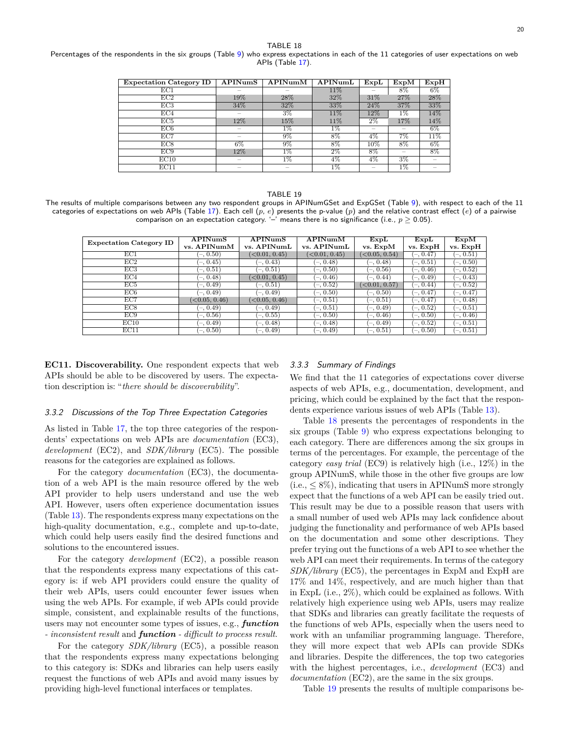TABLE 18
Percentages of the respondents in the six groups (Table 9) who express expectations in each of the 11 categories of user expectations on web APIs (Table 17).

| Expectation Category ID | APINumS | APINumM | APINumL | ExpL | ExpM | ExpH |
|---|---|---|---|---|---|---|
| EC1 | – | – | 11% | – | 8% | 6% |
| EC2 | 19% | 28% | 32% | 31% | 27% | 28% |
| EC3 | 34% | 32% | 33% | 24% | 37% | 33% |
| EC4 | – | 3% | 11% | 12% | 1% | 14% |
| EC5 | 12% | 15% | 11% | 2% | 17% | 14% |
| EC6 | – | 1% | 1% | – | – | 6% |
| EC7 | – | 9% | 8% | 4% | 7% | 11% |
| EC8 | 6% | 9% | 8% | 10% | 8% | 6% |
| EC9 | 12% | 1% | 2% | 8% | – | 8% |
| EC10 | – | 1% | 4% | 4% | 3% | – |
| EC11 | – | – | 1% | – | 1% | – |

TABLE 19
The results of multiple comparisons between any two respondent groups in APINumGSet and ExpGSet (Table 9), with respect to each of the 11 categories of expectations on web APIs (Table 17). Each cell ($p$, $e$) presents the p-value ($p$) and the relative contrast effect ($e$) of a pairwise comparison on an expectation category. '–' means there is no significance (i.e., $p \geq 0.05$).

| Expectation Category ID | APINumS vs. APINumM | APINumS vs. APINumL | APINumM vs. APINumL | ExpL vs. ExpM | ExpL vs. ExpH | ExpM vs. ExpH |
|---|---|---|---|---|---|---|
| EC1 | (–, 0.50) | (<0.01, 0.45) | (<0.01, 0.45) | (<0.05, 0.54) | (–, 0.47) | (–, 0.51) |
| EC2 | (–, 0.45) | (–, 0.43) | (–, 0.48) | (–, 0.48) | (–, 0.51) | (–, 0.50) |
| EC3 | (–, 0.51) | (–, 0.51) | (–, 0.50) | (–, 0.56) | (–, 0.46) | (–, 0.52) |
| EC4 | (–, 0.48) | (<0.01, 0.45) | (–, 0.46) | (–, 0.44) | (–, 0.49) | (–, 0.43) |
| EC5 | (–, 0.49) | (–, 0.51) | (–, 0.52) | (<0.01, 0.57) | (–, 0.44) | (–, 0.52) |
| EC6 | (–, 0.49) | (–, 0.49) | (–, 0.50) | (–, 0.50) | (–, 0.47) | (–, 0.47) |
| EC7 | (<0.05, 0.46) | (<0.05, 0.46) | (–, 0.51) | (–, 0.51) | (–, 0.47) | (–, 0.48) |
| EC8 | (–, 0.49) | (–, 0.49) | (–, 0.51) | (–, 0.49) | (–, 0.52) | (–, 0.51) |
| EC9 | (–, 0.56) | (–, 0.55) | (–, 0.50) | (–, 0.46) | (–, 0.50) | (–, 0.46) |
| EC10 | (–, 0.49) | (–, 0.48) | (–, 0.48) | (–, 0.49) | (–, 0.52) | (–, 0.51) |
| EC11 | (–, 0.50) | (–, 0.49) | (–, 0.49) | (–, 0.51) | (–, 0.50) | (–, 0.51) |

**EC11. Discoverability.** One respondent expects that web APIs should be able to be discovered by users. The expectation description is: "*there should be discoverability*".

### 3.3.2 Discussions of the Top Three Expectation Categories

As listed in Table 17, the top three categories of the respondents' expectations on web APIs are *documentation* (EC3), *development* (EC2), and *SDK/library* (EC5). The possible reasons for the categories are explained as follows.

For the category *documentation* (EC3), the documentation of a web API is the main resource offered by the web API provider to help users understand and use the web API. However, users often experience documentation issues (Table 13). The respondents express many expectations on the high-quality documentation, e.g., complete and up-to-date, which could help users easily find the desired functions and solutions to the encountered issues.

For the category *development* (EC2), a possible reason that the respondents express many expectations of this category is: if web API providers could ensure the quality of their web APIs, users could encounter fewer issues when using the web APIs. For example, if web APIs could provide simple, consistent, and explainable results of the functions, users may not encounter some types of issues, e.g., ***function** - inconsistent result* and ***function** - difficult to process result*.

For the category *SDK/library* (EC5), a possible reason that the respondents express many expectations belonging to this category is: SDKs and libraries can help users easily request the functions of web APIs and avoid many issues by providing high-level functional interfaces or templates.

### 3.3.3 Summary of Findings

We find that the 11 categories of expectations cover diverse aspects of web APIs, e.g., documentation, development, and pricing, which could be explained by the fact that the respondents experience various issues of web APIs (Table 13).

Table 18 presents the percentages of respondents in the six groups (Table 9) who express expectations belonging to each category. There are differences among the six groups in terms of the percentages. For example, the percentage of the category *easy trial* (EC9) is relatively high (i.e., 12%) in the group APINumS, while those in the other five groups are low (i.e., ≤ 8%), indicating that users in APINumS more strongly expect that the functions of a web API can be easily tried out. This result may be due to a possible reason that users with a small number of used web APIs may lack confidence about judging the functionality and performance of web APIs based on the documentation and some other descriptions. They prefer trying out the functions of a web API to see whether the web API can meet their requirements. In terms of the category *SDK/library* (EC5), the percentages in ExpM and ExpH are 17% and 14%, respectively, and are much higher than that in ExpL (i.e., 2%), which could be explained as follows. With relatively high experience using web APIs, users may realize that SDKs and libraries can greatly facilitate the requests of the functions of web APIs, especially when the users need to work with an unfamiliar programming language. Therefore, they will more expect that web APIs can provide SDKs and libraries. Despite the differences, the top two categories with the highest percentages, i.e., *development* (EC3) and *documentation* (EC2), are the same in the six groups.

Table 19 presents the results of multiple comparisons be-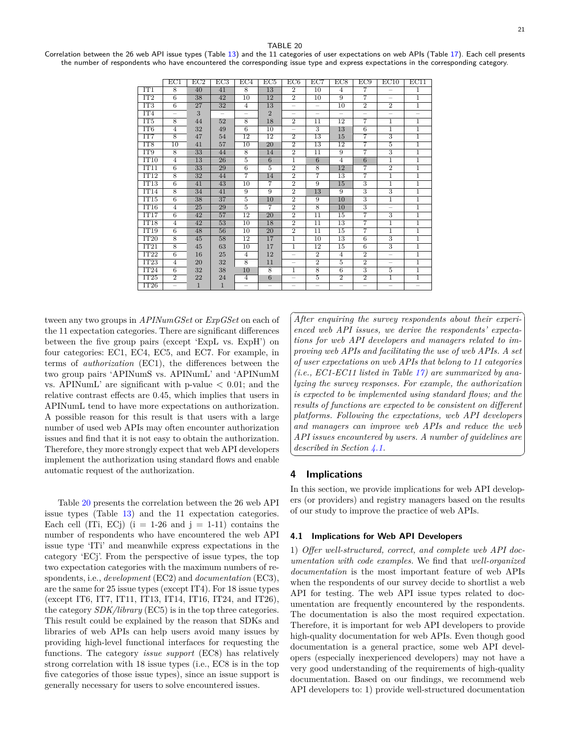TABLE 20
Correlation between the 26 web API issue types (Table 13) and the 11 categories of user expectations on web APIs (Table 17). Each cell presents the number of respondents who have encountered the corresponding issue type and express expectations in the corresponding category.

| | EC1 | EC2 | EC3 | EC4 | EC5 | EC6 | EC7 | EC8 | EC9 | EC10 | EC11 |
|---|---|---|---|---|---|---|---|---|---|---|---|
| IT1 | 8 | 40 | 41 | 8 | 13 | 2 | 10 | 4 | 7 | – | 1 |
| IT2 | 6 | 38 | 42 | 10 | 12 | 2 | 10 | 9 | 7 | – | 1 |
| IT3 | 6 | 27 | 32 | 4 | 13 | – | – | 10 | 2 | 2 | 1 |
| IT4 | – | 3 | – | – | 2 | – | – | – | – | – | – |
| IT5 | 8 | 44 | 52 | 8 | 18 | 2 | 11 | 12 | 7 | 1 | 1 |
| IT6 | 4 | 32 | 49 | 6 | 10 | – | 3 | 13 | 6 | 1 | 1 |
| IT7 | 8 | 47 | 54 | 12 | 12 | 2 | 13 | 15 | 7 | 3 | 1 |
| IT8 | 10 | 41 | 57 | 10 | 20 | 2 | 13 | 12 | 7 | 5 | 1 |
| IT9 | 8 | 33 | 44 | 8 | 14 | 2 | 11 | 9 | 7 | 3 | 1 |
| IT10 | 4 | 13 | 26 | 5 | 6 | 1 | 6 | 4 | 6 | 1 | 1 |
| IT11 | 6 | 33 | 29 | 6 | 5 | 2 | 8 | 12 | 7 | 2 | 1 |
| IT12 | 8 | 32 | 44 | 7 | 14 | 2 | 7 | 13 | 7 | 1 | 1 |
| IT13 | 6 | 41 | 43 | 10 | 7 | 2 | 9 | 15 | 3 | 1 | 1 |
| IT14 | 8 | 34 | 41 | 9 | 9 | 2 | 13 | 9 | 3 | 3 | 1 |
| IT15 | 6 | 38 | 37 | 5 | 10 | 2 | 9 | 10 | 3 | 1 | 1 |
| IT16 | 4 | 25 | 29 | 5 | 7 | 2 | 8 | 10 | 3 | – | 1 |
| IT17 | 6 | 42 | 57 | 12 | 20 | 2 | 11 | 15 | 7 | 3 | 1 |
| IT18 | 4 | 42 | 53 | 10 | 18 | 2 | 11 | 13 | 7 | 1 | 1 |
| IT19 | 6 | 48 | 56 | 10 | 20 | 2 | 11 | 15 | 7 | 1 | 1 |
| IT20 | 8 | 45 | 58 | 12 | 17 | 1 | 10 | 13 | 6 | 3 | 1 |
| IT21 | 8 | 45 | 63 | 10 | 17 | 1 | 12 | 15 | 6 | 3 | 1 |
| IT22 | 6 | 16 | 25 | 4 | 12 | – | 2 | 4 | 2 | – | 1 |
| IT23 | 4 | 20 | 32 | 8 | 11 | – | 2 | 5 | 2 | – | 1 |
| IT24 | 6 | 32 | 38 | 10 | 8 | 1 | 8 | 6 | 3 | 5 | 1 |
| IT25 | 2 | 22 | 24 | 4 | 6 | – | 5 | 2 | 2 | 1 | 1 |
| IT26 | – | 1 | 1 | – | – | – | – | – | – | – | – |

tween any two groups in *APINumGSet* or *ExpGSet* on each of the 11 expectation categories. There are significant differences between the five group pairs (except 'ExpL vs. ExpH') on four categories: EC1, EC4, EC5, and EC7. For example, in terms of *authorization* (EC1), the differences between the two group pairs 'APINumS vs. APINumL' and 'APINumM vs. APINumL' are significant with p-value $< 0.01$; and the relative contrast effects are 0.45, which implies that users in APINumL tend to have more expectations on authorization. A possible reason for this result is that users with a large number of used web APIs may often encounter authorization issues and find that it is not easy to obtain the authorization. Therefore, they more strongly expect that web API developers implement the authorization using standard flows and enable automatic request of the authorization.

Table 20 presents the correlation between the 26 web API issue types (Table 13) and the 11 expectation categories. Each cell (ITi, ECj) (i = 1-26 and j = 1-11) contains the number of respondents who have encountered the web API issue type 'ITi' and meanwhile express expectations in the category 'ECj'. From the perspective of issue types, the top two expectation categories with the maximum numbers of respondents, i.e., *development* (EC2) and *documentation* (EC3), are the same for 25 issue types (except IT4). For 18 issue types (except IT6, IT7, IT11, IT13, IT14, IT16, IT24, and IT26), the category *SDK/library* (EC5) is in the top three categories. This result could be explained by the reason that SDKs and libraries of web APIs can help users avoid many issues by providing high-level functional interfaces for requesting the functions. The category *issue support* (EC8) has relatively strong correlation with 18 issue types (i.e., EC8 is in the top five categories of those issue types), since an issue support is generally necessary for users to solve encountered issues.

*After enquiring the survey respondents about their experienced web API issues, we derive the respondents' expectations for web API developers and managers related to improving web APIs and facilitating the use of web APIs. A set of user expectations on web APIs that belong to 11 categories (i.e., EC1-EC11 listed in Table 17) are summarized by analyzing the survey responses. For example, the authorization is expected to be implemented using standard flows; and the results of functions are expected to be consistent on different platforms. Following the expectations, web API developers and managers can improve web APIs and reduce the web API issues encountered by users. A number of guidelines are described in Section 4.1.*

## 4 Implications

In this section, we provide implications for web API developers (or providers) and registry managers based on the results of our study to improve the practice of web APIs.

### 4.1 Implications for Web API Developers

1) *Offer well-structured, correct, and complete web API documentation with code examples.* We find that *well-organized documentation* is the most important feature of web APIs when the respondents of our survey decide to shortlist a web API for testing. The web API issue types related to documentation are frequently encountered by the respondents. The documentation is also the most required expectation. Therefore, it is important for web API developers to provide high-quality documentation for web APIs. Even though good documentation is a general practice, some web API developers (especially inexperienced developers) may not have a very good understanding of the requirements of high-quality documentation. Based on our findings, we recommend web API developers to: 1) provide well-structured documentation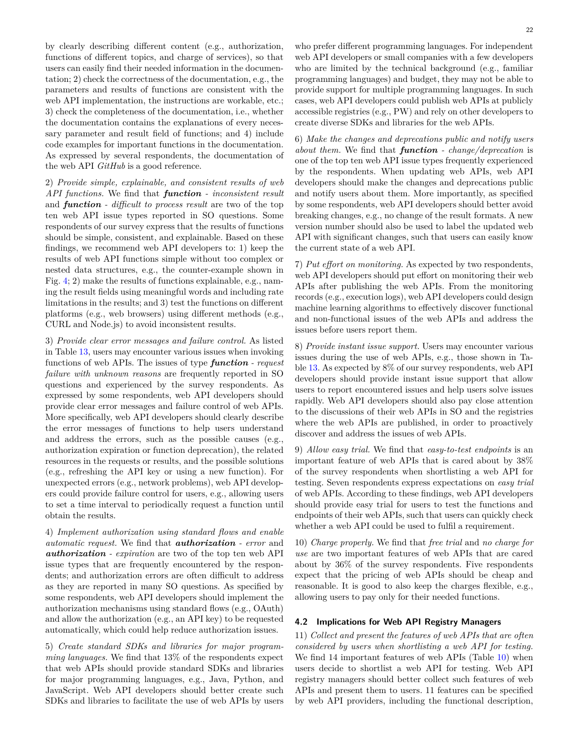by clearly describing different content (e.g., authorization, functions of different topics, and charge of services), so that users can easily find their needed information in the documentation; 2) check the correctness of the documentation, e.g., the parameters and results of functions are consistent with the web API implementation, the instructions are workable, etc.; 3) check the completeness of the documentation, i.e., whether the documentation contains the explanations of every necessary parameter and result field of functions; and 4) include code examples for important functions in the documentation. As expressed by several respondents, the documentation of the web API *GitHub* is a good reference.

2) *Provide simple, explainable, and consistent results of web API functions.* We find that ***function*** - *inconsistent result* and ***function*** - *difficult to process result* are two of the top ten web API issue types reported in SO questions. Some respondents of our survey express that the results of functions should be simple, consistent, and explainable. Based on these findings, we recommend web API developers to: 1) keep the results of web API functions simple without too complex or nested data structures, e.g., the counter-example shown in Fig. 4; 2) make the results of functions explainable, e.g., naming the result fields using meaningful words and including rate limitations in the results; and 3) test the functions on different platforms (e.g., web browsers) using different methods (e.g., CURL and Node.js) to avoid inconsistent results.

3) *Provide clear error messages and failure control.* As listed in Table 13, users may encounter various issues when invoking functions of web APIs. The issues of type ***function*** - *request failure with unknown reasons* are frequently reported in SO questions and experienced by the survey respondents. As expressed by some respondents, web API developers should provide clear error messages and failure control of web APIs. More specifically, web API developers should clearly describe the error messages of functions to help users understand and address the errors, such as the possible causes (e.g., authorization expiration or function deprecation), the related resources in the requests or results, and the possible solutions (e.g., refreshing the API key or using a new function). For unexpected errors (e.g., network problems), web API developers could provide failure control for users, e.g., allowing users to set a time interval to periodically request a function until obtain the results.

4) *Implement authorization using standard flows and enable automatic request.* We find that ***authorization*** - *error* and ***authorization*** - *expiration* are two of the top ten web API issue types that are frequently encountered by the respondents; and authorization errors are often difficult to address as they are reported in many SO questions. As specified by some respondents, web API developers should implement the authorization mechanisms using standard flows (e.g., OAuth) and allow the authorization (e.g., an API key) to be requested automatically, which could help reduce authorization issues.

5) *Create standard SDKs and libraries for major programming languages.* We find that 13% of the respondents expect that web APIs should provide standard SDKs and libraries for major programming languages, e.g., Java, Python, and JavaScript. Web API developers should better create such SDKs and libraries to facilitate the use of web APIs by users who prefer different programming languages. For independent web API developers or small companies with a few developers who are limited by the technical background (e.g., familiar programming languages) and budget, they may not be able to provide support for multiple programming languages. In such cases, web API developers could publish web APIs at publicly accessible registries (e.g., PW) and rely on other developers to create diverse SDKs and libraries for the web APIs.

6) *Make the changes and deprecations public and notify users about them.* We find that ***function*** - *change/deprecation* is one of the top ten web API issue types frequently experienced by the respondents. When updating web APIs, web API developers should make the changes and deprecations public and notify users about them. More importantly, as specified by some respondents, web API developers should better avoid breaking changes, e.g., no change of the result formats. A new version number should also be used to label the updated web API with significant changes, such that users can easily know the current state of a web API.

7) *Put effort on monitoring.* As expected by two respondents, web API developers should put effort on monitoring their web APIs after publishing the web APIs. From the monitoring records (e.g., execution logs), web API developers could design machine learning algorithms to effectively discover functional and non-functional issues of the web APIs and address the issues before users report them.

8) *Provide instant issue support.* Users may encounter various issues during the use of web APIs, e.g., those shown in Table 13. As expected by 8% of our survey respondents, web API developers should provide instant issue support that allow users to report encountered issues and help users solve issues rapidly. Web API developers should also pay close attention to the discussions of their web APIs in SO and the registries where the web APIs are published, in order to proactively discover and address the issues of web APIs.

9) *Allow easy trial.* We find that *easy-to-test endpoints* is an important feature of web APIs that is cared about by 38% of the survey respondents when shortlisting a web API for testing. Seven respondents express expectations on *easy trial* of web APIs. According to these findings, web API developers should provide easy trial for users to test the functions and endpoints of their web APIs, such that users can quickly check whether a web API could be used to fulfil a requirement.

10) *Charge properly.* We find that *free trial* and *no charge for use* are two important features of web APIs that are cared about by 36% of the survey respondents. Five respondents expect that the pricing of web APIs should be cheap and reasonable. It is good to also keep the charges flexible, e.g., allowing users to pay only for their needed functions.

### 4.2 Implications for Web API Registry Managers

11) *Collect and present the features of web APIs that are often considered by users when shortlisting a web API for testing.* We find 14 important features of web APIs (Table 10) when users decide to shortlist a web API for testing. Web API registry managers should better collect such features of web APIs and present them to users. 11 features can be specified by web API providers, including the functional description,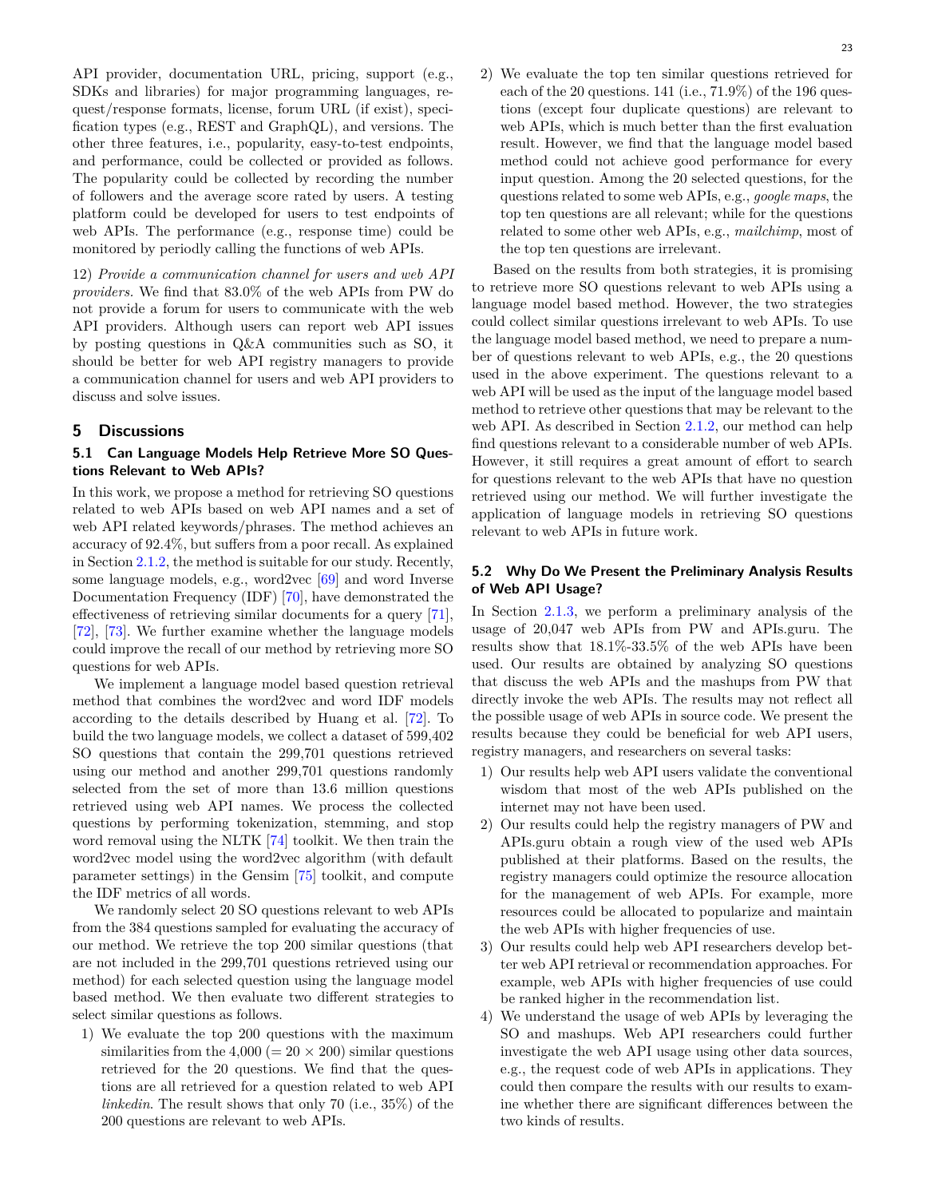API provider, documentation URL, pricing, support (e.g., SDKs and libraries) for major programming languages, request/response formats, license, forum URL (if exist), specification types (e.g., REST and GraphQL), and versions. The other three features, i.e., popularity, easy-to-test endpoints, and performance, could be collected or provided as follows. The popularity could be collected by recording the number of followers and the average score rated by users. A testing platform could be developed for users to test endpoints of web APIs. The performance (e.g., response time) could be monitored by periodly calling the functions of web APIs.

12) *Provide a communication channel for users and web API providers.* We find that 83.0% of the web APIs from PW do not provide a forum for users to communicate with the web API providers. Although users can report web API issues by posting questions in Q&A communities such as SO, it should be better for web API registry managers to provide a communication channel for users and web API providers to discuss and solve issues.

## 5 Discussions

### 5.1 Can Language Models Help Retrieve More SO Questions Relevant to Web APIs?

In this work, we propose a method for retrieving SO questions related to web APIs based on web API names and a set of web API related keywords/phrases. The method achieves an accuracy of 92.4%, but suffers from a poor recall. As explained in Section 2.1.2, the method is suitable for our study. Recently, some language models, e.g., word2vec [69] and word Inverse Documentation Frequency (IDF) [70], have demonstrated the effectiveness of retrieving similar documents for a query [71], [72], [73]. We further examine whether the language models could improve the recall of our method by retrieving more SO questions for web APIs.

We implement a language model based question retrieval method that combines the word2vec and word IDF models according to the details described by Huang et al. [72]. To build the two language models, we collect a dataset of 599,402 SO questions that contain the 299,701 questions retrieved using our method and another 299,701 questions randomly selected from the set of more than 13.6 million questions retrieved using web API names. We process the collected questions by performing tokenization, stemming, and stop word removal using the NLTK [74] toolkit. We then train the word2vec model using the word2vec algorithm (with default parameter settings) in the Gensim [75] toolkit, and compute the IDF metrics of all words.

We randomly select 20 SO questions relevant to web APIs from the 384 questions sampled for evaluating the accuracy of our method. We retrieve the top 200 similar questions (that are not included in the 299,701 questions retrieved using our method) for each selected question using the language model based method. We then evaluate two different strategies to select similar questions as follows.

1) We evaluate the top 200 questions with the maximum similarities from the 4,000 ($= 20 \times 200$) similar questions retrieved for the 20 questions. We find that the questions are all retrieved for a question related to web API *linkedin*. The result shows that only 70 (i.e., 35%) of the 200 questions are relevant to web APIs.
2) We evaluate the top ten similar questions retrieved for each of the 20 questions. 141 (i.e., 71.9%) of the 196 questions (except four duplicate questions) are relevant to web APIs, which is much better than the first evaluation result. However, we find that the language model based method could not achieve good performance for every input question. Among the 20 selected questions, for the questions related to some web APIs, e.g., *google maps*, the top ten questions are all relevant; while for the questions related to some other web APIs, e.g., *mailchimp*, most of the top ten questions are irrelevant.

Based on the results from both strategies, it is promising to retrieve more SO questions relevant to web APIs using a language model based method. However, the two strategies could collect similar questions irrelevant to web APIs. To use the language model based method, we need to prepare a number of questions relevant to web APIs, e.g., the 20 questions used in the above experiment. The questions relevant to a web API will be used as the input of the language model based method to retrieve other questions that may be relevant to the web API. As described in Section 2.1.2, our method can help find questions relevant to a considerable number of web APIs. However, it still requires a great amount of effort to search for questions relevant to the web APIs that have no question retrieved using our method. We will further investigate the application of language models in retrieving SO questions relevant to web APIs in future work.

### 5.2 Why Do We Present the Preliminary Analysis Results of Web API Usage?

In Section 2.1.3, we perform a preliminary analysis of the usage of 20,047 web APIs from PW and APIs.guru. The results show that 18.1%-33.5% of the web APIs have been used. Our results are obtained by analyzing SO questions that discuss the web APIs and the mashups from PW that directly invoke the web APIs. The results may not reflect all the possible usage of web APIs in source code. We present the results because they could be beneficial for web API users, registry managers, and researchers on several tasks:

1) Our results help web API users validate the conventional wisdom that most of the web APIs published on the internet may not have been used.
2) Our results could help the registry managers of PW and APIs.guru obtain a rough view of the used web APIs published at their platforms. Based on the results, the registry managers could optimize the resource allocation for the management of web APIs. For example, more resources could be allocated to popularize and maintain the web APIs with higher frequencies of use.
3) Our results could help web API researchers develop better web API retrieval or recommendation approaches. For example, web APIs with higher frequencies of use could be ranked higher in the recommendation list.
4) We understand the usage of web APIs by leveraging the SO and mashups. Web API researchers could further investigate the web API usage using other data sources, e.g., the request code of web APIs in applications. They could then compare the results with our results to examine whether there are significant differences between the two kinds of results.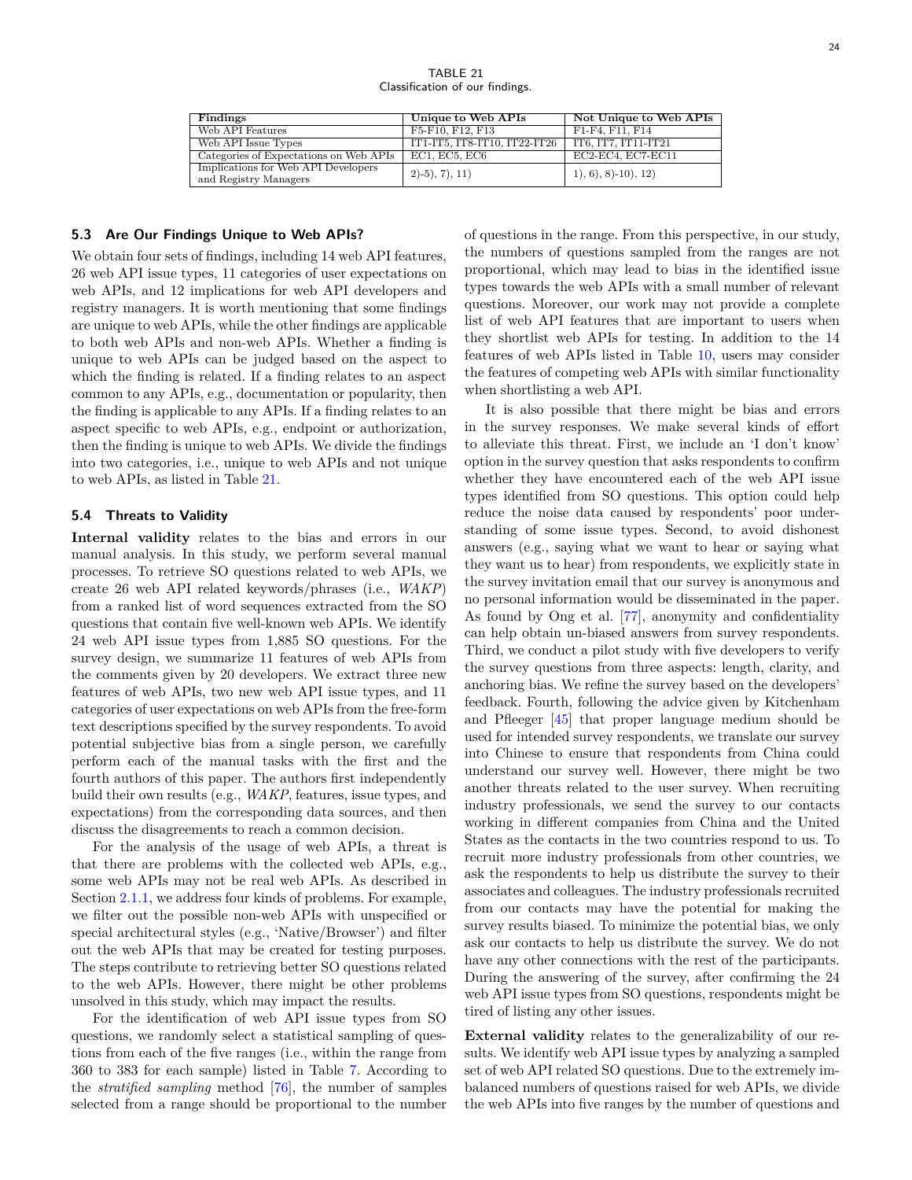TABLE 21
Classification of our findings.

| Findings | Unique to Web APIs | Not Unique to Web APIs |
|---|---|---|
| Web API Features | F5-F10, F12, F13 | F1-F4, F11, F14 |
| Web API Issue Types | IT1-IT5, IT8-IT10, IT22-IT26 | IT6, IT7, IT11-IT21 |
| Categories of Expectations on Web APIs | EC1, EC5, EC6 | EC2-EC4, EC7-EC11 |
| Implications for Web API Developers and Registry Managers | 2)-5), 7), 11) | 1), 6), 8)-10), 12) |

### 5.3 Are Our Findings Unique to Web APIs?

We obtain four sets of findings, including 14 web API features, 26 web API issue types, 11 categories of user expectations on web APIs, and 12 implications for web API developers and registry managers. It is worth mentioning that some findings are unique to web APIs, while the other findings are applicable to both web APIs and non-web APIs. Whether a finding is unique to web APIs can be judged based on the aspect to which the finding is related. If a finding relates to an aspect common to any APIs, e.g., documentation or popularity, then the finding is applicable to any APIs. If a finding relates to an aspect specific to web APIs, e.g., endpoint or authorization, then the finding is unique to web APIs. We divide the findings into two categories, i.e., unique to web APIs and not unique to web APIs, as listed in Table 21.

### 5.4 Threats to Validity

**Internal validity** relates to the bias and errors in our manual analysis. In this study, we perform several manual processes. To retrieve SO questions related to web APIs, we create 26 web API related keywords/phrases (i.e., *WAKP*) from a ranked list of word sequences extracted from the SO questions that contain five well-known web APIs. We identify 24 web API issue types from 1,885 SO questions. For the survey design, we summarize 11 features of web APIs from the comments given by 20 developers. We extract three new features of web APIs, two new web API issue types, and 11 categories of user expectations on web APIs from the free-form text descriptions specified by the survey respondents. To avoid potential subjective bias from a single person, we carefully perform each of the manual tasks with the first and the fourth authors of this paper. The authors first independently build their own results (e.g., *WAKP*, features, issue types, and expectations) from the corresponding data sources, and then discuss the disagreements to reach a common decision.

For the analysis of the usage of web APIs, a threat is that there are problems with the collected web APIs, e.g., some web APIs may not be real web APIs. As described in Section 2.1.1, we address four kinds of problems. For example, we filter out the possible non-web APIs with unspecified or special architectural styles (e.g., 'Native/Browser') and filter out the web APIs that may be created for testing purposes. The steps contribute to retrieving better SO questions related to the web APIs. However, there might be other problems unsolved in this study, which may impact the results.

For the identification of web API issue types from SO questions, we randomly select a statistical sampling of questions from each of the five ranges (i.e., within the range from 360 to 383 for each sample) listed in Table 7. According to the *stratified sampling* method [76], the number of samples selected from a range should be proportional to the number of questions in the range. From this perspective, in our study, the numbers of questions sampled from the ranges are not proportional, which may lead to bias in the identified issue types towards the web APIs with a small number of relevant questions. Moreover, our work may not provide a complete list of web API features that are important to users when they shortlist web APIs for testing. In addition to the 14 features of web APIs listed in Table 10, users may consider the features of competing web APIs with similar functionality when shortlisting a web API.

It is also possible that there might be bias and errors in the survey responses. We make several kinds of effort to alleviate this threat. First, we include an 'I don't know' option in the survey question that asks respondents to confirm whether they have encountered each of the web API issue types identified from SO questions. This option could help reduce the noise data caused by respondents' poor understanding of some issue types. Second, to avoid dishonest answers (e.g., saying what we want to hear or saying what they want us to hear) from respondents, we explicitly state in the survey invitation email that our survey is anonymous and no personal information would be disseminated in the paper. As found by Ong et al. [77], anonymity and confidentiality can help obtain un-biased answers from survey respondents. Third, we conduct a pilot study with five developers to verify the survey questions from three aspects: length, clarity, and anchoring bias. We refine the survey based on the developers' feedback. Fourth, following the advice given by Kitchenham and Pfleeger [45] that proper language medium should be used for intended survey respondents, we translate our survey into Chinese to ensure that respondents from China could understand our survey well. However, there might be two another threats related to the user survey. When recruiting industry professionals, we send the survey to our contacts working in different companies from China and the United States as the contacts in the two countries respond to us. To recruit more industry professionals from other countries, we ask the respondents to help us distribute the survey to their associates and colleagues. The industry professionals recruited from our contacts may have the potential for making the survey results biased. To minimize the potential bias, we only ask our contacts to help us distribute the survey. We do not have any other connections with the rest of the participants. During the answering of the survey, after confirming the 24 web API issue types from SO questions, respondents might be tired of listing any other issues.

**External validity** relates to the generalizability of our results. We identify web API issue types by analyzing a sampled set of web API related SO questions. Due to the extremely imbalanced numbers of questions raised for web APIs, we divide the web APIs into five ranges by the number of questions and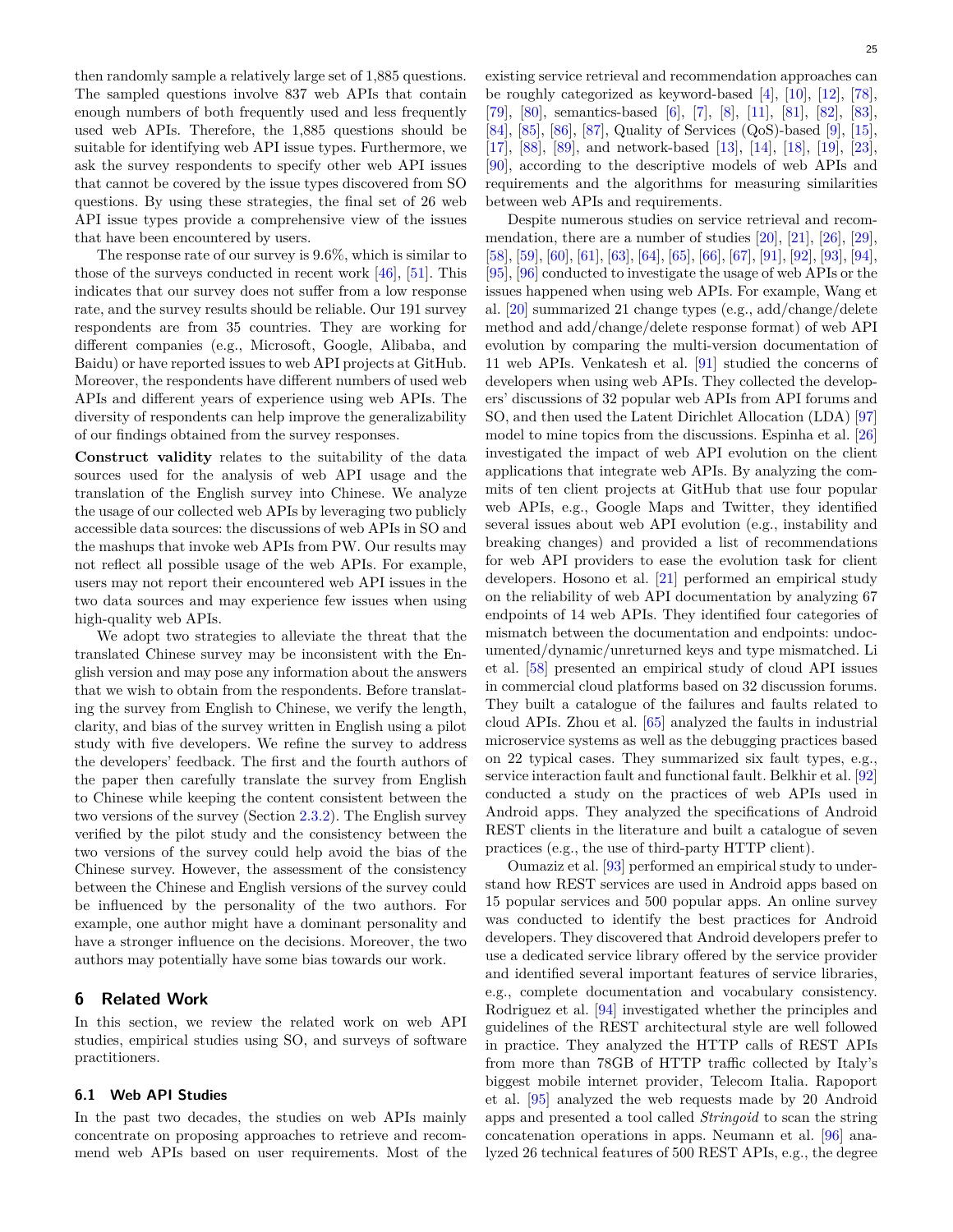then randomly sample a relatively large set of 1,885 questions. The sampled questions involve 837 web APIs that contain enough numbers of both frequently used and less frequently used web APIs. Therefore, the 1,885 questions should be suitable for identifying web API issue types. Furthermore, we ask the survey respondents to specify other web API issues that cannot be covered by the issue types discovered from SO questions. By using these strategies, the final set of 26 web API issue types provide a comprehensive view of the issues that have been encountered by users.

The response rate of our survey is 9.6%, which is similar to those of the surveys conducted in recent work [46], [51]. This indicates that our survey does not suffer from a low response rate, and the survey results should be reliable. Our 191 survey respondents are from 35 countries. They are working for different companies (e.g., Microsoft, Google, Alibaba, and Baidu) or have reported issues to web API projects at GitHub. Moreover, the respondents have different numbers of used web APIs and different years of experience using web APIs. The diversity of respondents can help improve the generalizability of our findings obtained from the survey responses.

**Construct validity** relates to the suitability of the data sources used for the analysis of web API usage and the translation of the English survey into Chinese. We analyze the usage of our collected web APIs by leveraging two publicly accessible data sources: the discussions of web APIs in SO and the mashups that invoke web APIs from PW. Our results may not reflect all possible usage of the web APIs. For example, users may not report their encountered web API issues in the two data sources and may experience few issues when using high-quality web APIs.

We adopt two strategies to alleviate the threat that the translated Chinese survey may be inconsistent with the English version and may pose any information about the answers that we wish to obtain from the respondents. Before translating the survey from English to Chinese, we verify the length, clarity, and bias of the survey written in English using a pilot study with five developers. We refine the survey to address the developers' feedback. The first and the fourth authors of the paper then carefully translate the survey from English to Chinese while keeping the content consistent between the two versions of the survey (Section 2.3.2). The English survey verified by the pilot study and the consistency between the two versions of the survey could help avoid the bias of the Chinese survey. However, the assessment of the consistency between the Chinese and English versions of the survey could be influenced by the personality of the two authors. For example, one author might have a dominant personality and have a stronger influence on the decisions. Moreover, the two authors may potentially have some bias towards our work.

## 6 Related Work

In this section, we review the related work on web API studies, empirical studies using SO, and surveys of software practitioners.

### 6.1 Web API Studies

In the past two decades, the studies on web APIs mainly concentrate on proposing approaches to retrieve and recommend web APIs based on user requirements. Most of the existing service retrieval and recommendation approaches can be roughly categorized as keyword-based [4], [10], [12], [78], [79], [80], semantics-based [6], [7], [8], [11], [81], [82], [83], [84], [85], [86], [87], Quality of Services (QoS)-based [9], [15], [17], [88], [89], and network-based [13], [14], [18], [19], [23], [90], according to the descriptive models of web APIs and requirements and the algorithms for measuring similarities between web APIs and requirements.

Despite numerous studies on service retrieval and recommendation, there are a number of studies [20], [21], [26], [29], [58], [59], [60], [61], [63], [64], [65], [66], [67], [91], [92], [93], [94], [95], [96] conducted to investigate the usage of web APIs or the issues happened when using web APIs. For example, Wang et al. [20] summarized 21 change types (e.g., add/change/delete method and add/change/delete response format) of web API evolution by comparing the multi-version documentation of 11 web APIs. Venkatesh et al. [91] studied the concerns of developers when using web APIs. They collected the developers' discussions of 32 popular web APIs from API forums and SO, and then used the Latent Dirichlet Allocation (LDA) [97] model to mine topics from the discussions. Espinha et al. [26] investigated the impact of web API evolution on the client applications that integrate web APIs. By analyzing the commits of ten client projects at GitHub that use four popular web APIs, e.g., Google Maps and Twitter, they identified several issues about web API evolution (e.g., instability and breaking changes) and provided a list of recommendations for web API providers to ease the evolution task for client developers. Hosono et al. [21] performed an empirical study on the reliability of web API documentation by analyzing 67 endpoints of 14 web APIs. They identified four categories of mismatch between the documentation and endpoints: undocumented/dynamic/unreturned keys and type mismatched. Li et al. [58] presented an empirical study of cloud API issues in commercial cloud platforms based on 32 discussion forums. They built a catalogue of the failures and faults related to cloud APIs. Zhou et al. [65] analyzed the faults in industrial microservice systems as well as the debugging practices based on 22 typical cases. They summarized six fault types, e.g., service interaction fault and functional fault. Belkhir et al. [92] conducted a study on the practices of web APIs used in Android apps. They analyzed the specifications of Android REST clients in the literature and built a catalogue of seven practices (e.g., the use of third-party HTTP client).

Oumaziz et al. [93] performed an empirical study to understand how REST services are used in Android apps based on 15 popular services and 500 popular apps. An online survey was conducted to identify the best practices for Android developers. They discovered that Android developers prefer to use a dedicated service library offered by the service provider and identified several important features of service libraries, e.g., complete documentation and vocabulary consistency. Rodriguez et al. [94] investigated whether the principles and guidelines of the REST architectural style are well followed in practice. They analyzed the HTTP calls of REST APIs from more than 78GB of HTTP traffic collected by Italy's biggest mobile internet provider, Telecom Italia. Rapoport et al. [95] analyzed the web requests made by 20 Android apps and presented a tool called *Stringoid* to scan the string concatenation operations in apps. Neumann et al. [96] analyzed 26 technical features of 500 REST APIs, e.g., the degree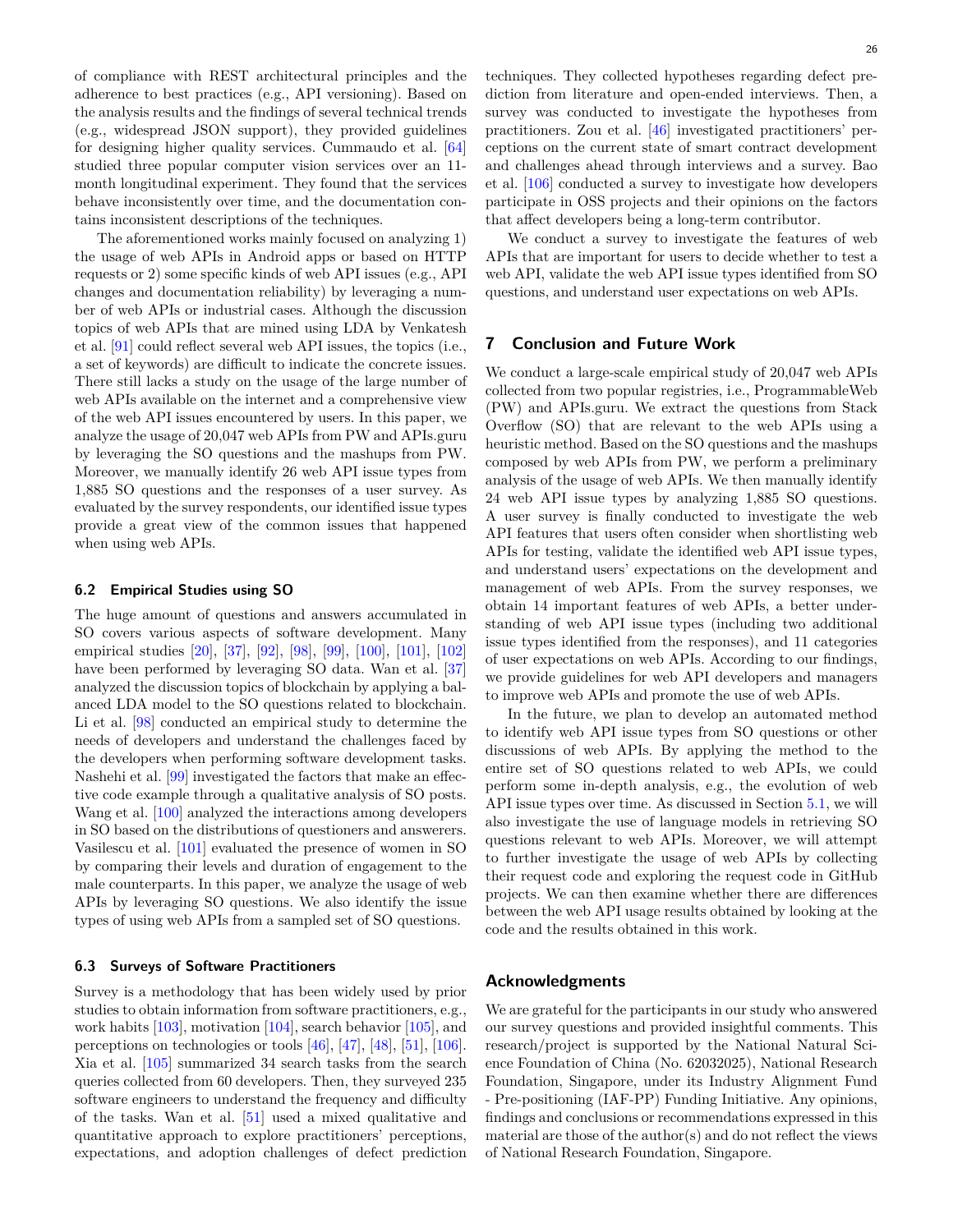of compliance with REST architectural principles and the adherence to best practices (e.g., API versioning). Based on the analysis results and the findings of several technical trends (e.g., widespread JSON support), they provided guidelines for designing higher quality services. Cummaudo et al. [64] studied three popular computer vision services over an 11-month longitudinal experiment. They found that the services behave inconsistently over time, and the documentation contains inconsistent descriptions of the techniques.

The aforementioned works mainly focused on analyzing 1) the usage of web APIs in Android apps or based on HTTP requests or 2) some specific kinds of web API issues (e.g., API changes and documentation reliability) by leveraging a number of web APIs or industrial cases. Although the discussion topics of web APIs that are mined using LDA by Venkatesh et al. [91] could reflect several web API issues, the topics (i.e., a set of keywords) are difficult to indicate the concrete issues. There still lacks a study on the usage of the large number of web APIs available on the internet and a comprehensive view of the web API issues encountered by users. In this paper, we analyze the usage of 20,047 web APIs from PW and APIs.guru by leveraging the SO questions and the mashups from PW. Moreover, we manually identify 26 web API issue types from 1,885 SO questions and the responses of a user survey. As evaluated by the survey respondents, our identified issue types provide a great view of the common issues that happened when using web APIs.

### 6.2 Empirical Studies using SO

The huge amount of questions and answers accumulated in SO covers various aspects of software development. Many empirical studies [20], [37], [92], [98], [99], [100], [101], [102] have been performed by leveraging SO data. Wan et al. [37] analyzed the discussion topics of blockchain by applying a balanced LDA model to the SO questions related to blockchain. Li et al. [98] conducted an empirical study to determine the needs of developers and understand the challenges faced by the developers when performing software development tasks. Nashehi et al. [99] investigated the factors that make an effective code example through a qualitative analysis of SO posts. Wang et al. [100] analyzed the interactions among developers in SO based on the distributions of questioners and answerers. Vasilescu et al. [101] evaluated the presence of women in SO by comparing their levels and duration of engagement to the male counterparts. In this paper, we analyze the usage of web APIs by leveraging SO questions. We also identify the issue types of using web APIs from a sampled set of SO questions.

### 6.3 Surveys of Software Practitioners

Survey is a methodology that has been widely used by prior studies to obtain information from software practitioners, e.g., work habits [103], motivation [104], search behavior [105], and perceptions on technologies or tools [46], [47], [48], [51], [106]. Xia et al. [105] summarized 34 search tasks from the search queries collected from 60 developers. Then, they surveyed 235 software engineers to understand the frequency and difficulty of the tasks. Wan et al. [51] used a mixed qualitative and quantitative approach to explore practitioners' perceptions, expectations, and adoption challenges of defect prediction techniques. They collected hypotheses regarding defect prediction from literature and open-ended interviews. Then, a survey was conducted to investigate the hypotheses from practitioners. Zou et al. [46] investigated practitioners' perceptions on the current state of smart contract development and challenges ahead through interviews and a survey. Bao et al. [106] conducted a survey to investigate how developers participate in OSS projects and their opinions on the factors that affect developers being a long-term contributor.

We conduct a survey to investigate the features of web APIs that are important for users to decide whether to test a web API, validate the web API issue types identified from SO questions, and understand user expectations on web APIs.

## 7 Conclusion and Future Work

We conduct a large-scale empirical study of 20,047 web APIs collected from two popular registries, i.e., ProgrammableWeb (PW) and APIs.guru. We extract the questions from Stack Overflow (SO) that are relevant to the web APIs using a heuristic method. Based on the SO questions and the mashups composed by web APIs from PW, we perform a preliminary analysis of the usage of web APIs. We then manually identify 24 web API issue types by analyzing 1,885 SO questions. A user survey is finally conducted to investigate the web API features that users often consider when shortlisting web APIs for testing, validate the identified web API issue types, and understand users' expectations on the development and management of web APIs. From the survey responses, we obtain 14 important features of web APIs, a better understanding of web API issue types (including two additional issue types identified from the responses), and 11 categories of user expectations on web APIs. According to our findings, we provide guidelines for web API developers and managers to improve web APIs and promote the use of web APIs.

In the future, we plan to develop an automated method to identify web API issue types from SO questions or other discussions of web APIs. By applying the method to the entire set of SO questions related to web APIs, we could perform some in-depth analysis, e.g., the evolution of web API issue types over time. As discussed in Section 5.1, we will also investigate the use of language models in retrieving SO questions relevant to web APIs. Moreover, we will attempt to further investigate the usage of web APIs by collecting their request code and exploring the request code in GitHub projects. We can then examine whether there are differences between the web API usage results obtained by looking at the code and the results obtained in this work.

## Acknowledgments

We are grateful for the participants in our study who answered our survey questions and provided insightful comments. This research/project is supported by the National Natural Science Foundation of China (No. 62032025), National Research Foundation, Singapore, under its Industry Alignment Fund - Pre-positioning (IAF-PP) Funding Initiative. Any opinions, findings and conclusions or recommendations expressed in this material are those of the author(s) and do not reflect the views of National Research Foundation, Singapore.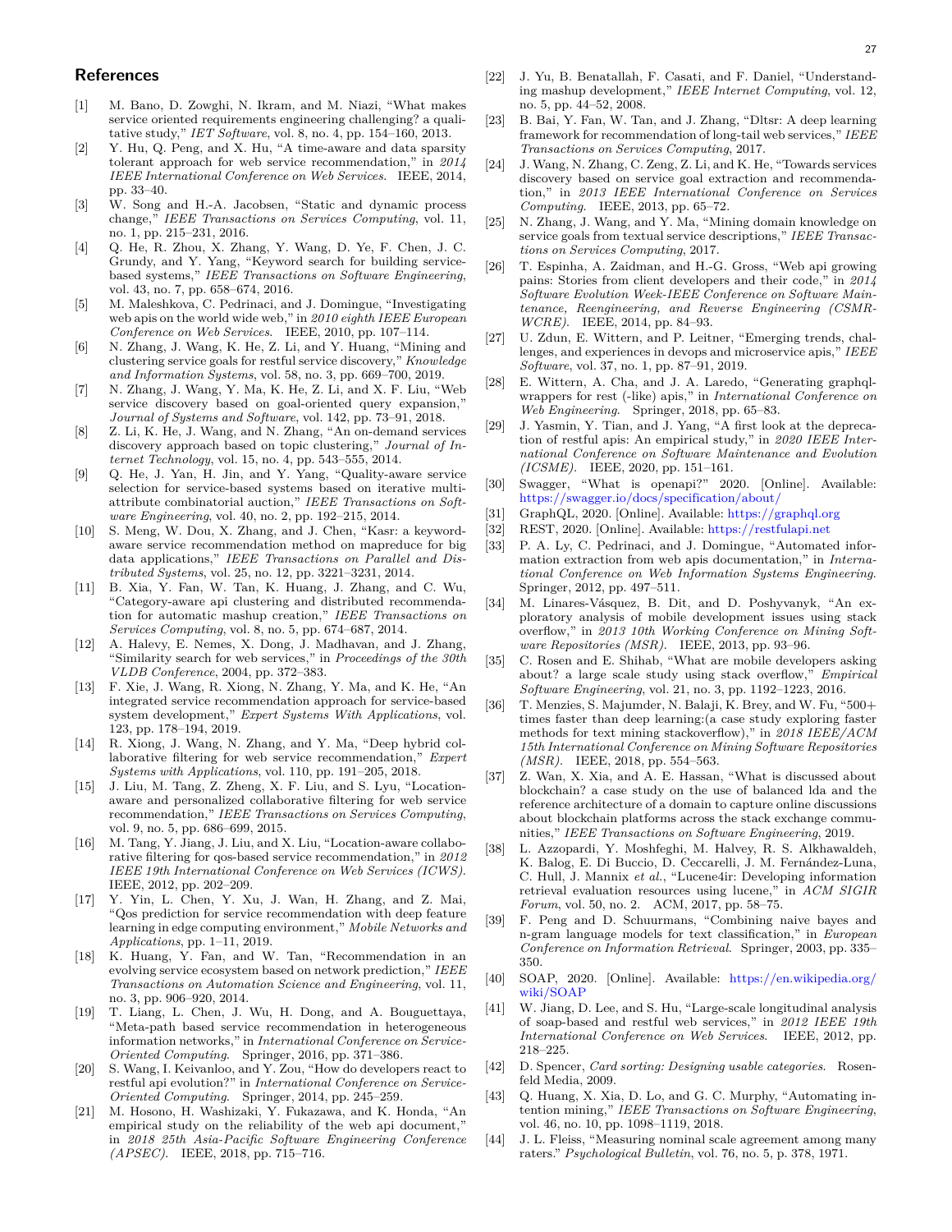## References

[1] M. Bano, D. Zowghi, N. Ikram, and M. Niazi, "What makes service oriented requirements engineering challenging? a qualitative study," *IET Software*, vol. 8, no. 4, pp. 154–160, 2013.

[2] Y. Hu, Q. Peng, and X. Hu, "A time-aware and data sparsity tolerant approach for web service recommendation," in *2014 IEEE International Conference on Web Services*. IEEE, 2014, pp. 33–40.

[3] W. Song and H.-A. Jacobsen, "Static and dynamic process change," *IEEE Transactions on Services Computing*, vol. 11, no. 1, pp. 215–231, 2016.

[4] Q. He, R. Zhou, X. Zhang, Y. Wang, D. Ye, F. Chen, J. C. Grundy, and Y. Yang, "Keyword search for building service-based systems," *IEEE Transactions on Software Engineering*, vol. 43, no. 7, pp. 658–674, 2016.

[5] M. Maleshkova, C. Pedrinaci, and J. Domingue, "Investigating web apis on the world wide web," in *2010 eighth IEEE European Conference on Web Services*. IEEE, 2010, pp. 107–114.

[6] N. Zhang, J. Wang, K. He, Z. Li, and Y. Huang, "Mining and clustering service goals for restful service discovery," *Knowledge and Information Systems*, vol. 58, no. 3, pp. 669–700, 2019.

[7] N. Zhang, J. Wang, Y. Ma, K. He, Z. Li, and X. F. Liu, "Web service discovery based on goal-oriented query expansion," *Journal of Systems and Software*, vol. 142, pp. 73–91, 2018.

[8] Z. Li, K. He, J. Wang, and N. Zhang, "An on-demand services discovery approach based on topic clustering," *Journal of Internet Technology*, vol. 15, no. 4, pp. 543–555, 2014.

[9] Q. He, J. Yan, H. Jin, and Y. Yang, "Quality-aware service selection for service-based systems based on iterative multi-attribute combinatorial auction," *IEEE Transactions on Software Engineering*, vol. 40, no. 2, pp. 192–215, 2014.

[10] S. Meng, W. Dou, X. Zhang, and J. Chen, "Kasr: a keyword-aware service recommendation method on mapreduce for big data applications," *IEEE Transactions on Parallel and Distributed Systems*, vol. 25, no. 12, pp. 3221–3231, 2014.

[11] B. Xia, Y. Fan, W. Tan, K. Huang, J. Zhang, and C. Wu, "Category-aware api clustering and distributed recommendation for automatic mashup creation," *IEEE Transactions on Services Computing*, vol. 8, no. 5, pp. 674–687, 2014.

[12] A. Halevy, E. Nemes, X. Dong, J. Madhavan, and J. Zhang, "Similarity search for web services," in *Proceedings of the 30th VLDB Conference*, 2004, pp. 372–383.

[13] F. Xie, J. Wang, R. Xiong, N. Zhang, Y. Ma, and K. He, "An integrated service recommendation approach for service-based system development," *Expert Systems With Applications*, vol. 123, pp. 178–194, 2019.

[14] R. Xiong, J. Wang, N. Zhang, and Y. Ma, "Deep hybrid collaborative filtering for web service recommendation," *Expert Systems with Applications*, vol. 110, pp. 191–205, 2018.

[15] J. Liu, M. Tang, Z. Zheng, X. F. Liu, and S. Lyu, "Location-aware and personalized collaborative filtering for web service recommendation," *IEEE Transactions on Services Computing*, vol. 9, no. 5, pp. 686–699, 2015.

[16] M. Tang, Y. Jiang, J. Liu, and X. Liu, "Location-aware collaborative filtering for qos-based service recommendation," in *2012 IEEE 19th International Conference on Web Services (ICWS)*. IEEE, 2012, pp. 202–209.

[17] Y. Yin, L. Chen, Y. Xu, J. Wan, H. Zhang, and Z. Mai, "Qos prediction for service recommendation with deep feature learning in edge computing environment," *Mobile Networks and Applications*, pp. 1–11, 2019.

[18] K. Huang, Y. Fan, and W. Tan, "Recommendation in an evolving service ecosystem based on network prediction," *IEEE Transactions on Automation Science and Engineering*, vol. 11, no. 3, pp. 906–920, 2014.

[19] T. Liang, L. Chen, J. Wu, H. Dong, and A. Bouguettaya, "Meta-path based service recommendation in heterogeneous information networks," in *International Conference on Service-Oriented Computing*. Springer, 2016, pp. 371–386.

[20] S. Wang, I. Keivanloo, and Y. Zou, "How do developers react to restful api evolution?" in *International Conference on Service-Oriented Computing*. Springer, 2014, pp. 245–259.

[21] M. Hosono, H. Washizaki, Y. Fukazawa, and K. Honda, "An empirical study on the reliability of the web api document," in *2018 25th Asia-Pacific Software Engineering Conference (APSEC)*. IEEE, 2018, pp. 715–716.

[22] J. Yu, B. Benatallah, F. Casati, and F. Daniel, "Understanding mashup development," *IEEE Internet Computing*, vol. 12, no. 5, pp. 44–52, 2008.

[23] B. Bai, Y. Fan, W. Tan, and J. Zhang, "Dltsr: A deep learning framework for recommendation of long-tail web services," *IEEE Transactions on Services Computing*, 2017.

[24] J. Wang, N. Zhang, C. Zeng, Z. Li, and K. He, "Towards services discovery based on service goal extraction and recommendation," in *2013 IEEE International Conference on Services Computing*. IEEE, 2013, pp. 65–72.

[25] N. Zhang, J. Wang, and Y. Ma, "Mining domain knowledge on service goals from textual service descriptions," *IEEE Transactions on Services Computing*, 2017.

[26] T. Espinha, A. Zaidman, and H.-G. Gross, "Web api growing pains: Stories from client developers and their code," in *2014 Software Evolution Week-IEEE Conference on Software Maintenance, Reengineering, and Reverse Engineering (CSMR-WCRE)*. IEEE, 2014, pp. 84–93.

[27] U. Zdun, E. Wittern, and P. Leitner, "Emerging trends, challenges, and experiences in devops and microservice apis," *IEEE Software*, vol. 37, no. 1, pp. 87–91, 2019.

[28] E. Wittern, A. Cha, and J. A. Laredo, "Generating graphql-wrappers for rest (-like) apis," in *International Conference on Web Engineering*. Springer, 2018, pp. 65–83.

[29] J. Yasmin, Y. Tian, and J. Yang, "A first look at the deprecation of restful apis: An empirical study," in *2020 IEEE International Conference on Software Maintenance and Evolution (ICSME)*. IEEE, 2020, pp. 151–161.

[30] Swagger, "What is openapi?" 2020. [Online]. Available: https://swagger.io/docs/specification/about/

[31] GraphQL, 2020. [Online]. Available: https://graphql.org

[32] REST, 2020. [Online]. Available: https://restfulapi.net

[33] P. A. Ly, C. Pedrinaci, and J. Domingue, "Automated information extraction from web apis documentation," in *International Conference on Web Information Systems Engineering*. Springer, 2012, pp. 497–511.

[34] M. Linares-Vásquez, B. Dit, and D. Poshyvanyk, "An exploratory analysis of mobile development issues using stack overflow," in *2013 10th Working Conference on Mining Software Repositories (MSR)*. IEEE, 2013, pp. 93–96.

[35] C. Rosen and E. Shihab, "What are mobile developers asking about? a large scale study using stack overflow," *Empirical Software Engineering*, vol. 21, no. 3, pp. 1192–1223, 2016.

[36] T. Menzies, S. Majumder, N. Balaji, K. Brey, and W. Fu, "500+ times faster than deep learning:(a case study exploring faster methods for text mining stackoverflow)," in *2018 IEEE/ACM 15th International Conference on Mining Software Repositories (MSR)*. IEEE, 2018, pp. 554–563.

[37] Z. Wan, X. Xia, and A. E. Hassan, "What is discussed about blockchain? a case study on the use of balanced lda and the reference architecture of a domain to capture online discussions about blockchain platforms across the stack exchange communities," *IEEE Transactions on Software Engineering*, 2019.

[38] L. Azzopardi, Y. Moshfeghi, M. Halvey, R. S. Alkhawaldeh, K. Balog, E. Di Buccio, D. Ceccarelli, J. M. Fernández-Luna, C. Hull, J. Mannix *et al.*, "Lucene4ir: Developing information retrieval evaluation resources using lucene," in *ACM SIGIR Forum*, vol. 50, no. 2. ACM, 2017, pp. 58–75.

[39] F. Peng and D. Schuurmans, "Combining naive bayes and n-gram language models for text classification," in *European Conference on Information Retrieval*. Springer, 2003, pp. 335–350.

[40] SOAP, 2020. [Online]. Available: https://en.wikipedia.org/wiki/SOAP

[41] W. Jiang, D. Lee, and S. Hu, "Large-scale longitudinal analysis of soap-based and restful web services," in *2012 IEEE 19th International Conference on Web Services*. IEEE, 2012, pp. 218–225.

[42] D. Spencer, *Card sorting: Designing usable categories*. Rosenfeld Media, 2009.

[43] Q. Huang, X. Xia, D. Lo, and G. C. Murphy, "Automating intention mining," *IEEE Transactions on Software Engineering*, vol. 46, no. 10, pp. 1098–1119, 2018.

[44] J. L. Fleiss, "Measuring nominal scale agreement among many raters." *Psychological Bulletin*, vol. 76, no. 5, p. 378, 1971.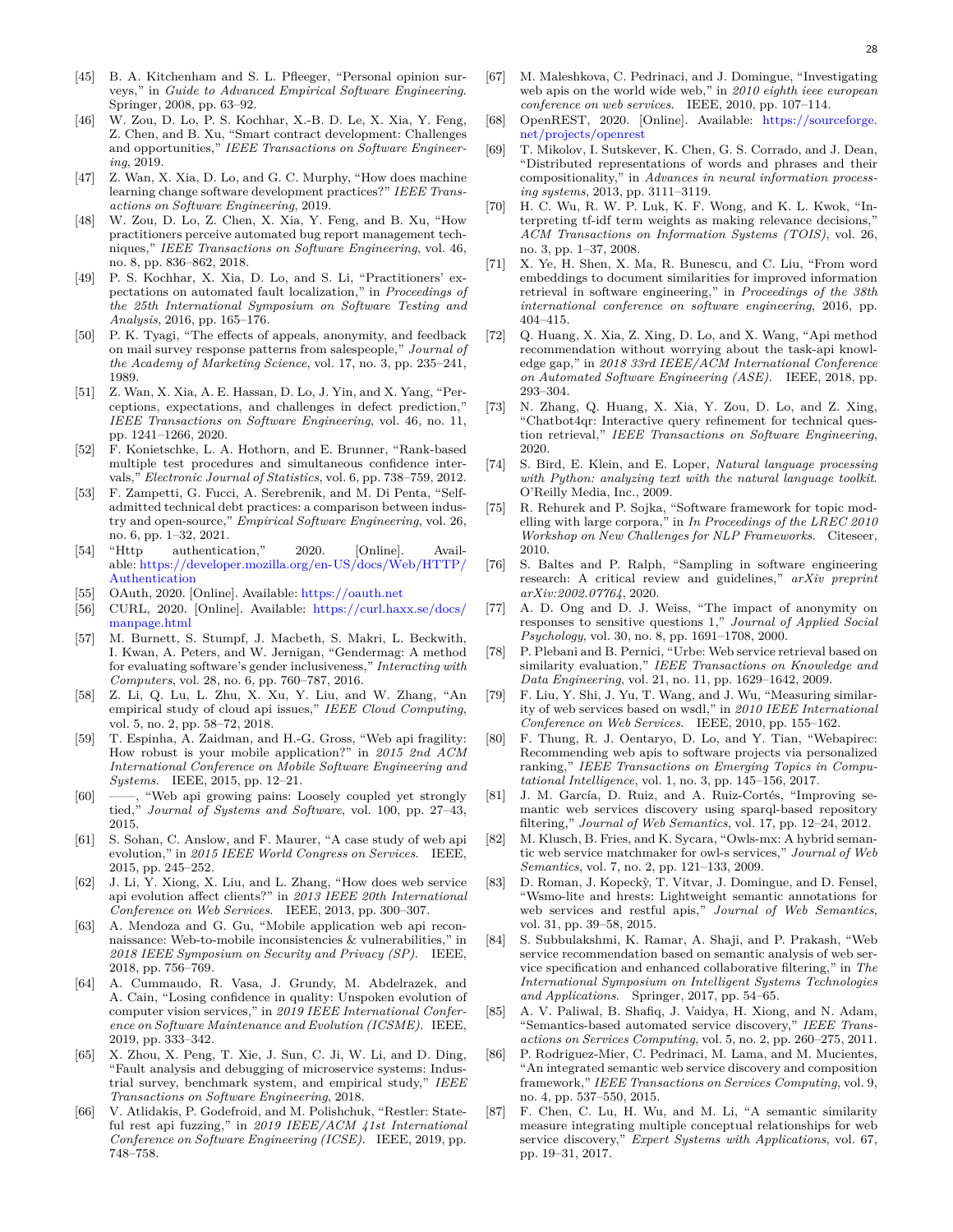[45] B. A. Kitchenham and S. L. Pfleeger, "Personal opinion surveys," in *Guide to Advanced Empirical Software Engineering*. Springer, 2008, pp. 63–92.

[46] W. Zou, D. Lo, P. S. Kochhar, X.-B. D. Le, X. Xia, Y. Feng, Z. Chen, and B. Xu, "Smart contract development: Challenges and opportunities," *IEEE Transactions on Software Engineering*, 2019.

[47] Z. Wan, X. Xia, D. Lo, and G. C. Murphy, "How does machine learning change software development practices?" *IEEE Transactions on Software Engineering*, 2019.

[48] W. Zou, D. Lo, Z. Chen, X. Xia, Y. Feng, and B. Xu, "How practitioners perceive automated bug report management techniques," *IEEE Transactions on Software Engineering*, vol. 46, no. 8, pp. 836–862, 2018.

[49] P. S. Kochhar, X. Xia, D. Lo, and S. Li, "Practitioners' expectations on automated fault localization," in *Proceedings of the 25th International Symposium on Software Testing and Analysis*, 2016, pp. 165–176.

[50] P. K. Tyagi, "The effects of appeals, anonymity, and feedback on mail survey response patterns from salespeople," *Journal of the Academy of Marketing Science*, vol. 17, no. 3, pp. 235–241, 1989.

[51] Z. Wan, X. Xia, A. E. Hassan, D. Lo, J. Yin, and X. Yang, "Perceptions, expectations, and challenges in defect prediction," *IEEE Transactions on Software Engineering*, vol. 46, no. 11, pp. 1241–1266, 2020.

[52] F. Konietschke, L. A. Hothorn, and E. Brunner, "Rank-based multiple test procedures and simultaneous confidence intervals," *Electronic Journal of Statistics*, vol. 6, pp. 738–759, 2012.

[53] F. Zampetti, G. Fucci, A. Serebrenik, and M. Di Penta, "Self-admitted technical debt practices: a comparison between industry and open-source," *Empirical Software Engineering*, vol. 26, no. 6, pp. 1–32, 2021.

[54] "Http authentication," 2020. [Online]. Available: https://developer.mozilla.org/en-US/docs/Web/HTTP/Authentication

[55] OAuth, 2020. [Online]. Available: https://oauth.net

[56] CURL, 2020. [Online]. Available: https://curl.haxx.se/docs/manpage.html

[57] M. Burnett, S. Stumpf, J. Macbeth, S. Makri, L. Beckwith, I. Kwan, A. Peters, and W. Jernigan, "Gendermag: A method for evaluating software's gender inclusiveness," *Interacting with Computers*, vol. 28, no. 6, pp. 760–787, 2016.

[58] Z. Li, Q. Lu, L. Zhu, X. Xu, Y. Liu, and W. Zhang, "An empirical study of cloud api issues," *IEEE Cloud Computing*, vol. 5, no. 2, pp. 58–72, 2018.

[59] T. Espinha, A. Zaidman, and H.-G. Gross, "Web api fragility: How robust is your mobile application?" in *2015 2nd ACM International Conference on Mobile Software Engineering and Systems*. IEEE, 2015, pp. 12–21.

[60] ——, "Web api growing pains: Loosely coupled yet strongly tied," *Journal of Systems and Software*, vol. 100, pp. 27–43, 2015.

[61] S. Sohan, C. Anslow, and F. Maurer, "A case study of web api evolution," in *2015 IEEE World Congress on Services*. IEEE, 2015, pp. 245–252.

[62] J. Li, Y. Xiong, X. Liu, and L. Zhang, "How does web service api evolution affect clients?" in *2013 IEEE 20th International Conference on Web Services*. IEEE, 2013, pp. 300–307.

[63] A. Mendoza and G. Gu, "Mobile application web api reconnaissance: Web-to-mobile inconsistencies & vulnerabilities," in *2018 IEEE Symposium on Security and Privacy (SP)*. IEEE, 2018, pp. 756–769.

[64] A. Cummaudo, R. Vasa, J. Grundy, M. Abdelrazek, and A. Cain, "Losing confidence in quality: Unspoken evolution of computer vision services," in *2019 IEEE International Conference on Software Maintenance and Evolution (ICSME)*. IEEE, 2019, pp. 333–342.

[65] X. Zhou, X. Peng, T. Xie, J. Sun, C. Ji, W. Li, and D. Ding, "Fault analysis and debugging of microservice systems: Industrial survey, benchmark system, and empirical study," *IEEE Transactions on Software Engineering*, 2018.

[66] V. Atlidakis, P. Godefroid, and M. Polishchuk, "Restler: Stateful rest api fuzzing," in *2019 IEEE/ACM 41st International Conference on Software Engineering (ICSE)*. IEEE, 2019, pp. 748–758.

[67] M. Maleshkova, C. Pedrinaci, and J. Domingue, "Investigating web apis on the world wide web," in *2010 eighth ieee european conference on web services*. IEEE, 2010, pp. 107–114.

[68] OpenREST, 2020. [Online]. Available: https://sourceforge.net/projects/openrest

[69] T. Mikolov, I. Sutskever, K. Chen, G. S. Corrado, and J. Dean, "Distributed representations of words and phrases and their compositionality," in *Advances in neural information processing systems*, 2013, pp. 3111–3119.

[70] H. C. Wu, R. W. P. Luk, K. F. Wong, and K. L. Kwok, "Interpreting tf-idf term weights as making relevance decisions," *ACM Transactions on Information Systems (TOIS)*, vol. 26, no. 3, pp. 1–37, 2008.

[71] X. Ye, H. Shen, X. Ma, R. Bunescu, and C. Liu, "From word embeddings to document similarities for improved information retrieval in software engineering," in *Proceedings of the 38th international conference on software engineering*, 2016, pp. 404–415.

[72] Q. Huang, X. Xia, Z. Xing, D. Lo, and X. Wang, "Api method recommendation without worrying about the task-api knowledge gap," in *2018 33rd IEEE/ACM International Conference on Automated Software Engineering (ASE)*. IEEE, 2018, pp. 293–304.

[73] N. Zhang, Q. Huang, X. Xia, Y. Zou, D. Lo, and Z. Xing, "Chatbot4qr: Interactive query refinement for technical question retrieval," *IEEE Transactions on Software Engineering*, 2020.

[74] S. Bird, E. Klein, and E. Loper, *Natural language processing with Python: analyzing text with the natural language toolkit*. O'Reilly Media, Inc., 2009.

[75] R. Rehurek and P. Sojka, "Software framework for topic modelling with large corpora," in *In Proceedings of the LREC 2010 Workshop on New Challenges for NLP Frameworks*. Citeseer, 2010.

[76] S. Baltes and P. Ralph, "Sampling in software engineering research: A critical review and guidelines," *arXiv preprint arXiv:2002.07764*, 2020.

[77] A. D. Ong and D. J. Weiss, "The impact of anonymity on responses to sensitive questions 1," *Journal of Applied Social Psychology*, vol. 30, no. 8, pp. 1691–1708, 2000.

[78] P. Plebani and B. Pernici, "Urbe: Web service retrieval based on similarity evaluation," *IEEE Transactions on Knowledge and Data Engineering*, vol. 21, no. 11, pp. 1629–1642, 2009.

[79] F. Liu, Y. Shi, J. Yu, T. Wang, and J. Wu, "Measuring similarity of web services based on wsdl," in *2010 IEEE International Conference on Web Services*. IEEE, 2010, pp. 155–162.

[80] F. Thung, R. J. Oentaryo, D. Lo, and Y. Tian, "Webapirec: Recommending web apis to software projects via personalized ranking," *IEEE Transactions on Emerging Topics in Computational Intelligence*, vol. 1, no. 3, pp. 145–156, 2017.

[81] J. M. García, D. Ruiz, and A. Ruiz-Cortés, "Improving semantic web services discovery using sparql-based repository filtering," *Journal of Web Semantics*, vol. 17, pp. 12–24, 2012.

[82] M. Klusch, B. Fries, and K. Sycara, "Owls-mx: A hybrid semantic web service matchmaker for owl-s services," *Journal of Web Semantics*, vol. 7, no. 2, pp. 121–133, 2009.

[83] D. Roman, J. Kopeckỳ, T. Vitvar, J. Domingue, and D. Fensel, "Wsmo-lite and hrests: Lightweight semantic annotations for web services and restful apis," *Journal of Web Semantics*, vol. 31, pp. 39–58, 2015.

[84] S. Subbulakshmi, K. Ramar, A. Shaji, and P. Prakash, "Web service recommendation based on semantic analysis of web service specification and enhanced collaborative filtering," in *The International Symposium on Intelligent Systems Technologies and Applications*. Springer, 2017, pp. 54–65.

[85] A. V. Paliwal, B. Shafiq, J. Vaidya, H. Xiong, and N. Adam, "Semantics-based automated service discovery," *IEEE Transactions on Services Computing*, vol. 5, no. 2, pp. 260–275, 2011.

[86] P. Rodriguez-Mier, C. Pedrinaci, M. Lama, and M. Mucientes, "An integrated semantic web service discovery and composition framework," *IEEE Transactions on Services Computing*, vol. 9, no. 4, pp. 537–550, 2015.

[87] F. Chen, C. Lu, H. Wu, and M. Li, "A semantic similarity measure integrating multiple conceptual relationships for web service discovery," *Expert Systems with Applications*, vol. 67, pp. 19–31, 2017.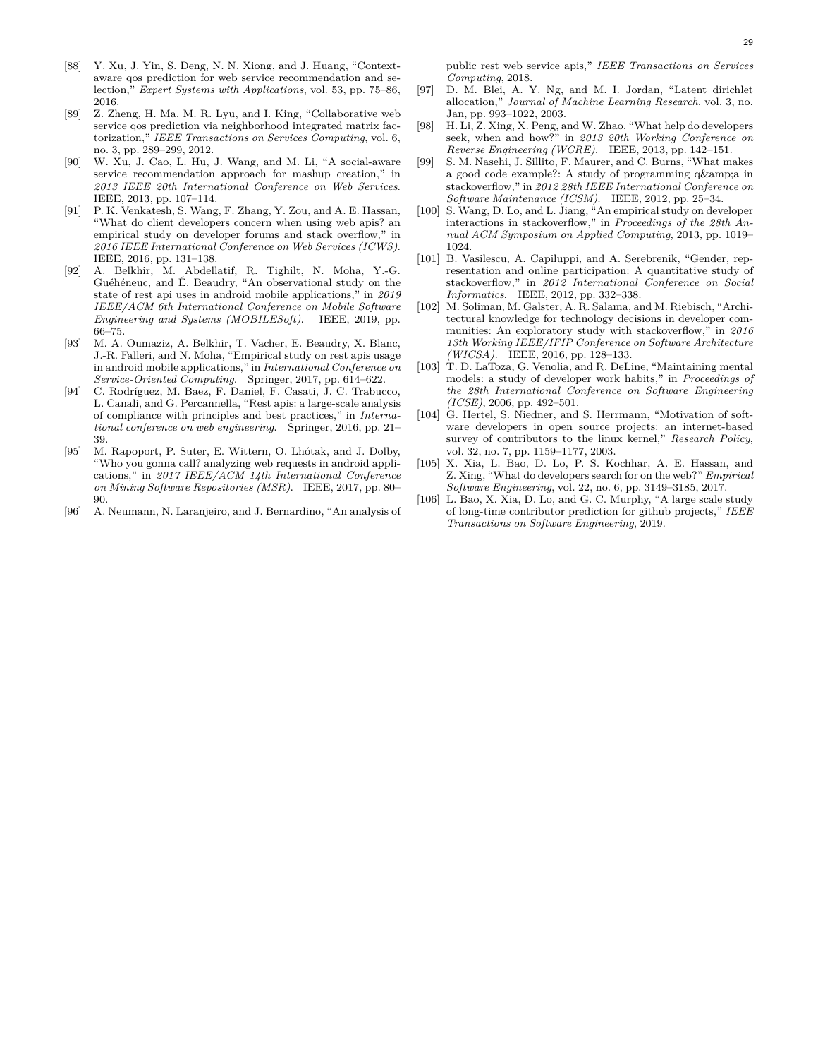[88] Y. Xu, J. Yin, S. Deng, N. N. Xiong, and J. Huang, "Context-aware qos prediction for web service recommendation and selection," *Expert Systems with Applications*, vol. 53, pp. 75–86, 2016.

[89] Z. Zheng, H. Ma, M. R. Lyu, and I. King, "Collaborative web service qos prediction via neighborhood integrated matrix factorization," *IEEE Transactions on Services Computing*, vol. 6, no. 3, pp. 289–299, 2012.

[90] W. Xu, J. Cao, L. Hu, J. Wang, and M. Li, "A social-aware service recommendation approach for mashup creation," in *2013 IEEE 20th International Conference on Web Services*. IEEE, 2013, pp. 107–114.

[91] P. K. Venkatesh, S. Wang, F. Zhang, Y. Zou, and A. E. Hassan, "What do client developers concern when using web apis? an empirical study on developer forums and stack overflow," in *2016 IEEE International Conference on Web Services (ICWS)*. IEEE, 2016, pp. 131–138.

[92] A. Belkhir, M. Abdellatif, R. Tighilt, N. Moha, Y.-G. Guéhéneuc, and É. Beaudry, "An observational study on the state of rest api uses in android mobile applications," in *2019 IEEE/ACM 6th International Conference on Mobile Software Engineering and Systems (MOBILESoft)*. IEEE, 2019, pp. 66–75.

[93] M. A. Oumaziz, A. Belkhir, T. Vacher, E. Beaudry, X. Blanc, J.-R. Falleri, and N. Moha, "Empirical study on rest apis usage in android mobile applications," in *International Conference on Service-Oriented Computing*. Springer, 2017, pp. 614–622.

[94] C. Rodríguez, M. Baez, F. Daniel, F. Casati, J. C. Trabucco, L. Canali, and G. Percannella, "Rest apis: a large-scale analysis of compliance with principles and best practices," in *International conference on web engineering*. Springer, 2016, pp. 21–39.

[95] M. Rapoport, P. Suter, E. Wittern, O. Lhóták, and J. Dolby, "Who you gonna call? analyzing web requests in android applications," in *2017 IEEE/ACM 14th International Conference on Mining Software Repositories (MSR)*. IEEE, 2017, pp. 80–90.

[96] A. Neumann, N. Laranjeiro, and J. Bernardino, "An analysis of public rest web service apis," *IEEE Transactions on Services Computing*, 2018.

[97] D. M. Blei, A. Y. Ng, and M. I. Jordan, "Latent dirichlet allocation," *Journal of Machine Learning Research*, vol. 3, no. Jan, pp. 993–1022, 2003.

[98] H. Li, Z. Xing, X. Peng, and W. Zhao, "What help do developers seek, when and how?" in *2013 20th Working Conference on Reverse Engineering (WCRE)*. IEEE, 2013, pp. 142–151.

[99] S. M. Nasehi, J. Sillito, F. Maurer, and C. Burns, "What makes a good code example?: A study of programming q&amp;a in stackoverflow," in *2012 28th IEEE International Conference on Software Maintenance (ICSM)*. IEEE, 2012, pp. 25–34.

[100] S. Wang, D. Lo, and L. Jiang, "An empirical study on developer interactions in stackoverflow," in *Proceedings of the 28th Annual ACM Symposium on Applied Computing*, 2013, pp. 1019–1024.

[101] B. Vasilescu, A. Capiluppi, and A. Serebrenik, "Gender, representation and online participation: A quantitative study of stackoverflow," in *2012 International Conference on Social Informatics*. IEEE, 2012, pp. 332–338.

[102] M. Soliman, M. Galster, A. R. Salama, and M. Riebisch, "Architectural knowledge for technology decisions in developer communities: An exploratory study with stackoverflow," in *2016 13th Working IEEE/IFIP Conference on Software Architecture (WICSA)*. IEEE, 2016, pp. 128–133.

[103] T. D. LaToza, G. Venolia, and R. DeLine, "Maintaining mental models: a study of developer work habits," in *Proceedings of the 28th International Conference on Software Engineering (ICSE)*, 2006, pp. 492–501.

[104] G. Hertel, S. Niedner, and S. Herrmann, "Motivation of software developers in open source projects: an internet-based survey of contributors to the linux kernel," *Research Policy*, vol. 32, no. 7, pp. 1159–1177, 2003.

[105] X. Xia, L. Bao, D. Lo, P. S. Kochhar, A. E. Hassan, and Z. Xing, "What do developers search for on the web?" *Empirical Software Engineering*, vol. 22, no. 6, pp. 3149–3185, 2017.

[106] L. Bao, X. Xia, D. Lo, and G. C. Murphy, "A large scale study of long-time contributor prediction for github projects," *IEEE Transactions on Software Engineering*, 2019.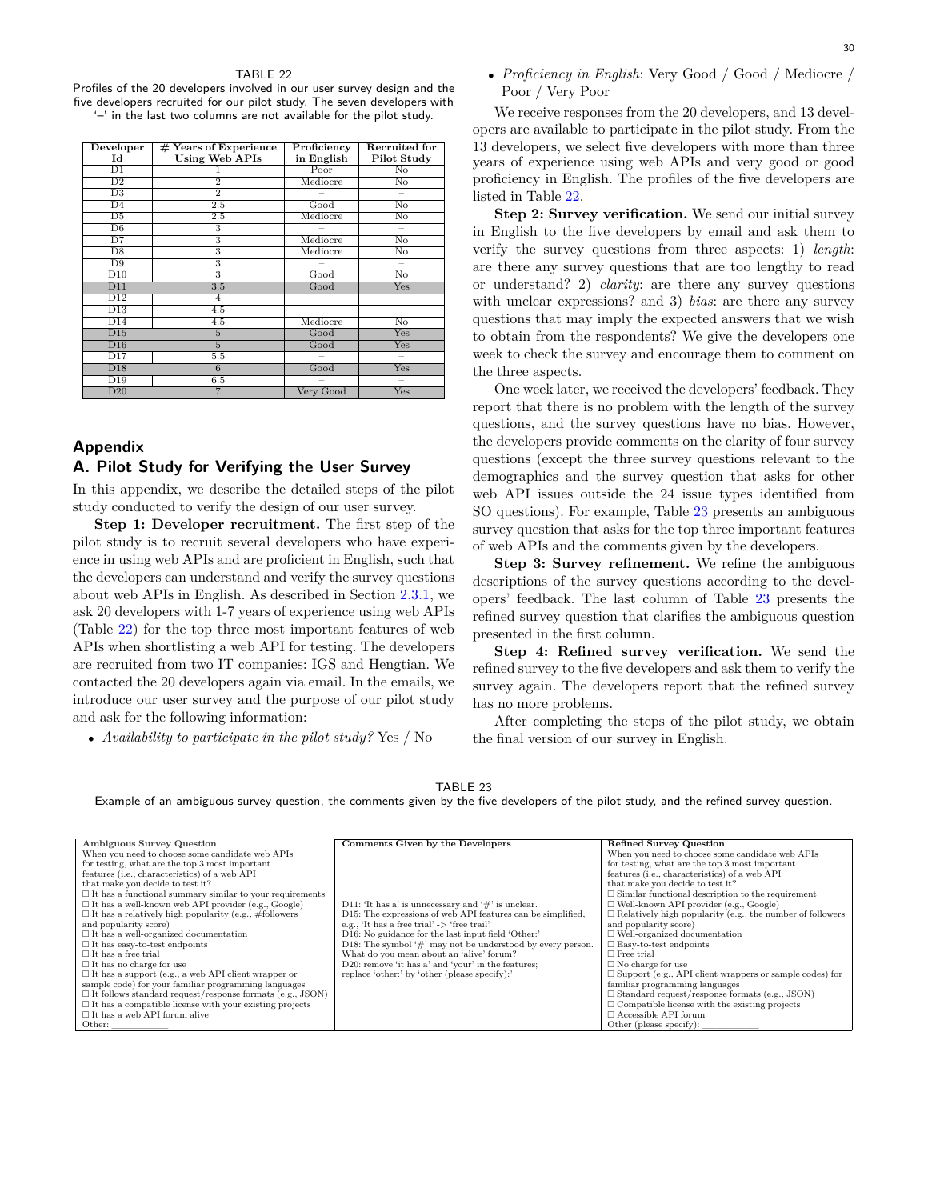TABLE 22
Profiles of the 20 developers involved in our user survey design and the five developers recruited for our pilot study. The seven developers with '–' in the last two columns are not available for the pilot study.

| Developer Id | # Years of Experience Using Web APIs | Proficiency in English | Recruited for Pilot Study |
|---|---|---|---|
| D1 | 1 | Poor | No |
| D2 | 2 | Mediocre | No |
| D3 | 2 | – | – |
| D4 | 2.5 | Good | No |
| D5 | 2.5 | Mediocre | No |
| D6 | 3 | – | – |
| D7 | 3 | Mediocre | No |
| D8 | 3 | Mediocre | No |
| D9 | 3 | – | – |
| D10 | 3 | Good | No |
| D11 | 3.5 | Good | Yes |
| D12 | 4 | – | – |
| D13 | 4.5 | – | – |
| D14 | 4.5 | Mediocre | No |
| D15 | 5 | Good | Yes |
| D16 | 5 | Good | Yes |
| D17 | 5.5 | – | – |
| D18 | 6 | Good | Yes |
| D19 | 6.5 | – | – |
| D20 | 7 | Very Good | Yes |

## Appendix

## A. Pilot Study for Verifying the User Survey

In this appendix, we describe the detailed steps of the pilot study conducted to verify the design of our user survey.

**Step 1: Developer recruitment.** The first step of the pilot study is to recruit several developers who have experience in using web APIs and are proficient in English, such that the developers can understand and verify the survey questions about web APIs in English. As described in Section 2.3.1, we ask 20 developers with 1-7 years of experience using web APIs (Table 22) for the top three most important features of web APIs when shortlisting a web API for testing. The developers are recruited from two IT companies: IGS and Hengtian. We contacted the 20 developers again via email. In the emails, we introduce our user survey and the purpose of our pilot study and ask for the following information:

- *Availability to participate in the pilot study?* Yes / No
- *Proficiency in English*: Very Good / Good / Mediocre / Poor / Very Poor

We receive responses from the 20 developers, and 13 developers are available to participate in the pilot study. From the 13 developers, we select five developers with more than three years of experience using web APIs and very good or good proficiency in English. The profiles of the five developers are listed in Table 22.

**Step 2: Survey verification.** We send our initial survey in English to the five developers by email and ask them to verify the survey questions from three aspects: 1) *length*: are there any survey questions that are too lengthy to read or understand? 2) *clarity*: are there any survey questions with unclear expressions? and 3) *bias*: are there any survey questions that may imply the expected answers that we wish to obtain from the respondents? We give the developers one week to check the survey and encourage them to comment on the three aspects.

One week later, we received the developers' feedback. They report that there is no problem with the length of the survey questions, and the survey questions have no bias. However, the developers provide comments on the clarity of four survey questions (except the three survey questions relevant to the demographics and the survey question that asks for other web API issues outside the 24 issue types identified from SO questions). For example, Table 23 presents an ambiguous survey question that asks for the top three important features of web APIs and the comments given by the developers.

**Step 3: Survey refinement.** We refine the ambiguous descriptions of the survey questions according to the developers' feedback. The last column of Table 23 presents the refined survey question that clarifies the ambiguous question presented in the first column.

**Step 4: Refined survey verification.** We send the refined survey to the five developers and ask them to verify the survey again. The developers report that the refined survey has no more problems.

After completing the steps of the pilot study, we obtain the final version of our survey in English.

TABLE 23
Example of an ambiguous survey question, the comments given by the five developers of the pilot study, and the refined survey question.

| Ambiguous Survey Question | Comments Given by the Developers | Refined Survey Question |
|---|---|---|
| When you need to choose some candidate web APIs for testing, what are the top 3 most important features (i.e., characteristics) of a web API that make you decide to test it?<br>☐ It has a functional summary similar to your requirements<br>☐ It has a well-known web API provider (e.g., Google)<br>☐ It has a relatively high popularity (e.g., #followers and popularity score)<br>☐ It has a well-organized documentation<br>☐ It has easy-to-test endpoints<br>☐ It has a free trial<br>☐ It has no charge for use<br>☐ It has a support (e.g., a web API client wrapper or sample code) for your familiar programming languages<br>☐ It follows standard request/response formats (e.g., JSON)<br>☐ It has a compatible license with your existing projects<br>☐ It has a web API forum alive<br>Other: ___________ | D11: 'It has a' is unnecessary and '#' is unclear.<br>D15: The expressions of web API features can be simplified, e.g., 'It has a free trial' -> 'free trail'.<br>D16: No guidance for the last input field 'Other:'<br>D18: The symbol '#' may not be understood by every person. What do you mean about an 'alive' forum?<br>D20: remove 'it has a' and 'your' in the features; replace 'other:' by 'other (please specify):' | When you need to choose some candidate web APIs for testing, what are the top 3 most important features (i.e., characteristics) of a web API that make you decide to test it?<br>☐ Similar functional description to the requirement<br>☐ Well-known API provider (e.g., Google)<br>☐ Relatively high popularity (e.g., the number of followers and popularity score)<br>☐ Well-organized documentation<br>☐ Easy-to-test endpoints<br>☐ Free trial<br>☐ No charge for use<br>☐ Support (e.g., API client wrappers or sample codes) for familiar programming languages<br>☐ Standard request/response formats (e.g., JSON)<br>☐ Compatible license with the existing projects<br>☐ Accessible API forum<br>Other (please specify): ___________ |